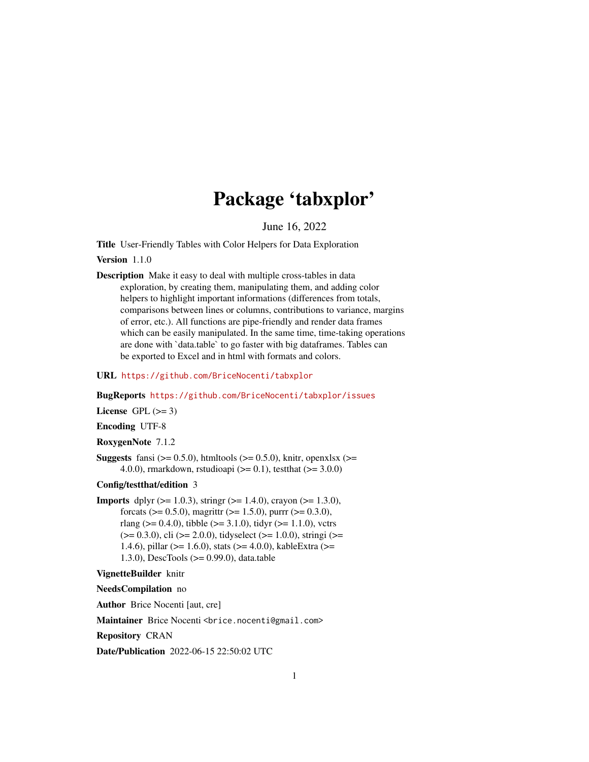# Package 'tabxplor'

June 16, 2022

**Title** User-Friendly Tables with Color Helpers for Data Exploration

**Version** 1.1.0

**Description** Make it easy to deal with multiple cross-tables in data exploration, by creating them, manipulating them, and adding color helpers to highlight important informations (differences from totals, comparisons between lines or columns, contributions to variance, margins of error, etc.). All functions are pipe-friendly and render data frames which can be easily manipulated. In the same time, time-taking operations are done with `data.table` to go faster with big dataframes. Tables can be exported to Excel and in html with formats and colors.

**URL** https://github.com/BriceNocenti/tabxplor

**BugReports** https://github.com/BriceNocenti/tabxplor/issues

**License** GPL (>= 3)

**Encoding** UTF-8

**RoxygenNote** 7.1.2

**Suggests** fansi (>= 0.5.0), htmltools (>= 0.5.0), knitr, openxlsx (>= 4.0.0), rmarkdown, rstudioapi (>= 0.1), testthat (>= 3.0.0)

**Config/testthat/edition** 3

**Imports** dplyr (>= 1.0.3), stringr (>= 1.4.0), crayon (>= 1.3.0), forcats (>= 0.5.0), magrittr (>= 1.5.0), purrr (>= 0.3.0), rlang (>= 0.4.0), tibble (>= 3.1.0), tidyr (>= 1.1.0), vctrs (>= 0.3.0), cli (>= 2.0.0), tidyselect (>= 1.0.0), stringi (>= 1.4.6), pillar (>= 1.6.0), stats (>= 4.0.0), kableExtra (>= 1.3.0), DescTools (>= 0.99.0), data.table

**VignetteBuilder** knitr

**NeedsCompilation** no

**Author** Brice Nocenti [aut, cre]

**Maintainer** Brice Nocenti <brice.nocenti@gmail.com>

**Repository** CRAN

**Date/Publication** 2022-06-15 22:50:02 UTC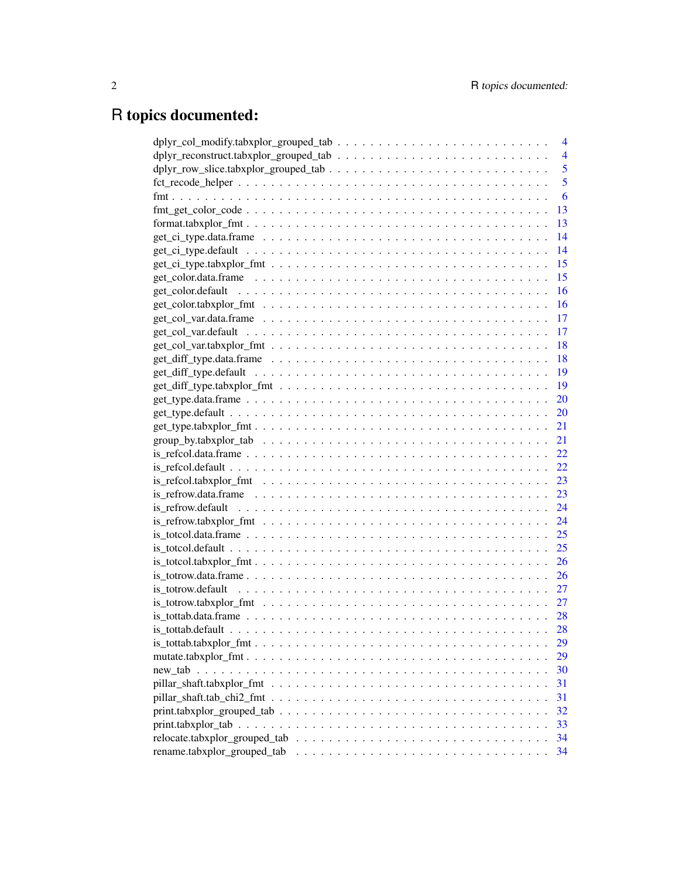# R topics documented:

dplyr_col_modify.tabxplor_grouped_tab . . . . . . . . . . . . . . . . . . . . . . . . . 4
dplyr_reconstruct.tabxplor_grouped_tab . . . . . . . . . . . . . . . . . . . . . . . . . 4
dplyr_row_slice.tabxplor_grouped_tab . . . . . . . . . . . . . . . . . . . . . . . . . . 5
fct_recode_helper . . . . . . . . . . . . . . . . . . . . . . . . . . . . . . . . . . . . 5
fmt . . . . . . . . . . . . . . . . . . . . . . . . . . . . . . . . . . . . . . . . . . . 6
fmt_get_color_code . . . . . . . . . . . . . . . . . . . . . . . . . . . . . . . . . . . 13
format.tabxplor_fmt . . . . . . . . . . . . . . . . . . . . . . . . . . . . . . . . . . 13
get_ci_type.data.frame . . . . . . . . . . . . . . . . . . . . . . . . . . . . . . . . . 14
get_ci_type.default . . . . . . . . . . . . . . . . . . . . . . . . . . . . . . . . . . . 14
get_ci_type.tabxplor_fmt . . . . . . . . . . . . . . . . . . . . . . . . . . . . . . . . 15
get_color.data.frame . . . . . . . . . . . . . . . . . . . . . . . . . . . . . . . . . . 15
get_color.default . . . . . . . . . . . . . . . . . . . . . . . . . . . . . . . . . . . . 16
get_color.tabxplor_fmt . . . . . . . . . . . . . . . . . . . . . . . . . . . . . . . . . 16
get_col_var.data.frame . . . . . . . . . . . . . . . . . . . . . . . . . . . . . . . . . 17
get_col_var.default . . . . . . . . . . . . . . . . . . . . . . . . . . . . . . . . . . . 17
get_col_var.tabxplor_fmt . . . . . . . . . . . . . . . . . . . . . . . . . . . . . . . . 18
get_diff_type.data.frame . . . . . . . . . . . . . . . . . . . . . . . . . . . . . . . . 18
get_diff_type.default . . . . . . . . . . . . . . . . . . . . . . . . . . . . . . . . . . 19
get_diff_type.tabxplor_fmt . . . . . . . . . . . . . . . . . . . . . . . . . . . . . . . 19
get_type.data.frame . . . . . . . . . . . . . . . . . . . . . . . . . . . . . . . . . . . 20
get_type.default . . . . . . . . . . . . . . . . . . . . . . . . . . . . . . . . . . . . . 20
get_type.tabxplor_fmt . . . . . . . . . . . . . . . . . . . . . . . . . . . . . . . . . . 21
group_by.tabxplor_tab . . . . . . . . . . . . . . . . . . . . . . . . . . . . . . . . . . 21
is_refcol.data.frame . . . . . . . . . . . . . . . . . . . . . . . . . . . . . . . . . . . 22
is_refcol.default . . . . . . . . . . . . . . . . . . . . . . . . . . . . . . . . . . . . . 22
is_refcol.tabxplor_fmt . . . . . . . . . . . . . . . . . . . . . . . . . . . . . . . . . . 23
is_refrow.data.frame . . . . . . . . . . . . . . . . . . . . . . . . . . . . . . . . . . . 23
is_refrow.default . . . . . . . . . . . . . . . . . . . . . . . . . . . . . . . . . . . . . 24
is_refrow.tabxplor_fmt . . . . . . . . . . . . . . . . . . . . . . . . . . . . . . . . . . 24
is_totcol.data.frame . . . . . . . . . . . . . . . . . . . . . . . . . . . . . . . . . . . 25
is_totcol.default . . . . . . . . . . . . . . . . . . . . . . . . . . . . . . . . . . . . . 25
is_totcol.tabxplor_fmt . . . . . . . . . . . . . . . . . . . . . . . . . . . . . . . . . . 26
is_totrow.data.frame . . . . . . . . . . . . . . . . . . . . . . . . . . . . . . . . . . . 26
is_totrow.default . . . . . . . . . . . . . . . . . . . . . . . . . . . . . . . . . . . . . 27
is_totrow.tabxplor_fmt . . . . . . . . . . . . . . . . . . . . . . . . . . . . . . . . . . 27
is_tottab.data.frame . . . . . . . . . . . . . . . . . . . . . . . . . . . . . . . . . . . 28
is_tottab.default . . . . . . . . . . . . . . . . . . . . . . . . . . . . . . . . . . . . . 28
is_tottab.tabxplor_fmt . . . . . . . . . . . . . . . . . . . . . . . . . . . . . . . . . . 29
mutate.tabxplor_fmt . . . . . . . . . . . . . . . . . . . . . . . . . . . . . . . . . . . 29
new_tab . . . . . . . . . . . . . . . . . . . . . . . . . . . . . . . . . . . . . . . . . . 30
pillar_shaft.tabxplor_fmt . . . . . . . . . . . . . . . . . . . . . . . . . . . . . . . . 31
pillar_shaft.tab_chi2_fmt . . . . . . . . . . . . . . . . . . . . . . . . . . . . . . . . 31
print.tabxplor_grouped_tab . . . . . . . . . . . . . . . . . . . . . . . . . . . . . . . 32
print.tabxplor_tab . . . . . . . . . . . . . . . . . . . . . . . . . . . . . . . . . . . . 33
relocate.tabxplor_grouped_tab . . . . . . . . . . . . . . . . . . . . . . . . . . . . . . 34
rename.tabxplor_grouped_tab . . . . . . . . . . . . . . . . . . . . . . . . . . . . . . . 34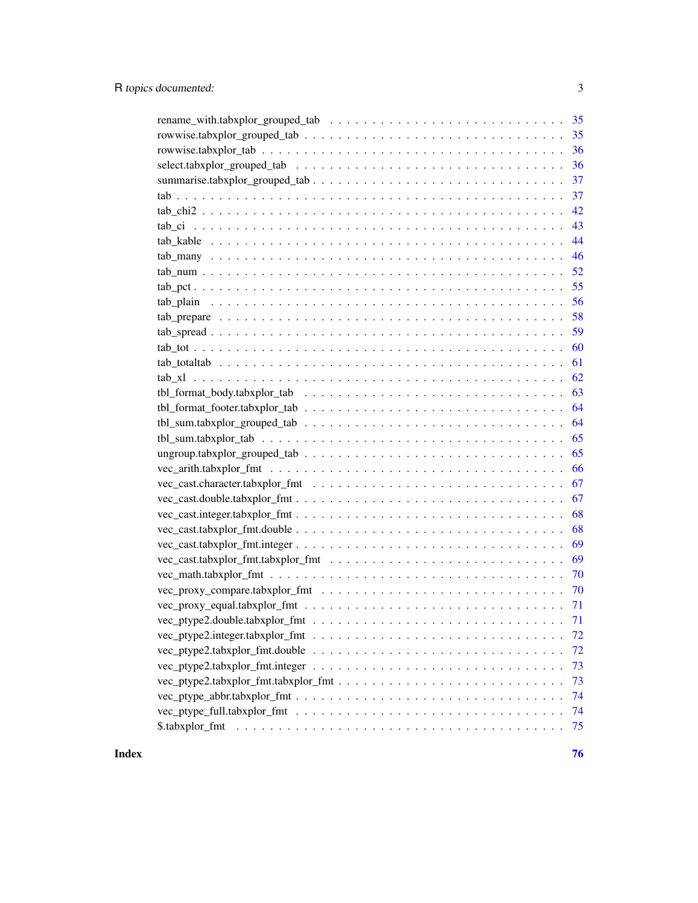rename_with.tabxplor_grouped_tab . . . . . . . . . . . . . . . . . . . . . . . . . . . 35
rowwise.tabxplor_grouped_tab . . . . . . . . . . . . . . . . . . . . . . . . . . . . . 35
rowwise.tabxplor_tab . . . . . . . . . . . . . . . . . . . . . . . . . . . . . . . . . 36
select.tabxplor_grouped_tab . . . . . . . . . . . . . . . . . . . . . . . . . . . . . . 36
summarise.tabxplor_grouped_tab . . . . . . . . . . . . . . . . . . . . . . . . . . . . 37
tab . . . . . . . . . . . . . . . . . . . . . . . . . . . . . . . . . . . . . . . . . . . 37
tab_chi2 . . . . . . . . . . . . . . . . . . . . . . . . . . . . . . . . . . . . . . . . 42
tab_ci . . . . . . . . . . . . . . . . . . . . . . . . . . . . . . . . . . . . . . . . . 43
tab_kable . . . . . . . . . . . . . . . . . . . . . . . . . . . . . . . . . . . . . . . 44
tab_many . . . . . . . . . . . . . . . . . . . . . . . . . . . . . . . . . . . . . . . . 46
tab_num . . . . . . . . . . . . . . . . . . . . . . . . . . . . . . . . . . . . . . . . 52
tab_pct . . . . . . . . . . . . . . . . . . . . . . . . . . . . . . . . . . . . . . . . 55
tab_plain . . . . . . . . . . . . . . . . . . . . . . . . . . . . . . . . . . . . . . . 56
tab_prepare . . . . . . . . . . . . . . . . . . . . . . . . . . . . . . . . . . . . . . 58
tab_spread . . . . . . . . . . . . . . . . . . . . . . . . . . . . . . . . . . . . . . 59
tab_tot . . . . . . . . . . . . . . . . . . . . . . . . . . . . . . . . . . . . . . . . 60
tab_totaltab . . . . . . . . . . . . . . . . . . . . . . . . . . . . . . . . . . . . . 61
tab_xl . . . . . . . . . . . . . . . . . . . . . . . . . . . . . . . . . . . . . . . . . 62
tbl_format_body.tabxplor_tab . . . . . . . . . . . . . . . . . . . . . . . . . . . . . 63
tbl_format_footer.tabxplor_tab . . . . . . . . . . . . . . . . . . . . . . . . . . . . 64
tbl_sum.tabxplor_grouped_tab . . . . . . . . . . . . . . . . . . . . . . . . . . . . . 64
tbl_sum.tabxplor_tab . . . . . . . . . . . . . . . . . . . . . . . . . . . . . . . . . 65
ungroup.tabxplor_grouped_tab . . . . . . . . . . . . . . . . . . . . . . . . . . . . . 65
vec_arith.tabxplor_fmt . . . . . . . . . . . . . . . . . . . . . . . . . . . . . . . . 66
vec_cast.character.tabxplor_fmt . . . . . . . . . . . . . . . . . . . . . . . . . . . . 67
vec_cast.double.tabxplor_fmt . . . . . . . . . . . . . . . . . . . . . . . . . . . . . 67
vec_cast.integer.tabxplor_fmt . . . . . . . . . . . . . . . . . . . . . . . . . . . . . 68
vec_cast.tabxplor_fmt.double . . . . . . . . . . . . . . . . . . . . . . . . . . . . . 68
vec_cast.tabxplor_fmt.integer . . . . . . . . . . . . . . . . . . . . . . . . . . . . . 69
vec_cast.tabxplor_fmt.tabxplor_fmt . . . . . . . . . . . . . . . . . . . . . . . . . . 69
vec_math.tabxplor_fmt . . . . . . . . . . . . . . . . . . . . . . . . . . . . . . . . . 70
vec_proxy_compare.tabxplor_fmt . . . . . . . . . . . . . . . . . . . . . . . . . . . . 70
vec_proxy_equal.tabxplor_fmt . . . . . . . . . . . . . . . . . . . . . . . . . . . . . 71
vec_ptype2.double.tabxplor_fmt . . . . . . . . . . . . . . . . . . . . . . . . . . . . 71
vec_ptype2.integer.tabxplor_fmt . . . . . . . . . . . . . . . . . . . . . . . . . . . . 72
vec_ptype2.tabxplor_fmt.double . . . . . . . . . . . . . . . . . . . . . . . . . . . . 72
vec_ptype2.tabxplor_fmt.integer . . . . . . . . . . . . . . . . . . . . . . . . . . . . 73
vec_ptype2.tabxplor_fmt.tabxplor_fmt . . . . . . . . . . . . . . . . . . . . . . . . . 73
vec_ptype_abbr.tabxplor_fmt . . . . . . . . . . . . . . . . . . . . . . . . . . . . . . 74
vec_ptype_full.tabxplor_fmt . . . . . . . . . . . . . . . . . . . . . . . . . . . . . . 74
$.tabxplor_fmt . . . . . . . . . . . . . . . . . . . . . . . . . . . . . . . . . . . . . 75

**Index** **76**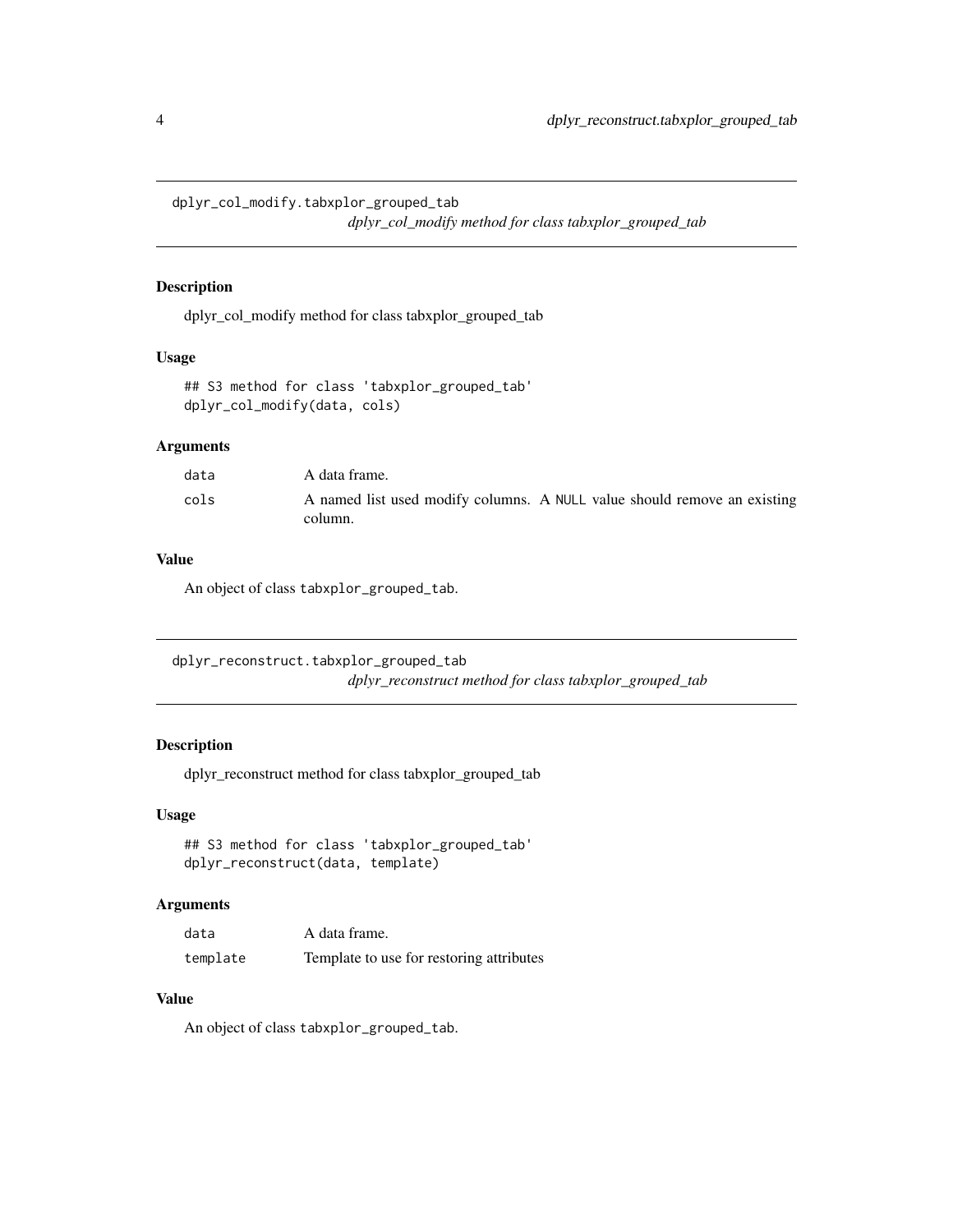## dplyr_col_modify.tabxplor_grouped_tab

*dplyr_col_modify method for class tabxplor_grouped_tab*

### Description

dplyr_col_modify method for class tabxplor_grouped_tab

### Usage

```
## S3 method for class 'tabxplor_grouped_tab'
dplyr_col_modify(data, cols)
```

### Arguments

| | |
|---|---|
| data | A data frame. |
| cols | A named list used modify columns. A NULL value should remove an existing column. |

### Value

An object of class tabxplor_grouped_tab.

## dplyr_reconstruct.tabxplor_grouped_tab

*dplyr_reconstruct method for class tabxplor_grouped_tab*

### Description

dplyr_reconstruct method for class tabxplor_grouped_tab

### Usage

```
## S3 method for class 'tabxplor_grouped_tab'
dplyr_reconstruct(data, template)
```

### Arguments

| | |
|---|---|
| data | A data frame. |
| template | Template to use for restoring attributes |

### Value

An object of class tabxplor_grouped_tab.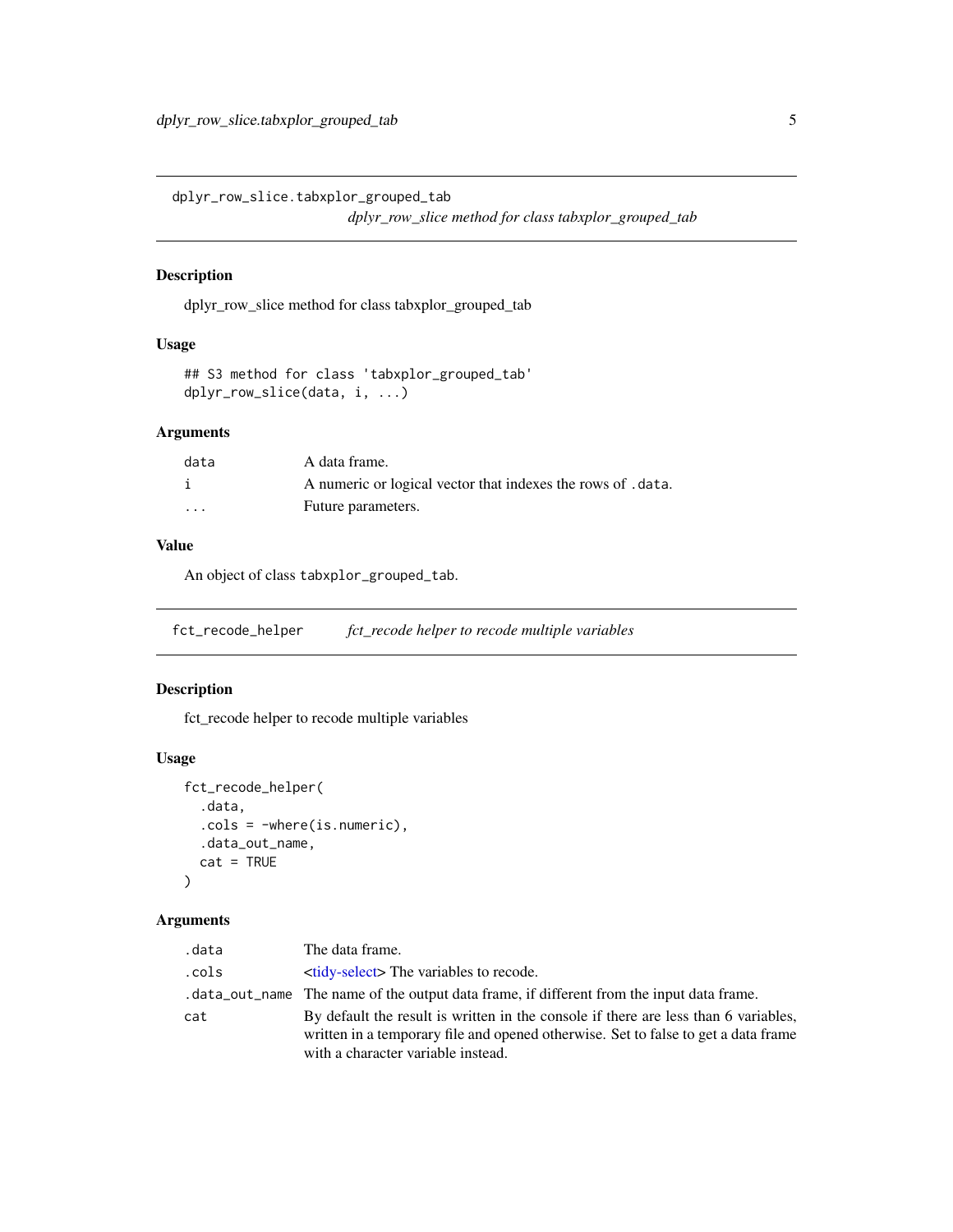## dplyr_row_slice.tabxplor_grouped_tab

*dplyr_row_slice method for class tabxplor_grouped_tab*

### Description

dplyr_row_slice method for class tabxplor_grouped_tab

### Usage

```
## S3 method for class 'tabxplor_grouped_tab'
dplyr_row_slice(data, i, ...)
```

### Arguments

| | |
|---|---|
| `data` | A data frame. |
| `i` | A numeric or logical vector that indexes the rows of `.data`. |
| `...` | Future parameters. |

### Value

An object of class `tabxplor_grouped_tab`.

## fct_recode_helper

*fct_recode helper to recode multiple variables*

### Description

fct_recode helper to recode multiple variables

### Usage

```
fct_recode_helper(
  .data,
  .cols = -where(is.numeric),
  .data_out_name,
  cat = TRUE
)
```

### Arguments

| | |
|---|---|
| `.data` | The data frame. |
| `.cols` | <tidy-select> The variables to recode. |
| `.data_out_name` | The name of the output data frame, if different from the input data frame. |
| `cat` | By default the result is written in the console if there are less than 6 variables, written in a temporary file and opened otherwise. Set to false to get a data frame with a character variable instead. |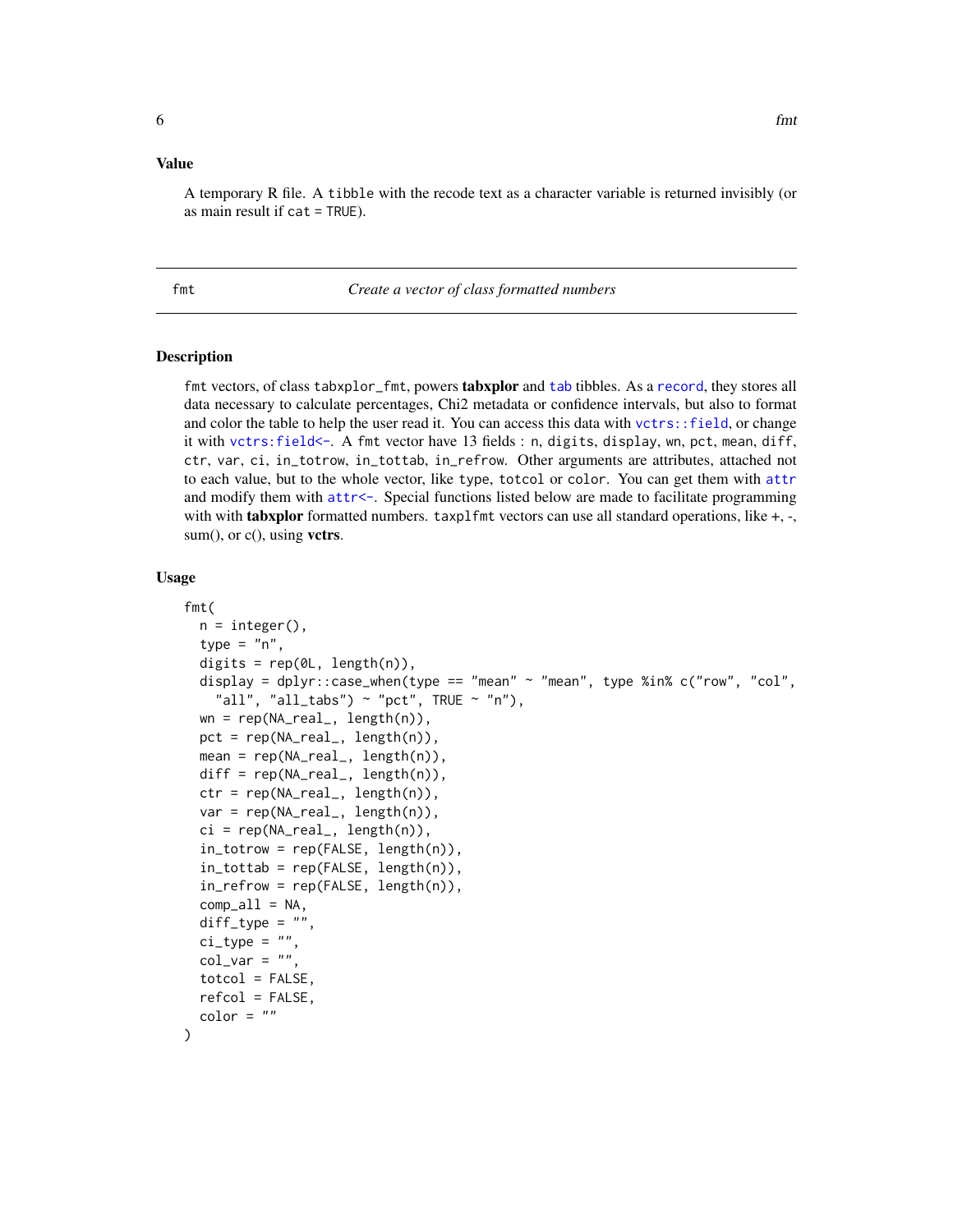## Value

A temporary R file. A tibble with the recode text as a character variable is returned invisibly (or as main result if cat = TRUE).

---

# fmt — *Create a vector of class formatted numbers*

## Description

fmt vectors, of class tabxplor_fmt, powers **tabxplor** and tab tibbles. As a record, they stores all data necessary to calculate percentages, Chi2 metadata or confidence intervals, but also to format and color the table to help the user read it. You can access this data with vctrs::field, or change it with vctrs:field<-. A fmt vector have 13 fields : n, digits, display, wn, pct, mean, diff, ctr, var, ci, in_totrow, in_tottab, in_refrow. Other arguments are attributes, attached not to each value, but to the whole vector, like type, totcol or color. You can get them with attr and modify them with attr<-. Special functions listed below are made to facilitate programming with with **tabxplor** formatted numbers. taxplfmt vectors can use all standard operations, like +, -, sum(), or c(), using **vctrs**.

## Usage

```
fmt(
  n = integer(),
  type = "n",
  digits = rep(0L, length(n)),
  display = dplyr::case_when(type == "mean" ~ "mean", type %in% c("row", "col",
    "all", "all_tabs") ~ "pct", TRUE ~ "n"),
  wn = rep(NA_real_, length(n)),
  pct = rep(NA_real_, length(n)),
  mean = rep(NA_real_, length(n)),
  diff = rep(NA_real_, length(n)),
  ctr = rep(NA_real_, length(n)),
  var = rep(NA_real_, length(n)),
  ci = rep(NA_real_, length(n)),
  in_totrow = rep(FALSE, length(n)),
  in_tottab = rep(FALSE, length(n)),
  in_refrow = rep(FALSE, length(n)),
  comp_all = NA,
  diff_type = "",
  ci_type = "",
  col_var = "",
  totcol = FALSE,
  refcol = FALSE,
  color = ""
)
```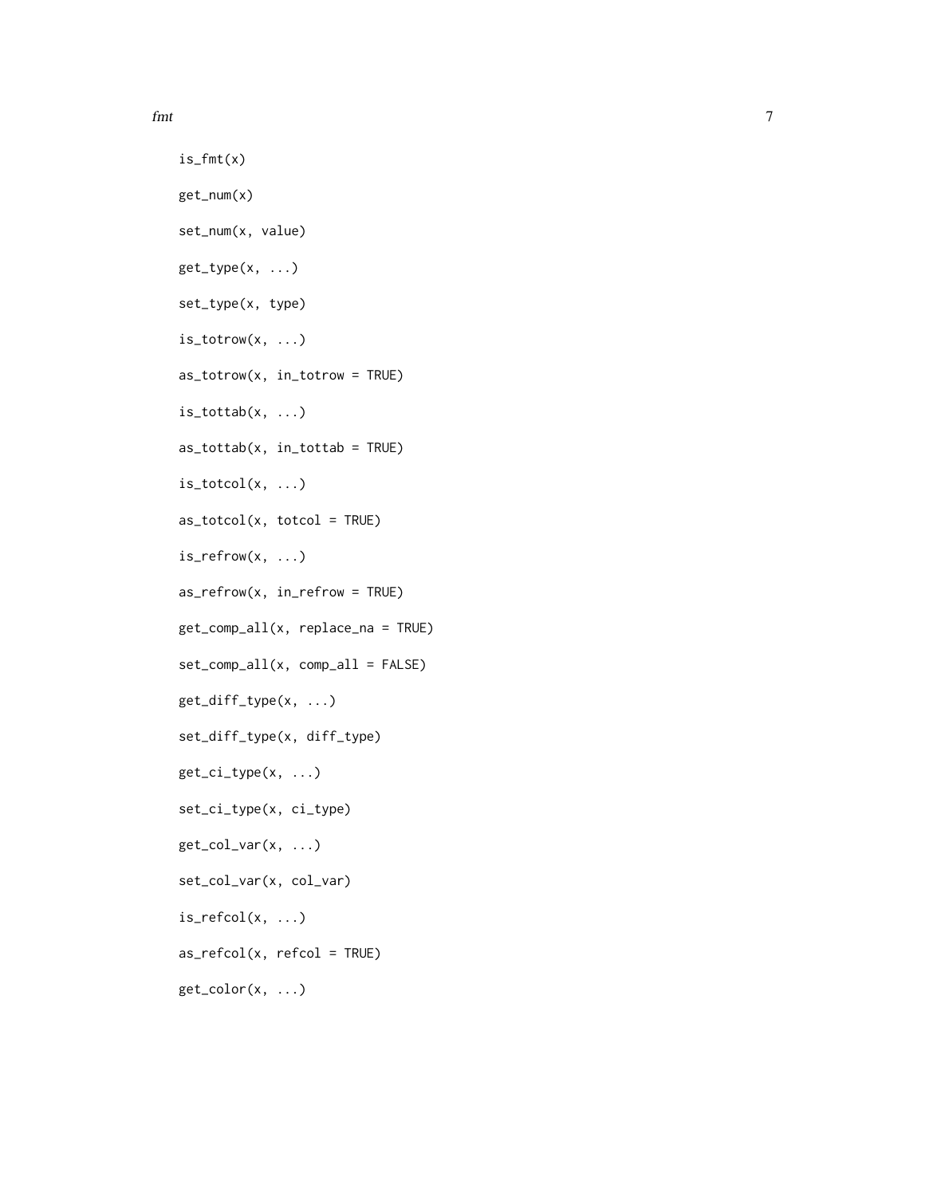```
is_fmt(x)

get_num(x)

set_num(x, value)

get_type(x, ...)

set_type(x, type)

is_totrow(x, ...)

as_totrow(x, in_totrow = TRUE)

is_tottab(x, ...)

as_tottab(x, in_tottab = TRUE)

is_totcol(x, ...)

as_totcol(x, totcol = TRUE)

is_refrow(x, ...)

as_refrow(x, in_refrow = TRUE)

get_comp_all(x, replace_na = TRUE)

set_comp_all(x, comp_all = FALSE)

get_diff_type(x, ...)

set_diff_type(x, diff_type)

get_ci_type(x, ...)

set_ci_type(x, ci_type)

get_col_var(x, ...)

set_col_var(x, col_var)

is_refcol(x, ...)

as_refcol(x, refcol = TRUE)

get_color(x, ...)
```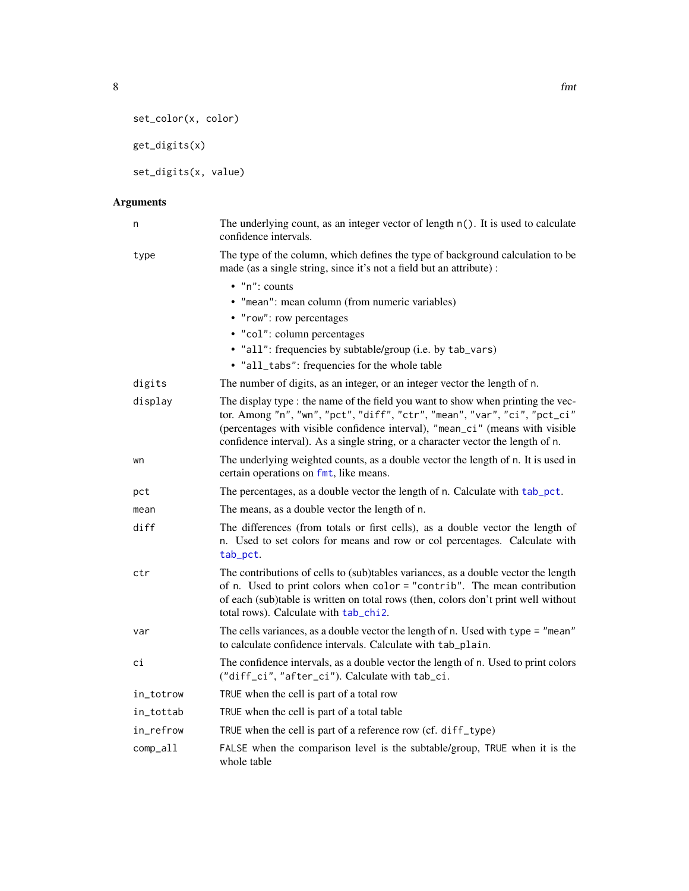```
set_color(x, color)

get_digits(x)

set_digits(x, value)
```

## Arguments

- `n`: The underlying count, as an integer vector of length `n()`. It is used to calculate confidence intervals.
- `type`: The type of the column, which defines the type of background calculation to be made (as a single string, since it's not a field but an attribute) :
  - `"n"`: counts
  - `"mean"`: mean column (from numeric variables)
  - `"row"`: row percentages
  - `"col"`: column percentages
  - `"all"`: frequencies by subtable/group (i.e. by `tab_vars`)
  - `"all_tabs"`: frequencies for the whole table
- `digits`: The number of digits, as an integer, or an integer vector the length of `n`.
- `display`: The display type : the name of the field you want to show when printing the vector. Among `"n"`, `"wn"`, `"pct"`, `"diff"`, `"ctr"`, `"mean"`, `"var"`, `"ci"`, `"pct_ci"` (percentages with visible confidence interval), `"mean_ci"` (means with visible confidence interval). As a single string, or a character vector the length of `n`.
- `wn`: The underlying weighted counts, as a double vector the length of `n`. It is used in certain operations on `fmt`, like means.
- `pct`: The percentages, as a double vector the length of `n`. Calculate with `tab_pct`.
- `mean`: The means, as a double vector the length of `n`.
- `diff`: The differences (from totals or first cells), as a double vector the length of `n`. Used to set colors for means and row or col percentages. Calculate with `tab_pct`.
- `ctr`: The contributions of cells to (sub)tables variances, as a double vector the length of `n`. Used to print colors when `color = "contrib"`. The mean contribution of each (sub)table is written on total rows (then, colors don't print well without total rows). Calculate with `tab_chi2`.
- `var`: The cells variances, as a double vector the length of `n`. Used with `type = "mean"` to calculate confidence intervals. Calculate with `tab_plain`.
- `ci`: The confidence intervals, as a double vector the length of `n`. Used to print colors (`"diff_ci"`, `"after_ci"`). Calculate with `tab_ci`.
- `in_totrow`: `TRUE` when the cell is part of a total row
- `in_tottab`: `TRUE` when the cell is part of a total table
- `in_refrow`: `TRUE` when the cell is part of a reference row (cf. `diff_type`)
- `comp_all`: `FALSE` when the comparison level is the subtable/group, `TRUE` when it is the whole table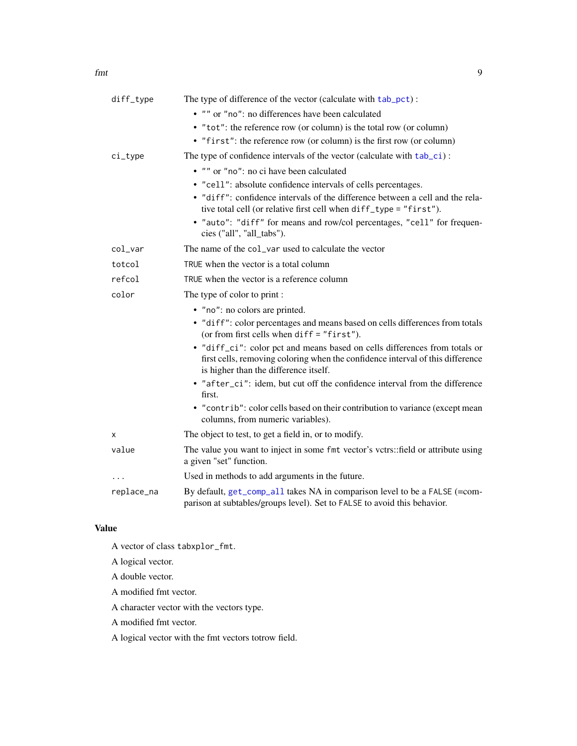`diff_type`
: The type of difference of the vector (calculate with `tab_pct`) :

  - `""` or `"no"`: no differences have been calculated
  - `"tot"`: the reference row (or column) is the total row (or column)
  - `"first"`: the reference row (or column) is the first row (or column)

`ci_type`
: The type of confidence intervals of the vector (calculate with `tab_ci`) :

  - `""` or `"no"`: no ci have been calculated
  - `"cell"`: absolute confidence intervals of cells percentages.
  - `"diff"`: confidence intervals of the difference between a cell and the relative total cell (or relative first cell when `diff_type = "first"`).
  - `"auto"`: `"diff"` for means and row/col percentages, `"cell"` for frequencies ("all", "all_tabs").

`col_var`
: The name of the `col_var` used to calculate the vector

`totcol`
: `TRUE` when the vector is a total column

`refcol`
: `TRUE` when the vector is a reference column

`color`
: The type of color to print :

  - `"no"`: no colors are printed.
  - `"diff"`: color percentages and means based on cells differences from totals (or from first cells when `diff = "first"`).
  - `"diff_ci"`: color pct and means based on cells differences from totals or first cells, removing coloring when the confidence interval of this difference is higher than the difference itself.
  - `"after_ci"`: idem, but cut off the confidence interval from the difference first.
  - `"contrib"`: color cells based on their contribution to variance (except mean columns, from numeric variables).

`x`
: The object to test, to get a field in, or to modify.

`value`
: The value you want to inject in some `fmt` vector's vctrs::field or attribute using a given "set" function.

`...`
: Used in methods to add arguments in the future.

`replace_na`
: By default, `get_comp_all` takes NA in comparison level to be a `FALSE` (=comparison at subtables/groups level). Set to `FALSE` to avoid this behavior.

## Value

A vector of class `tabxplor_fmt`.

A logical vector.

A double vector.

A modified fmt vector.

A character vector with the vectors type.

A modified fmt vector.

A logical vector with the fmt vectors totrow field.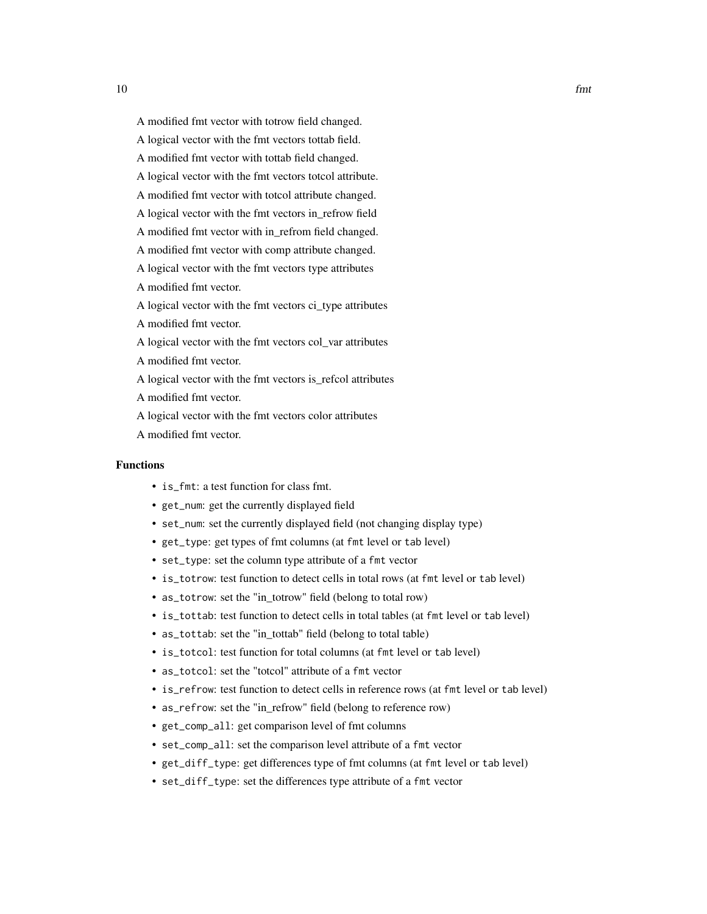A modified fmt vector with totrow field changed.

A logical vector with the fmt vectors tottab field.

A modified fmt vector with tottab field changed.

A logical vector with the fmt vectors totcol attribute.

A modified fmt vector with totcol attribute changed.

A logical vector with the fmt vectors in_refrow field

A modified fmt vector with in_refrom field changed.

A modified fmt vector with comp attribute changed.

A logical vector with the fmt vectors type attributes

A modified fmt vector.

A logical vector with the fmt vectors ci_type attributes

A modified fmt vector.

A logical vector with the fmt vectors col_var attributes

A modified fmt vector.

A logical vector with the fmt vectors is_refcol attributes

A modified fmt vector.

A logical vector with the fmt vectors color attributes

A modified fmt vector.

### Functions

- `is_fmt`: a test function for class fmt.
- `get_num`: get the currently displayed field
- `set_num`: set the currently displayed field (not changing display type)
- `get_type`: get types of fmt columns (at `fmt` level or `tab` level)
- `set_type`: set the column type attribute of a `fmt` vector
- `is_totrow`: test function to detect cells in total rows (at `fmt` level or `tab` level)
- `as_totrow`: set the "in_totrow" field (belong to total row)
- `is_tottab`: test function to detect cells in total tables (at `fmt` level or `tab` level)
- `as_tottab`: set the "in_tottab" field (belong to total table)
- `is_totcol`: test function for total columns (at `fmt` level or `tab` level)
- `as_totcol`: set the "totcol" attribute of a `fmt` vector
- `is_refrow`: test function to detect cells in reference rows (at `fmt` level or `tab` level)
- `as_refrow`: set the "in_refrow" field (belong to reference row)
- `get_comp_all`: get comparison level of fmt columns
- `set_comp_all`: set the comparison level attribute of a `fmt` vector
- `get_diff_type`: get differences type of fmt columns (at `fmt` level or `tab` level)
- `set_diff_type`: set the differences type attribute of a `fmt` vector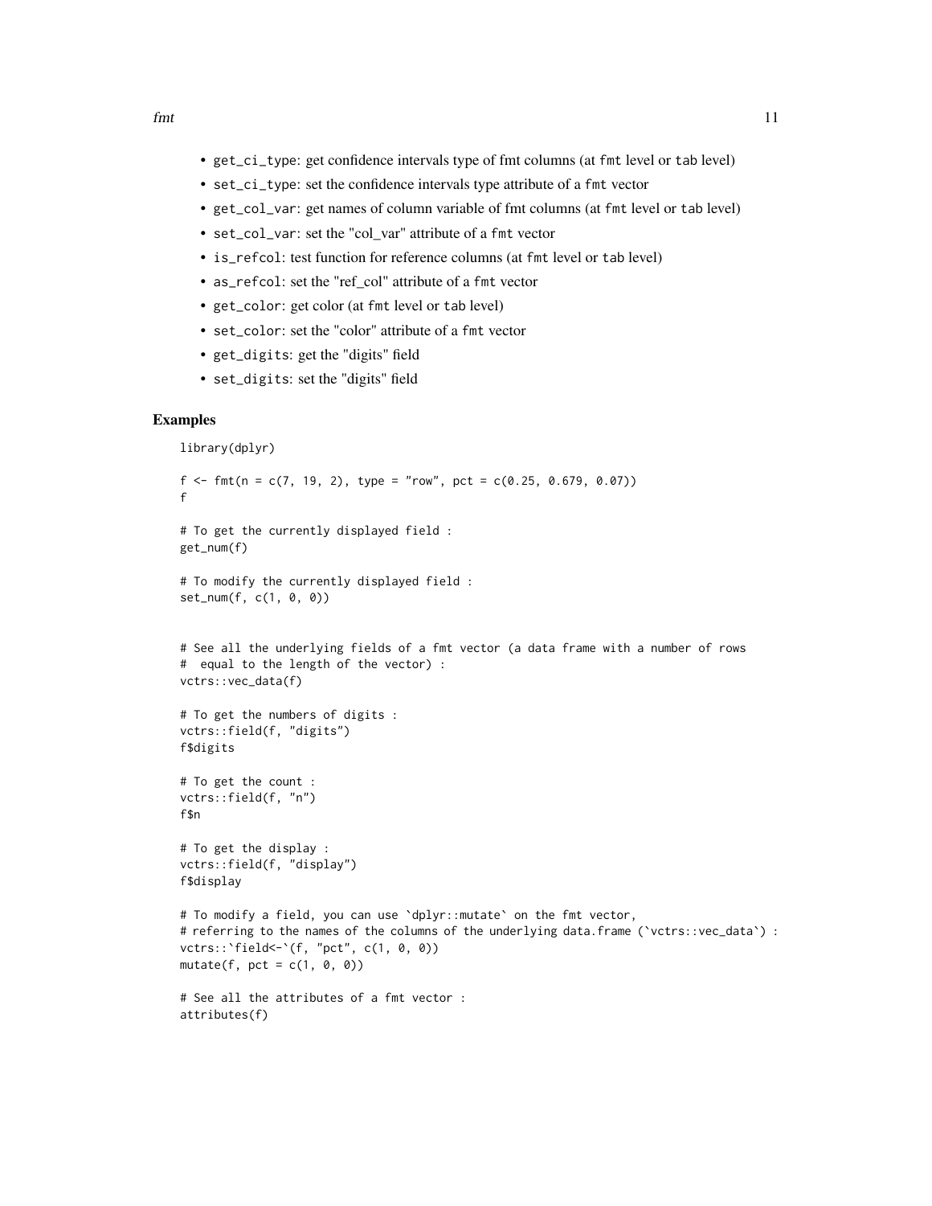- `get_ci_type`: get confidence intervals type of fmt columns (at `fmt` level or `tab` level)
- `set_ci_type`: set the confidence intervals type attribute of a `fmt` vector
- `get_col_var`: get names of column variable of fmt columns (at `fmt` level or `tab` level)
- `set_col_var`: set the "col_var" attribute of a `fmt` vector
- `is_refcol`: test function for reference columns (at `fmt` level or `tab` level)
- `as_refcol`: set the "ref_col" attribute of a `fmt` vector
- `get_color`: get color (at `fmt` level or `tab` level)
- `set_color`: set the "color" attribute of a `fmt` vector
- `get_digits`: get the "digits" field
- `set_digits`: set the "digits" field

## Examples

```
library(dplyr)

f <- fmt(n = c(7, 19, 2), type = "row", pct = c(0.25, 0.679, 0.07))
f

# To get the currently displayed field :
get_num(f)

# To modify the currently displayed field :
set_num(f, c(1, 0, 0))


# See all the underlying fields of a fmt vector (a data frame with a number of rows
#  equal to the length of the vector) :
vctrs::vec_data(f)

# To get the numbers of digits :
vctrs::field(f, "digits")
f$digits

# To get the count :
vctrs::field(f, "n")
f$n

# To get the display :
vctrs::field(f, "display")
f$display

# To modify a field, you can use `dplyr::mutate` on the fmt vector,
# referring to the names of the columns of the underlying data.frame (`vctrs::vec_data`) :
vctrs::`field<-`(f, "pct", c(1, 0, 0))
mutate(f, pct = c(1, 0, 0))

# See all the attributes of a fmt vector :
attributes(f)
```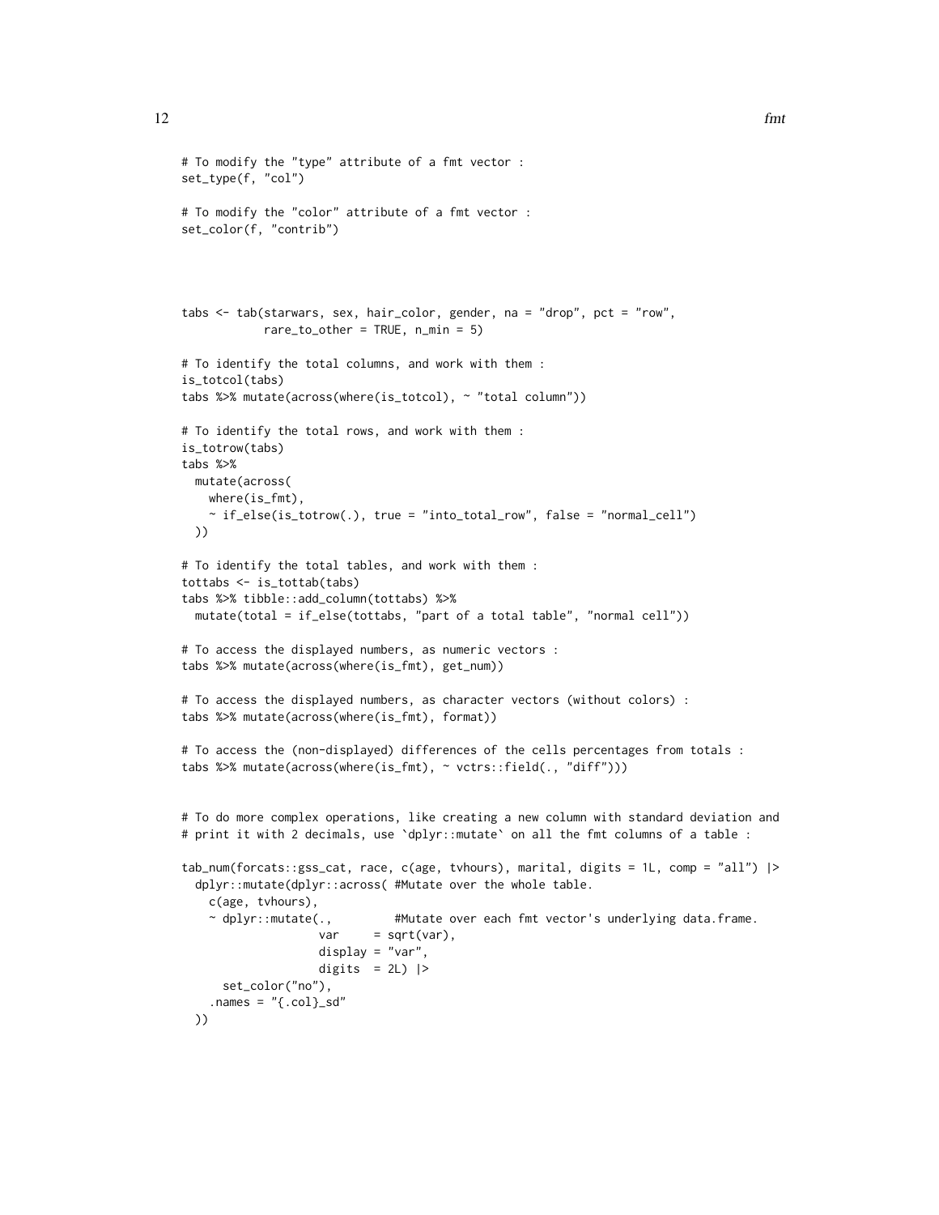```
# To modify the "type" attribute of a fmt vector :
set_type(f, "col")

# To modify the "color" attribute of a fmt vector :
set_color(f, "contrib")



tabs <- tab(starwars, sex, hair_color, gender, na = "drop", pct = "row",
            rare_to_other = TRUE, n_min = 5)

# To identify the total columns, and work with them :
is_totcol(tabs)
tabs %>% mutate(across(where(is_totcol), ~ "total column"))

# To identify the total rows, and work with them :
is_totrow(tabs)
tabs %>%
  mutate(across(
    where(is_fmt),
    ~ if_else(is_totrow(.), true = "into_total_row", false = "normal_cell")
  ))

# To identify the total tables, and work with them :
tottabs <- is_tottab(tabs)
tabs %>% tibble::add_column(tottabs) %>%
  mutate(total = if_else(tottabs, "part of a total table", "normal cell"))

# To access the displayed numbers, as numeric vectors :
tabs %>% mutate(across(where(is_fmt), get_num))

# To access the displayed numbers, as character vectors (without colors) :
tabs %>% mutate(across(where(is_fmt), format))

# To access the (non-displayed) differences of the cells percentages from totals :
tabs %>% mutate(across(where(is_fmt), ~ vctrs::field(., "diff")))


# To do more complex operations, like creating a new column with standard deviation and
# print it with 2 decimals, use `dplyr::mutate` on all the fmt columns of a table :

tab_num(forcats::gss_cat, race, c(age, tvhours), marital, digits = 1L, comp = "all") |>
  dplyr::mutate(dplyr::across( #Mutate over the whole table.
    c(age, tvhours),
    ~ dplyr::mutate(.,         #Mutate over each fmt vector's underlying data.frame.
                   var     = sqrt(var),
                   display = "var",
                   digits  = 2L) |>
      set_color("no"),
    .names = "{.col}_sd"
  ))
```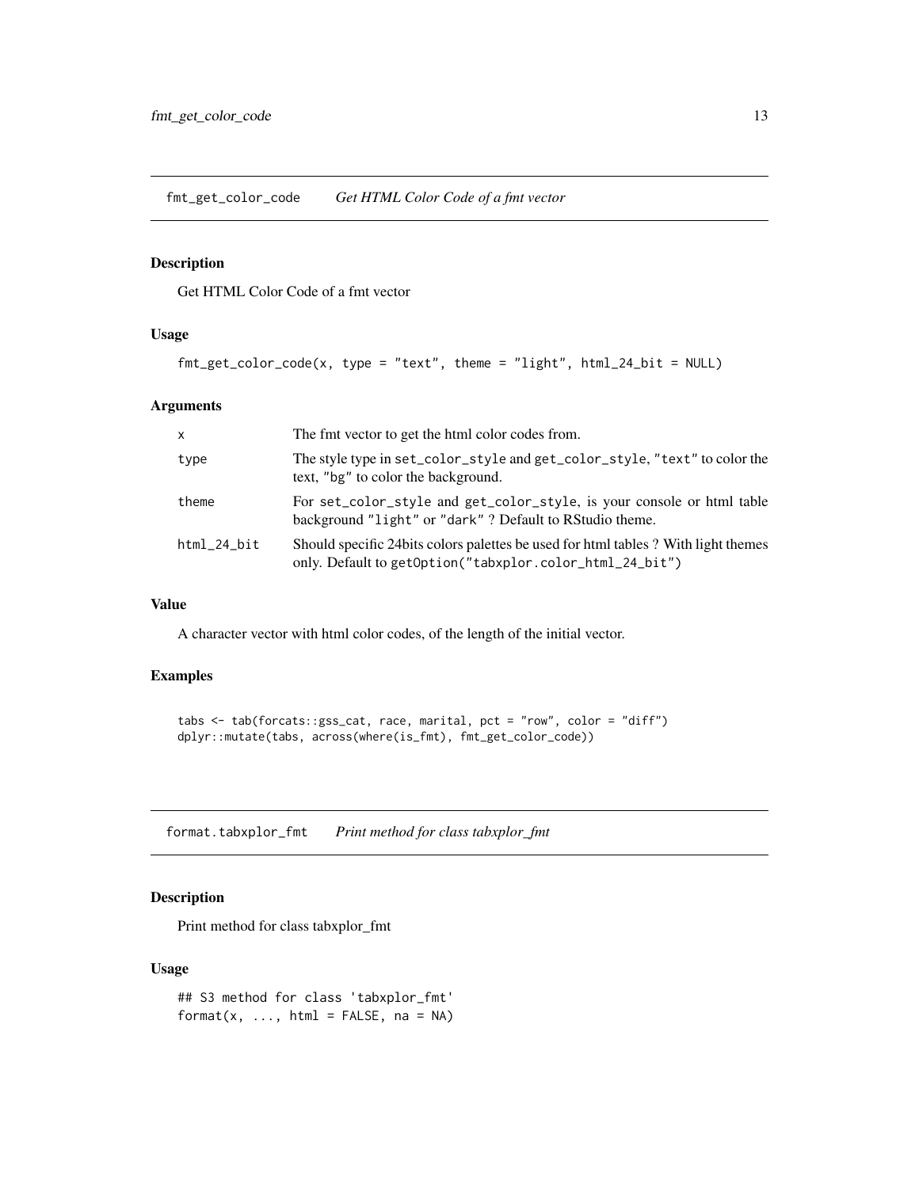## fmt_get_color_code    *Get HTML Color Code of a fmt vector*

### Description

Get HTML Color Code of a fmt vector

### Usage

```
fmt_get_color_code(x, type = "text", theme = "light", html_24_bit = NULL)
```

### Arguments

| | |
|---|---|
| x | The fmt vector to get the html color codes from. |
| type | The style type in `set_color_style` and `get_color_style`, `"text"` to color the text, `"bg"` to color the background. |
| theme | For `set_color_style` and `get_color_style`, is your console or html table background `"light"` or `"dark"` ? Default to RStudio theme. |
| html_24_bit | Should specific 24bits colors palettes be used for html tables ? With light themes only. Default to `getOption("tabxplor.color_html_24_bit")` |

### Value

A character vector with html color codes, of the length of the initial vector.

### Examples

```
tabs <- tab(forcats::gss_cat, race, marital, pct = "row", color = "diff")
dplyr::mutate(tabs, across(where(is_fmt), fmt_get_color_code))
```

## format.tabxplor_fmt    *Print method for class tabxplor_fmt*

### Description

Print method for class tabxplor_fmt

### Usage

```
## S3 method for class 'tabxplor_fmt'
format(x, ..., html = FALSE, na = NA)
```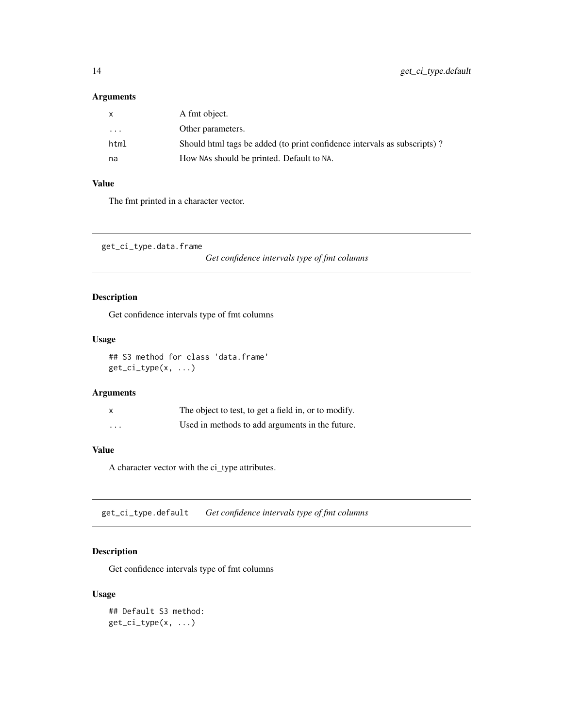### Arguments

| | |
|---|---|
| `x` | A fmt object. |
| `...` | Other parameters. |
| `html` | Should html tags be added (to print confidence intervals as subscripts) ? |
| `na` | How `NA`s should be printed. Default to `NA`. |

### Value

The fmt printed in a character vector.

---

## get_ci_type.data.frame — *Get confidence intervals type of fmt columns*

### Description

Get confidence intervals type of fmt columns

### Usage

```
## S3 method for class 'data.frame'
get_ci_type(x, ...)
```

### Arguments

| | |
|---|---|
| `x` | The object to test, to get a field in, or to modify. |
| `...` | Used in methods to add arguments in the future. |

### Value

A character vector with the ci_type attributes.

---

## get_ci_type.default — *Get confidence intervals type of fmt columns*

### Description

Get confidence intervals type of fmt columns

### Usage

```
## Default S3 method:
get_ci_type(x, ...)
```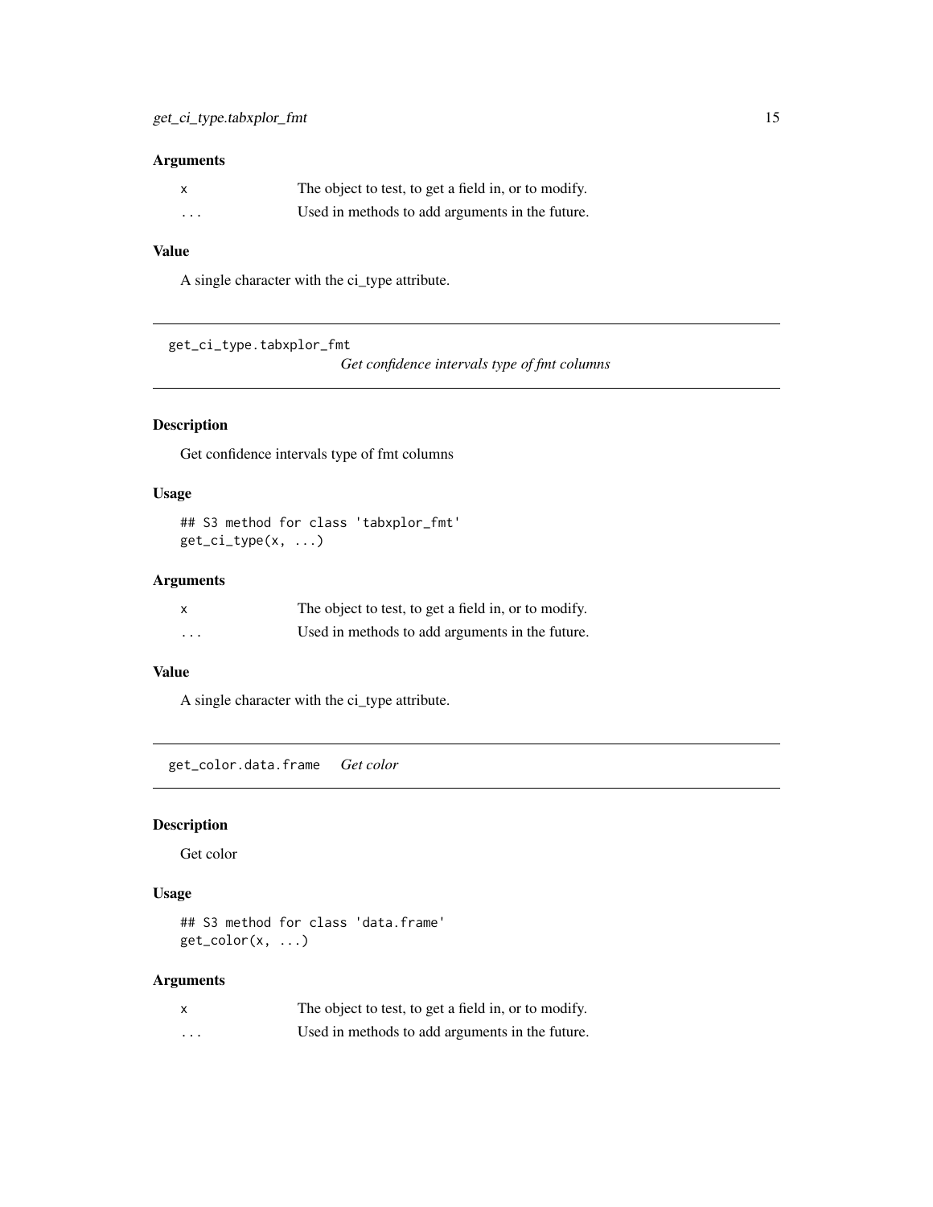### Arguments

| | |
|---|---|
| `x` | The object to test, to get a field in, or to modify. |
| `...` | Used in methods to add arguments in the future. |

### Value

A single character with the ci_type attribute.

---

## get_ci_type.tabxplor_fmt — *Get confidence intervals type of fmt columns*

### Description

Get confidence intervals type of fmt columns

### Usage

```
## S3 method for class 'tabxplor_fmt'
get_ci_type(x, ...)
```

### Arguments

| | |
|---|---|
| `x` | The object to test, to get a field in, or to modify. |
| `...` | Used in methods to add arguments in the future. |

### Value

A single character with the ci_type attribute.

---

## get_color.data.frame — *Get color*

### Description

Get color

### Usage

```
## S3 method for class 'data.frame'
get_color(x, ...)
```

### Arguments

| | |
|---|---|
| `x` | The object to test, to get a field in, or to modify. |
| `...` | Used in methods to add arguments in the future. |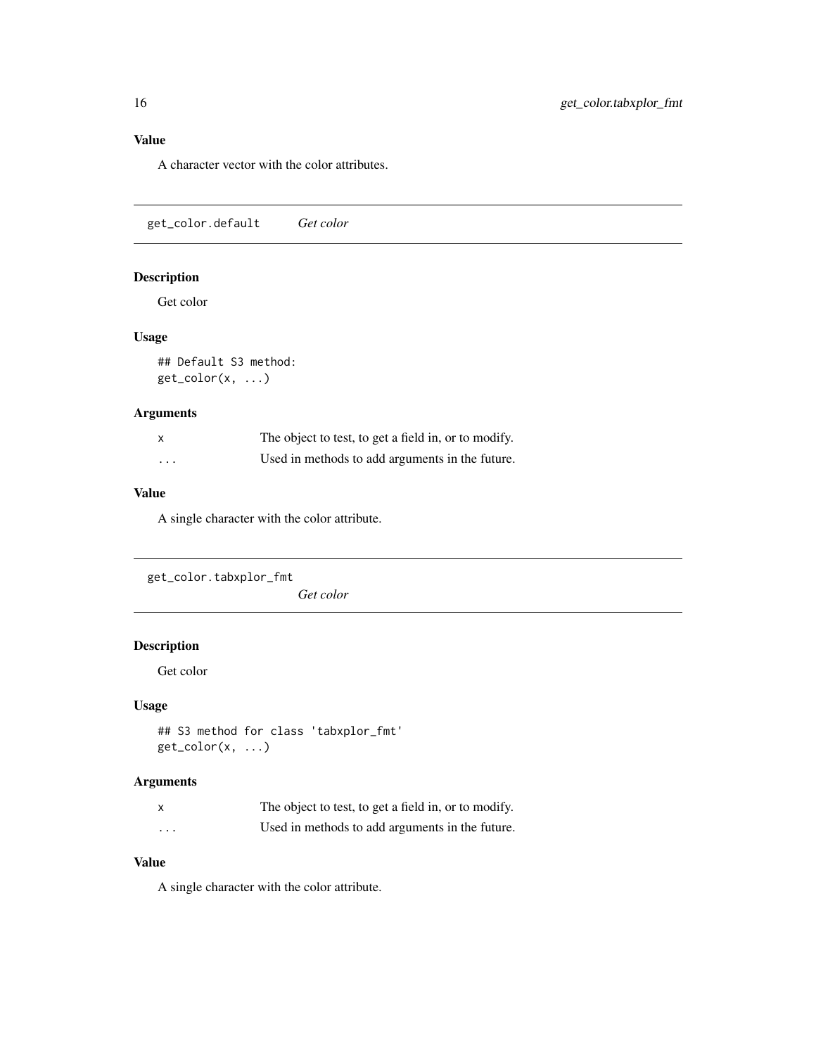## Value

A character vector with the color attributes.

---

## get_color.default *Get color*

### Description

Get color

### Usage

```
## Default S3 method:
get_color(x, ...)
```

### Arguments

| | |
|---|---|
| `x` | The object to test, to get a field in, or to modify. |
| `...` | Used in methods to add arguments in the future. |

### Value

A single character with the color attribute.

---

## get_color.tabxplor_fmt *Get color*

### Description

Get color

### Usage

```
## S3 method for class 'tabxplor_fmt'
get_color(x, ...)
```

### Arguments

| | |
|---|---|
| `x` | The object to test, to get a field in, or to modify. |
| `...` | Used in methods to add arguments in the future. |

### Value

A single character with the color attribute.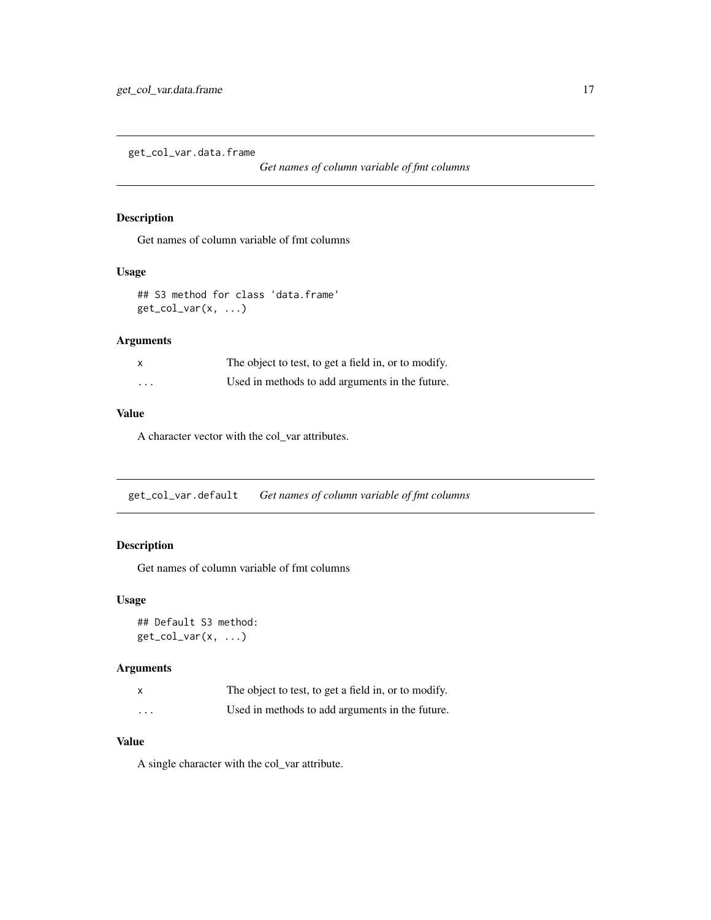## get_col_var.data.frame

*Get names of column variable of fmt columns*

### Description

Get names of column variable of fmt columns

### Usage

```
## S3 method for class 'data.frame'
get_col_var(x, ...)
```

### Arguments

| | |
|---|---|
| x | The object to test, to get a field in, or to modify. |
| ... | Used in methods to add arguments in the future. |

### Value

A character vector with the col_var attributes.

## get_col_var.default

*Get names of column variable of fmt columns*

### Description

Get names of column variable of fmt columns

### Usage

```
## Default S3 method:
get_col_var(x, ...)
```

### Arguments

| | |
|---|---|
| x | The object to test, to get a field in, or to modify. |
| ... | Used in methods to add arguments in the future. |

### Value

A single character with the col_var attribute.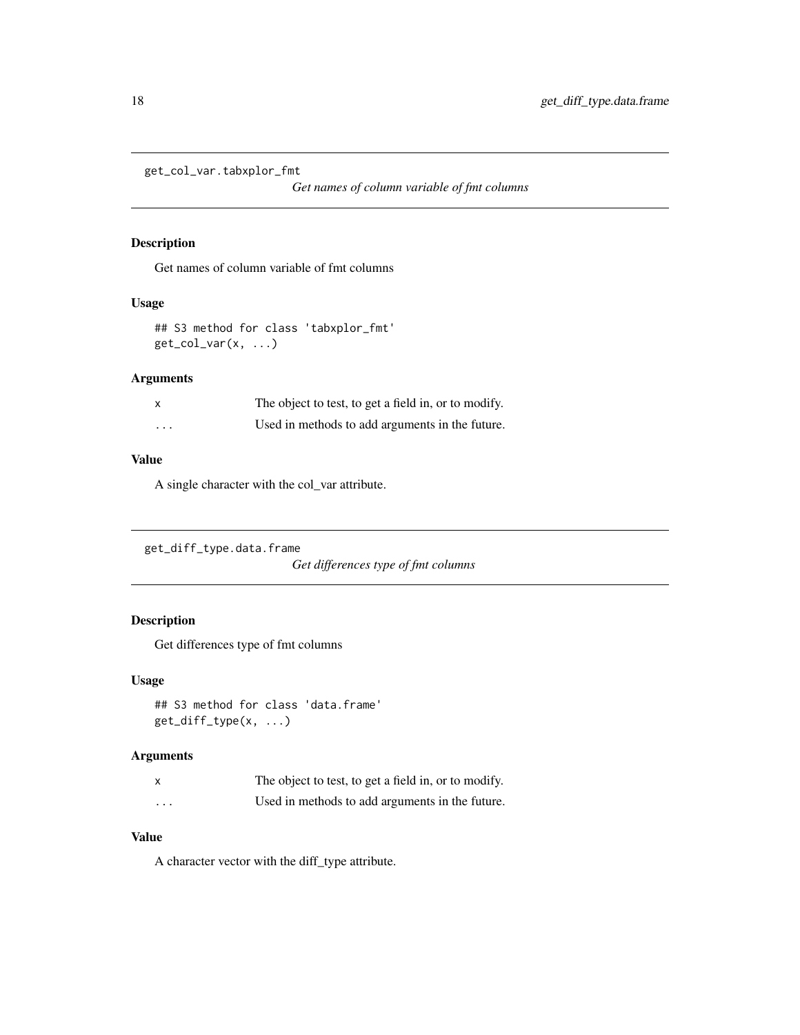## get_col_var.tabxplor_fmt

*Get names of column variable of fmt columns*

### Description

Get names of column variable of fmt columns

### Usage

```
## S3 method for class 'tabxplor_fmt'
get_col_var(x, ...)
```

### Arguments

| | |
|---|---|
| x | The object to test, to get a field in, or to modify. |
| ... | Used in methods to add arguments in the future. |

### Value

A single character with the col_var attribute.

## get_diff_type.data.frame

*Get differences type of fmt columns*

### Description

Get differences type of fmt columns

### Usage

```
## S3 method for class 'data.frame'
get_diff_type(x, ...)
```

### Arguments

| | |
|---|---|
| x | The object to test, to get a field in, or to modify. |
| ... | Used in methods to add arguments in the future. |

### Value

A character vector with the diff_type attribute.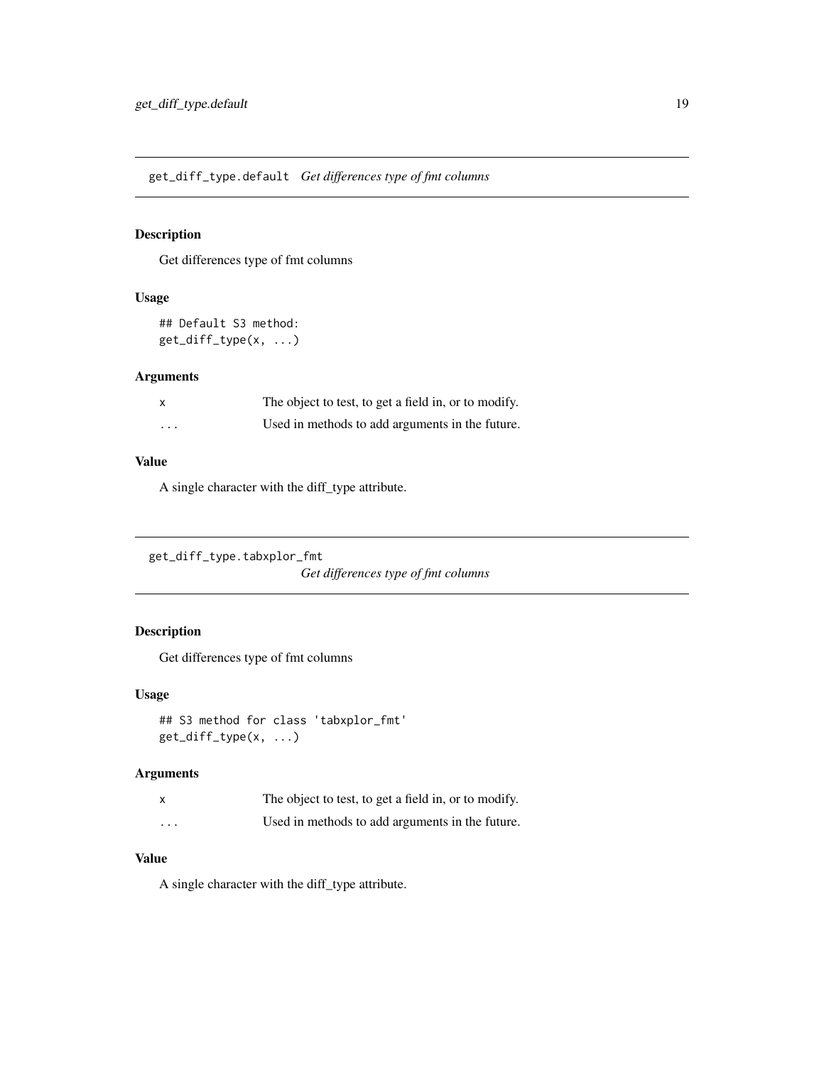## get_diff_type.default *Get differences type of fmt columns*

### Description

Get differences type of fmt columns

### Usage

```
## Default S3 method:
get_diff_type(x, ...)
```

### Arguments

| | |
|---|---|
| x | The object to test, to get a field in, or to modify. |
| ... | Used in methods to add arguments in the future. |

### Value

A single character with the diff_type attribute.

## get_diff_type.tabxplor_fmt *Get differences type of fmt columns*

### Description

Get differences type of fmt columns

### Usage

```
## S3 method for class 'tabxplor_fmt'
get_diff_type(x, ...)
```

### Arguments

| | |
|---|---|
| x | The object to test, to get a field in, or to modify. |
| ... | Used in methods to add arguments in the future. |

### Value

A single character with the diff_type attribute.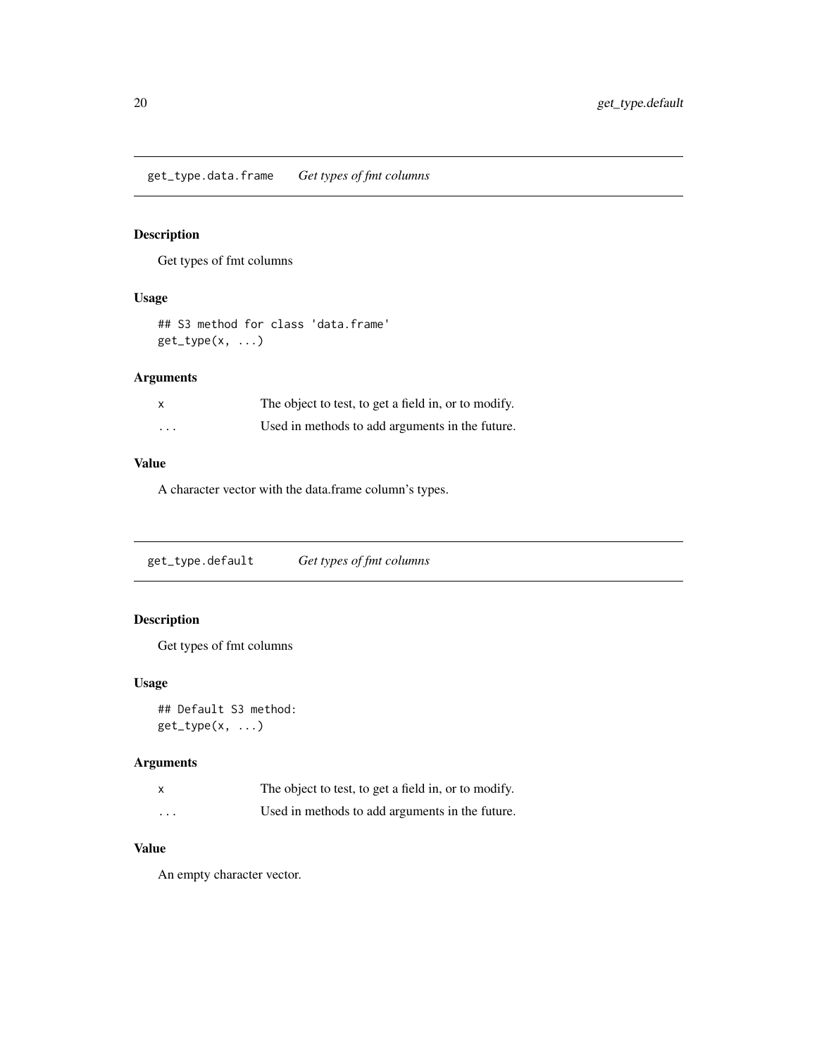## get_type.data.frame    *Get types of fmt columns*

### Description

Get types of fmt columns

### Usage

```
## S3 method for class 'data.frame'
get_type(x, ...)
```

### Arguments

| | |
|---|---|
| `x` | The object to test, to get a field in, or to modify. |
| `...` | Used in methods to add arguments in the future. |

### Value

A character vector with the data.frame column's types.

## get_type.default    *Get types of fmt columns*

### Description

Get types of fmt columns

### Usage

```
## Default S3 method:
get_type(x, ...)
```

### Arguments

| | |
|---|---|
| `x` | The object to test, to get a field in, or to modify. |
| `...` | Used in methods to add arguments in the future. |

### Value

An empty character vector.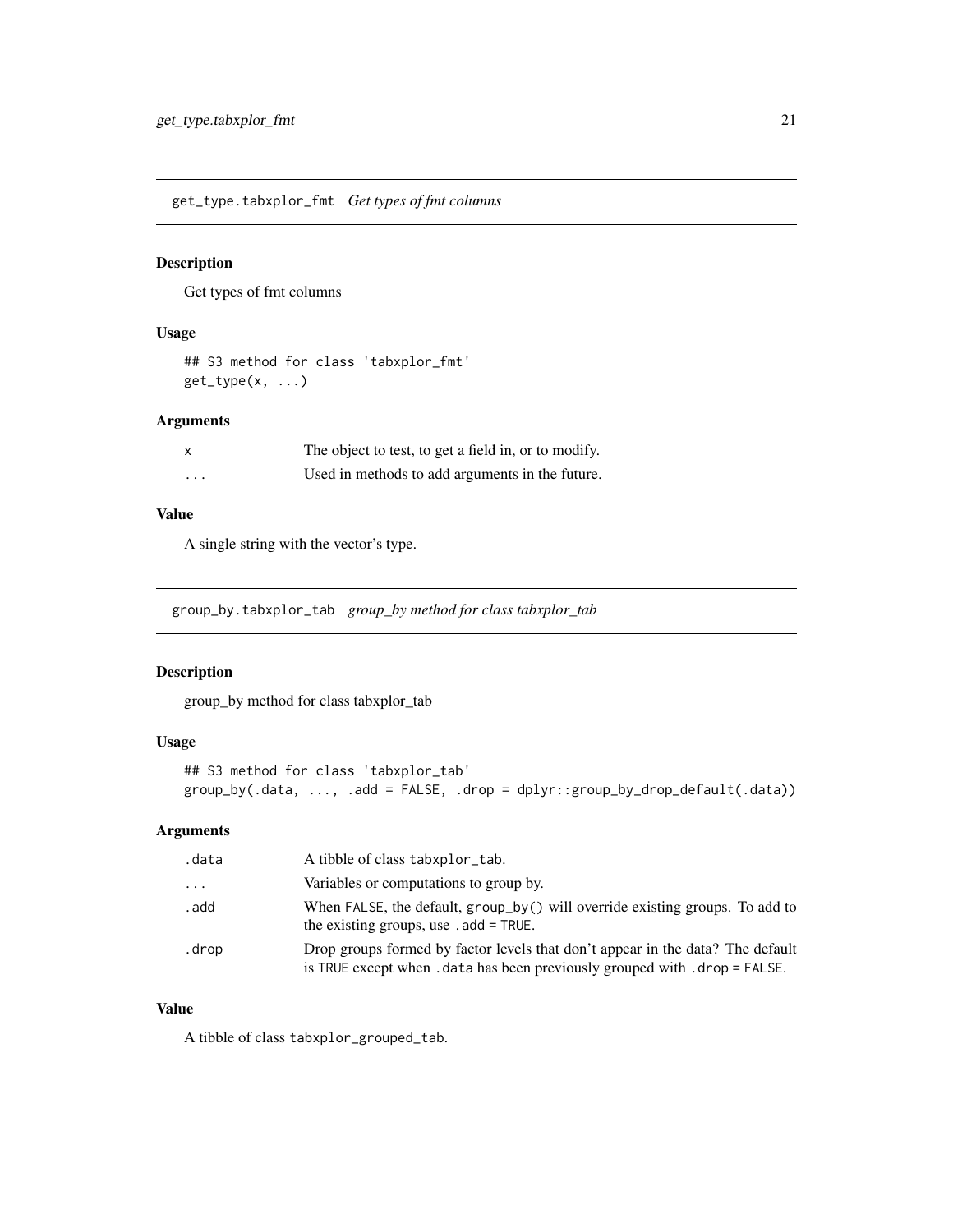## get_type.tabxplor_fmt *Get types of fmt columns*

### Description

Get types of fmt columns

### Usage

```
## S3 method for class 'tabxplor_fmt'
get_type(x, ...)
```

### Arguments

| | |
|---|---|
| x | The object to test, to get a field in, or to modify. |
| ... | Used in methods to add arguments in the future. |

### Value

A single string with the vector's type.

## group_by.tabxplor_tab *group_by method for class tabxplor_tab*

### Description

group_by method for class tabxplor_tab

### Usage

```
## S3 method for class 'tabxplor_tab'
group_by(.data, ..., .add = FALSE, .drop = dplyr::group_by_drop_default(.data))
```

### Arguments

| | |
|---|---|
| .data | A tibble of class `tabxplor_tab`. |
| ... | Variables or computations to group by. |
| .add | When `FALSE`, the default, `group_by()` will override existing groups. To add to the existing groups, use `.add = TRUE`. |
| .drop | Drop groups formed by factor levels that don't appear in the data? The default is `TRUE` except when `.data` has been previously grouped with `.drop = FALSE`. |

### Value

A tibble of class `tabxplor_grouped_tab`.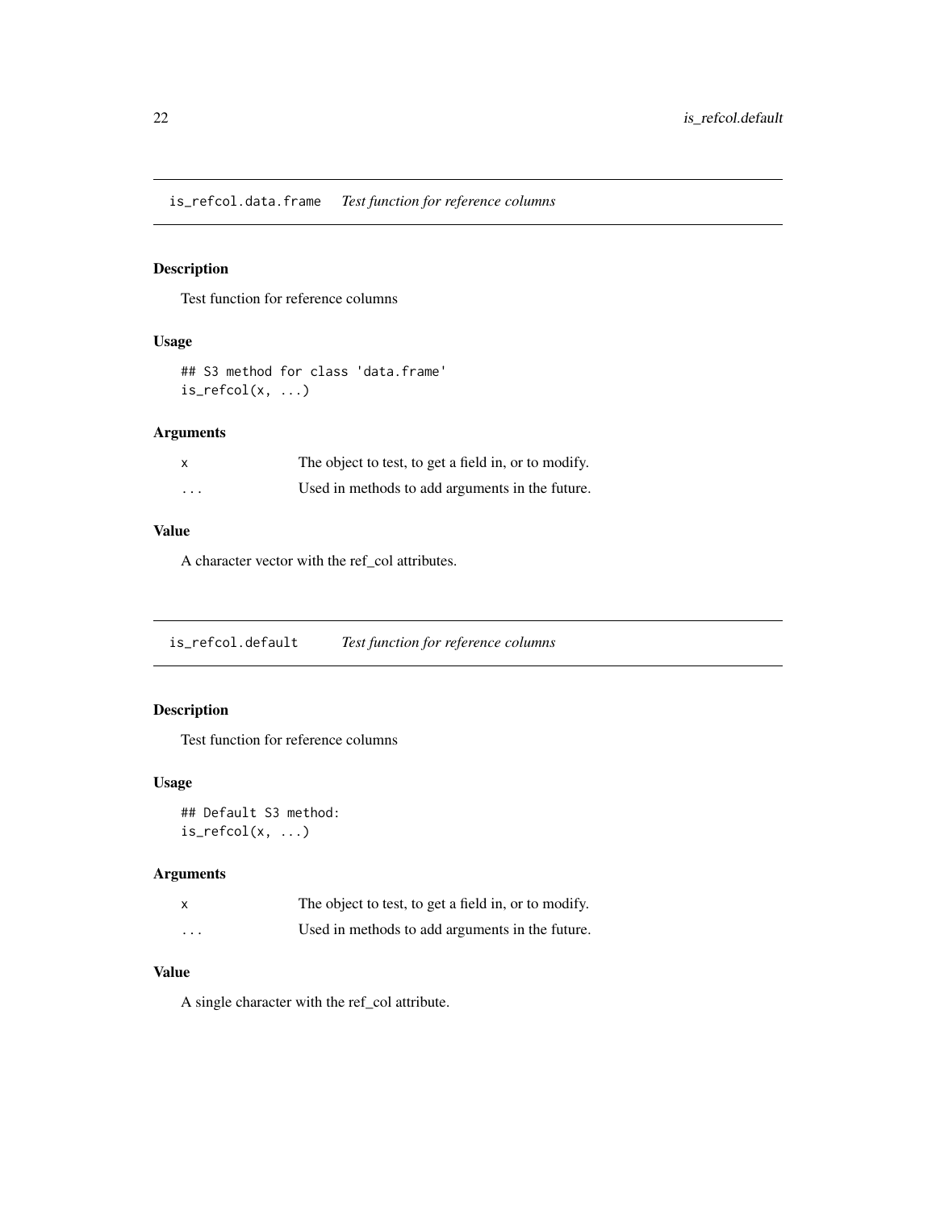## is_refcol.data.frame *Test function for reference columns*

### Description

Test function for reference columns

### Usage

```
## S3 method for class 'data.frame'
is_refcol(x, ...)
```

### Arguments

| | |
|---|---|
| x | The object to test, to get a field in, or to modify. |
| ... | Used in methods to add arguments in the future. |

### Value

A character vector with the ref_col attributes.

## is_refcol.default *Test function for reference columns*

### Description

Test function for reference columns

### Usage

```
## Default S3 method:
is_refcol(x, ...)
```

### Arguments

| | |
|---|---|
| x | The object to test, to get a field in, or to modify. |
| ... | Used in methods to add arguments in the future. |

### Value

A single character with the ref_col attribute.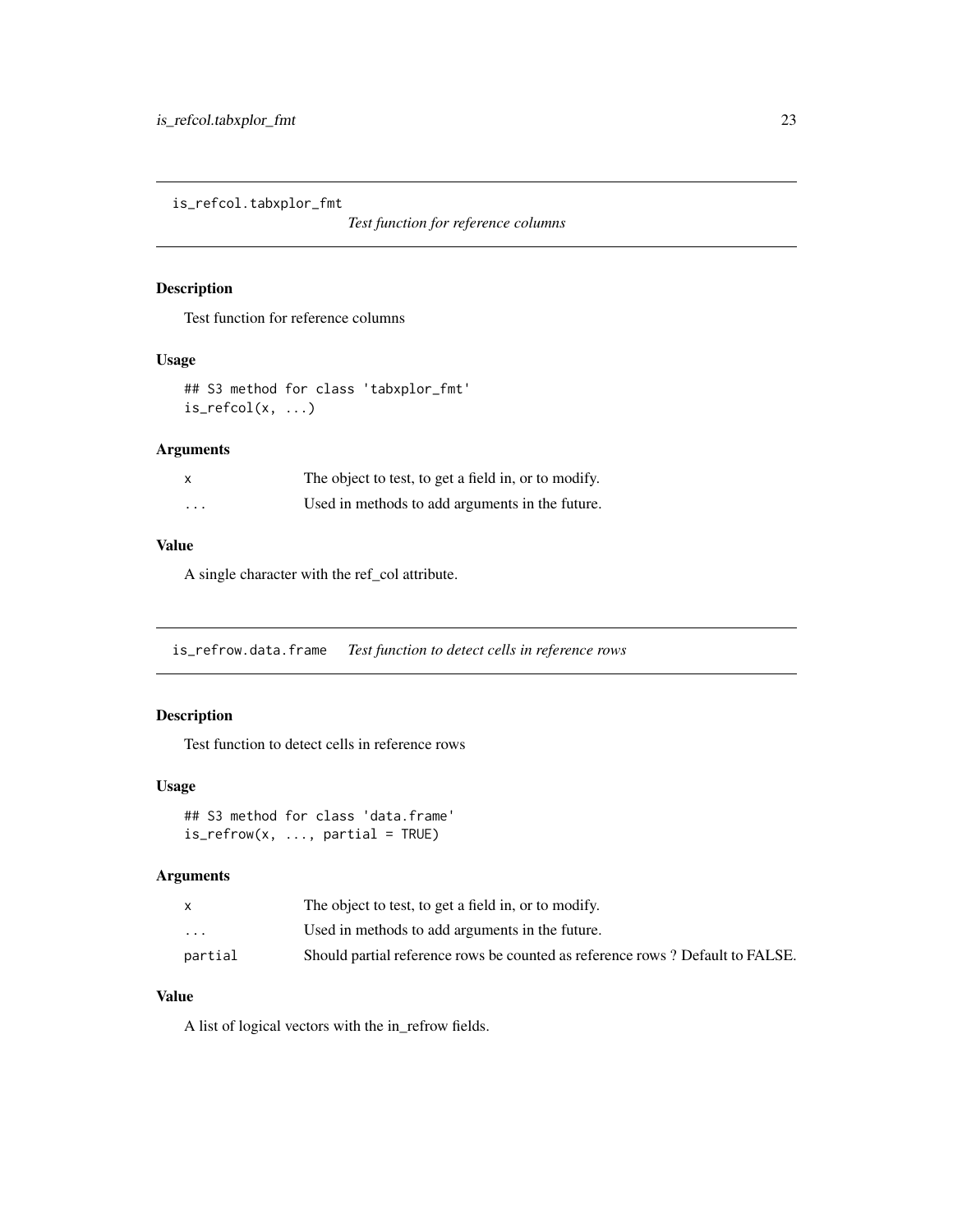## is_refcol.tabxplor_fmt

*Test function for reference columns*

### Description

Test function for reference columns

### Usage

```
## S3 method for class 'tabxplor_fmt'
is_refcol(x, ...)
```

### Arguments

| | |
|---|---|
| x | The object to test, to get a field in, or to modify. |
| ... | Used in methods to add arguments in the future. |

### Value

A single character with the ref_col attribute.

## is_refrow.data.frame

*Test function to detect cells in reference rows*

### Description

Test function to detect cells in reference rows

### Usage

```
## S3 method for class 'data.frame'
is_refrow(x, ..., partial = TRUE)
```

### Arguments

| | |
|---|---|
| x | The object to test, to get a field in, or to modify. |
| ... | Used in methods to add arguments in the future. |
| partial | Should partial reference rows be counted as reference rows ? Default to FALSE. |

### Value

A list of logical vectors with the in_refrow fields.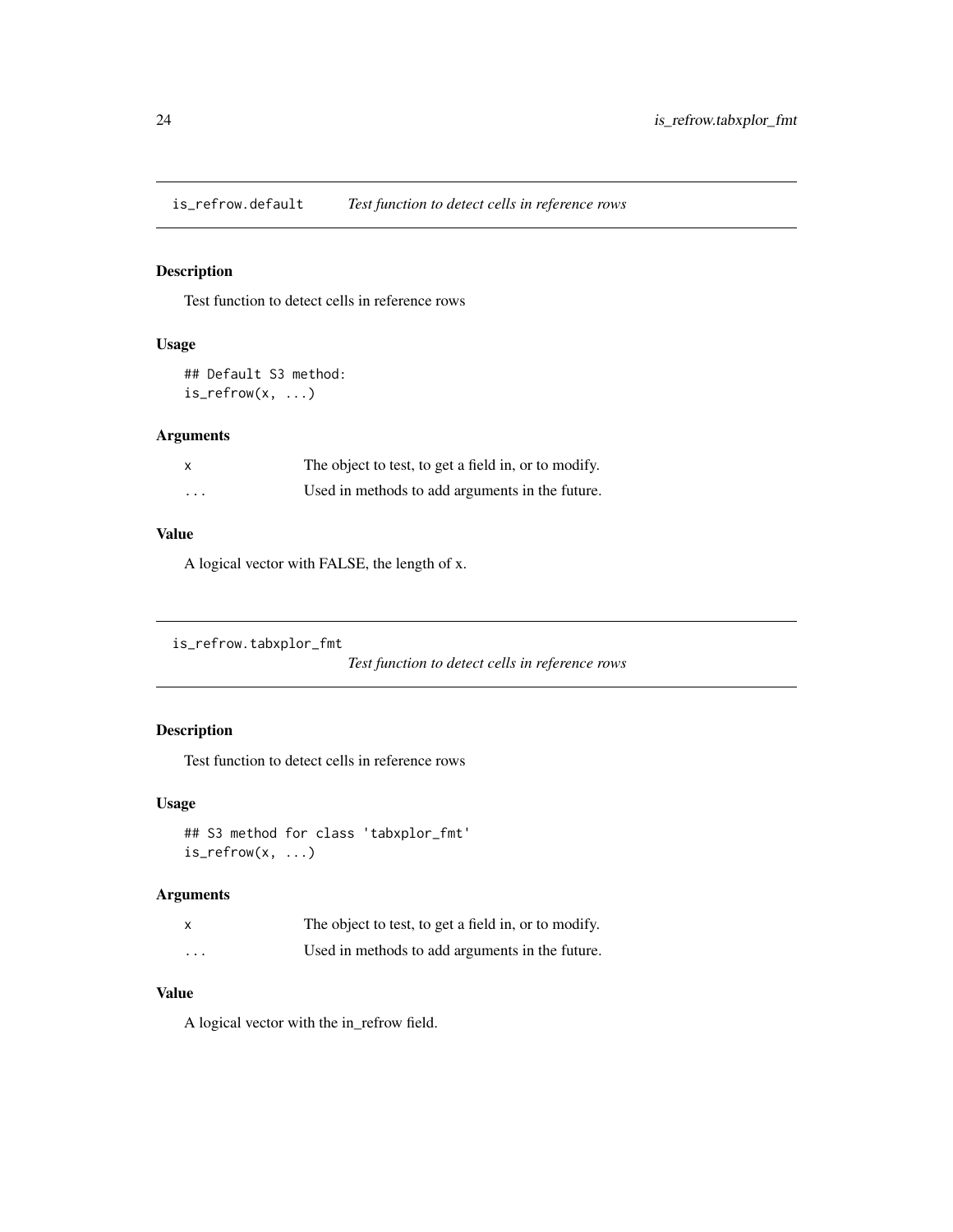## is_refrow.default    *Test function to detect cells in reference rows*

### Description

Test function to detect cells in reference rows

### Usage

```
## Default S3 method:
is_refrow(x, ...)
```

### Arguments

| | |
|---|---|
| x | The object to test, to get a field in, or to modify. |
| ... | Used in methods to add arguments in the future. |

### Value

A logical vector with FALSE, the length of x.

## is_refrow.tabxplor_fmt    *Test function to detect cells in reference rows*

### Description

Test function to detect cells in reference rows

### Usage

```
## S3 method for class 'tabxplor_fmt'
is_refrow(x, ...)
```

### Arguments

| | |
|---|---|
| x | The object to test, to get a field in, or to modify. |
| ... | Used in methods to add arguments in the future. |

### Value

A logical vector with the in_refrow field.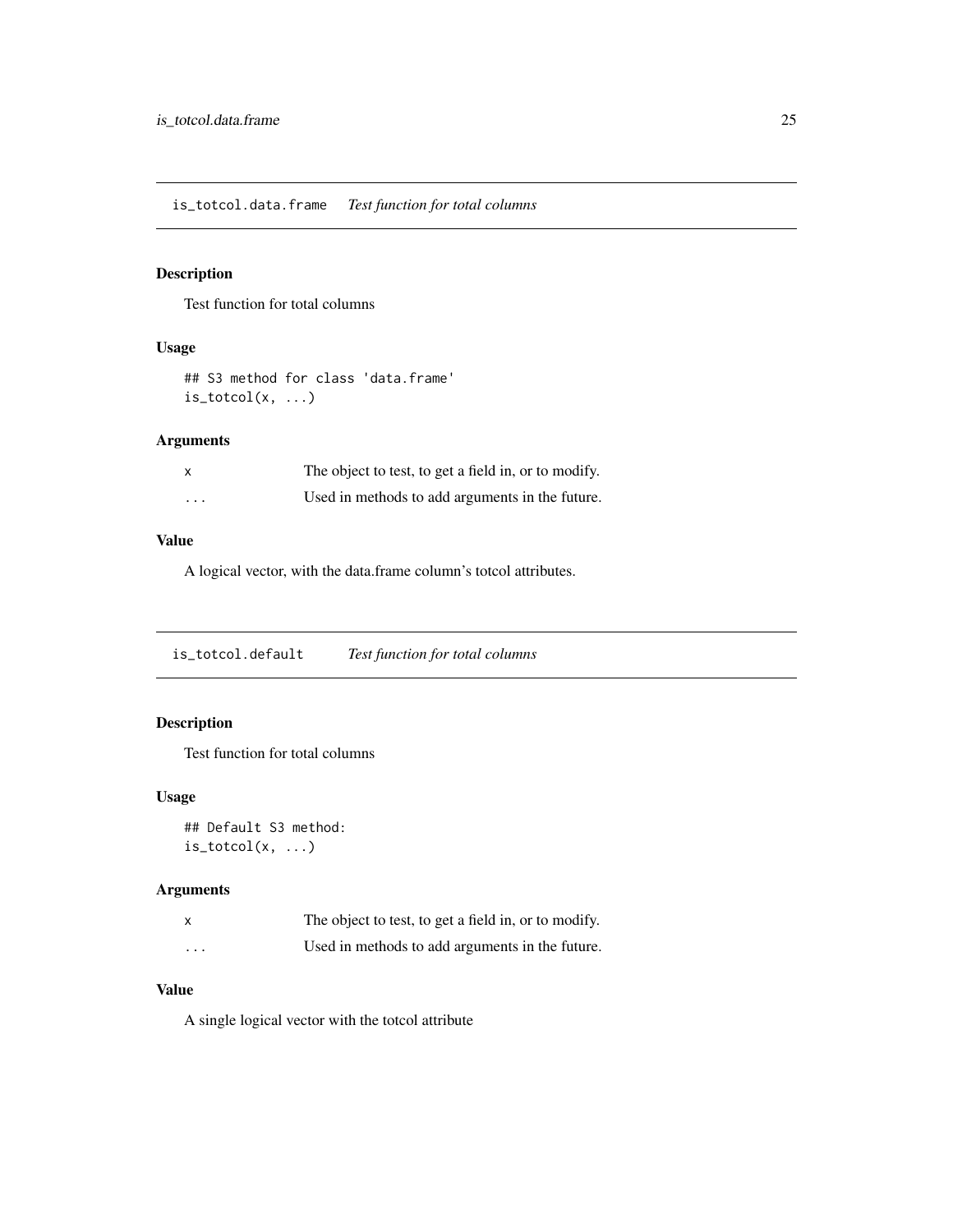## is_totcol.data.frame *Test function for total columns*

### Description

Test function for total columns

### Usage

```
## S3 method for class 'data.frame'
is_totcol(x, ...)
```

### Arguments

| | |
|---|---|
| x | The object to test, to get a field in, or to modify. |
| ... | Used in methods to add arguments in the future. |

### Value

A logical vector, with the data.frame column's totcol attributes.

## is_totcol.default *Test function for total columns*

### Description

Test function for total columns

### Usage

```
## Default S3 method:
is_totcol(x, ...)
```

### Arguments

| | |
|---|---|
| x | The object to test, to get a field in, or to modify. |
| ... | Used in methods to add arguments in the future. |

### Value

A single logical vector with the totcol attribute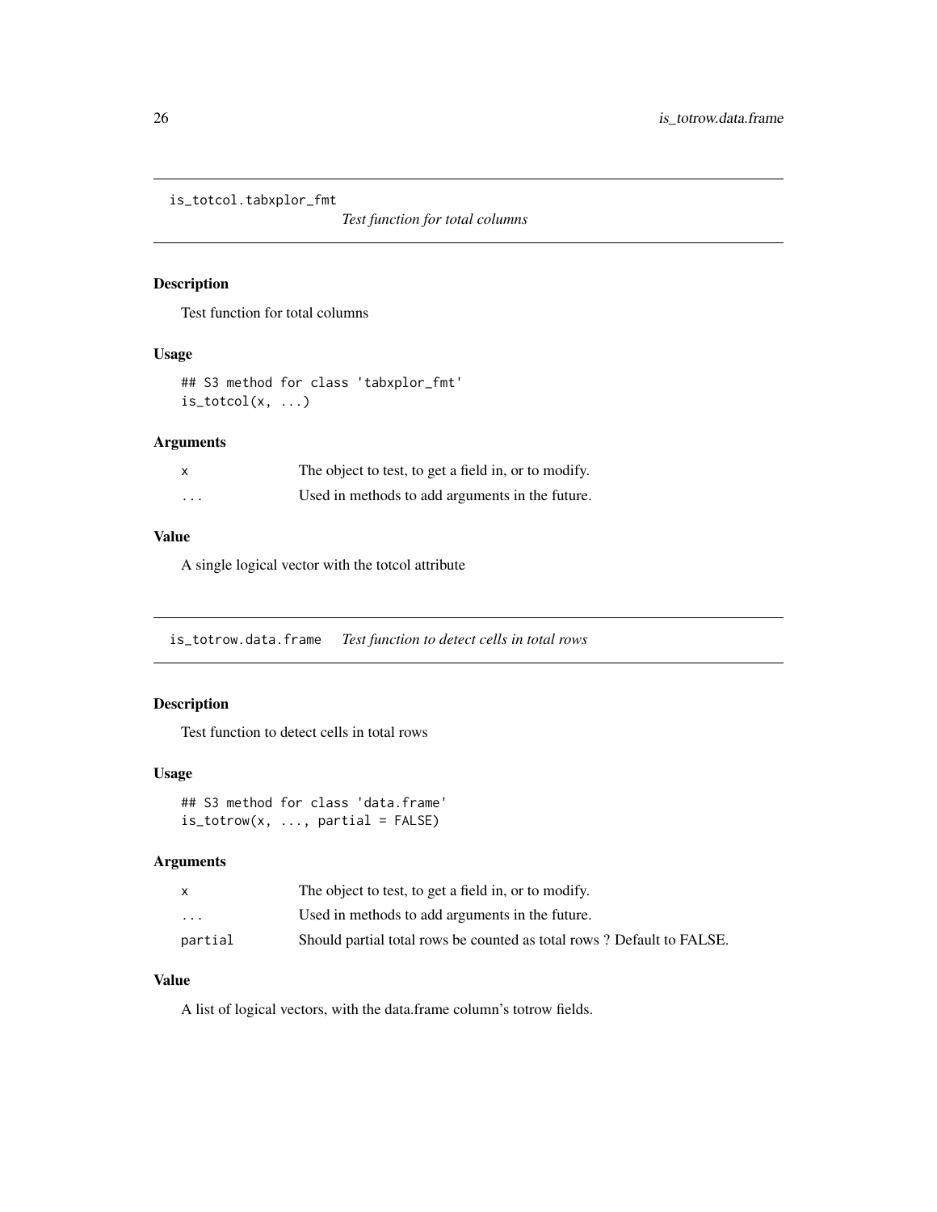## is_totcol.tabxplor_fmt

*Test function for total columns*

### Description

Test function for total columns

### Usage

```
## S3 method for class 'tabxplor_fmt'
is_totcol(x, ...)
```

### Arguments

| | |
|---|---|
| x | The object to test, to get a field in, or to modify. |
| ... | Used in methods to add arguments in the future. |

### Value

A single logical vector with the totcol attribute

## is_totrow.data.frame

*Test function to detect cells in total rows*

### Description

Test function to detect cells in total rows

### Usage

```
## S3 method for class 'data.frame'
is_totrow(x, ..., partial = FALSE)
```

### Arguments

| | |
|---|---|
| x | The object to test, to get a field in, or to modify. |
| ... | Used in methods to add arguments in the future. |
| partial | Should partial total rows be counted as total rows ? Default to FALSE. |

### Value

A list of logical vectors, with the data.frame column's totrow fields.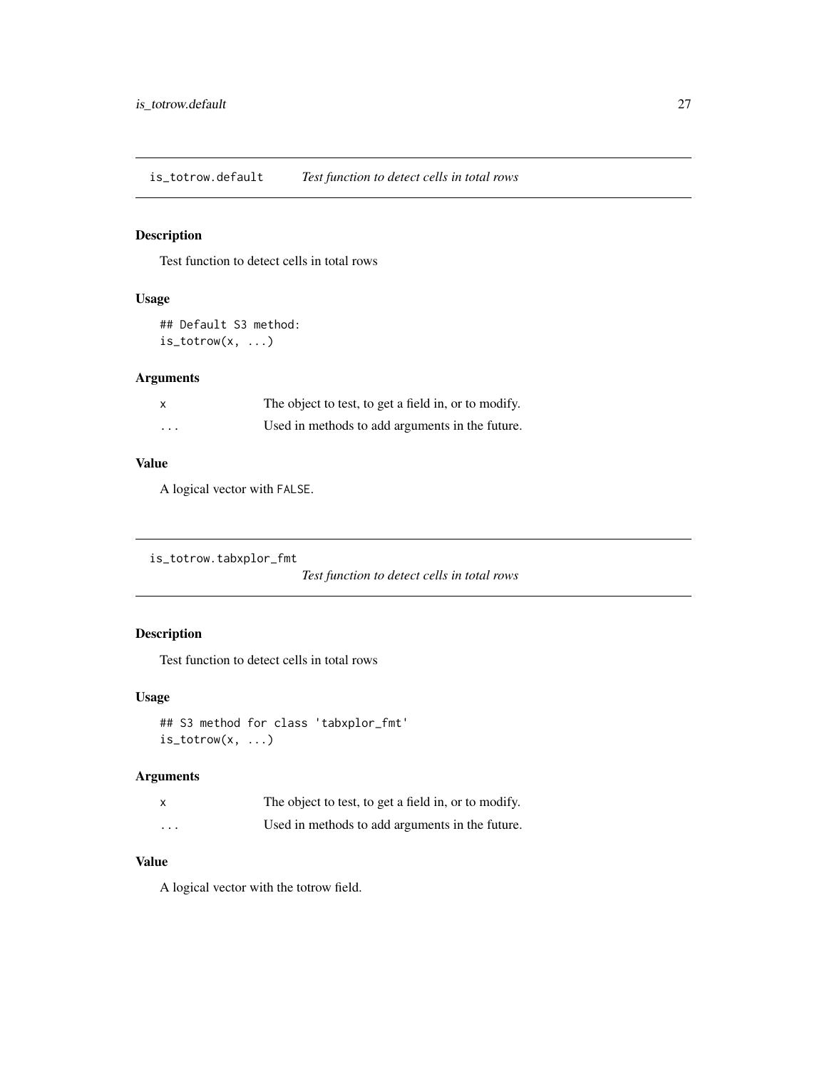## is_totrow.default *Test function to detect cells in total rows*

### Description

Test function to detect cells in total rows

### Usage

```
## Default S3 method:
is_totrow(x, ...)
```

### Arguments

| | |
|---|---|
| x | The object to test, to get a field in, or to modify. |
| ... | Used in methods to add arguments in the future. |

### Value

A logical vector with FALSE.

## is_totrow.tabxplor_fmt *Test function to detect cells in total rows*

### Description

Test function to detect cells in total rows

### Usage

```
## S3 method for class 'tabxplor_fmt'
is_totrow(x, ...)
```

### Arguments

| | |
|---|---|
| x | The object to test, to get a field in, or to modify. |
| ... | Used in methods to add arguments in the future. |

### Value

A logical vector with the totrow field.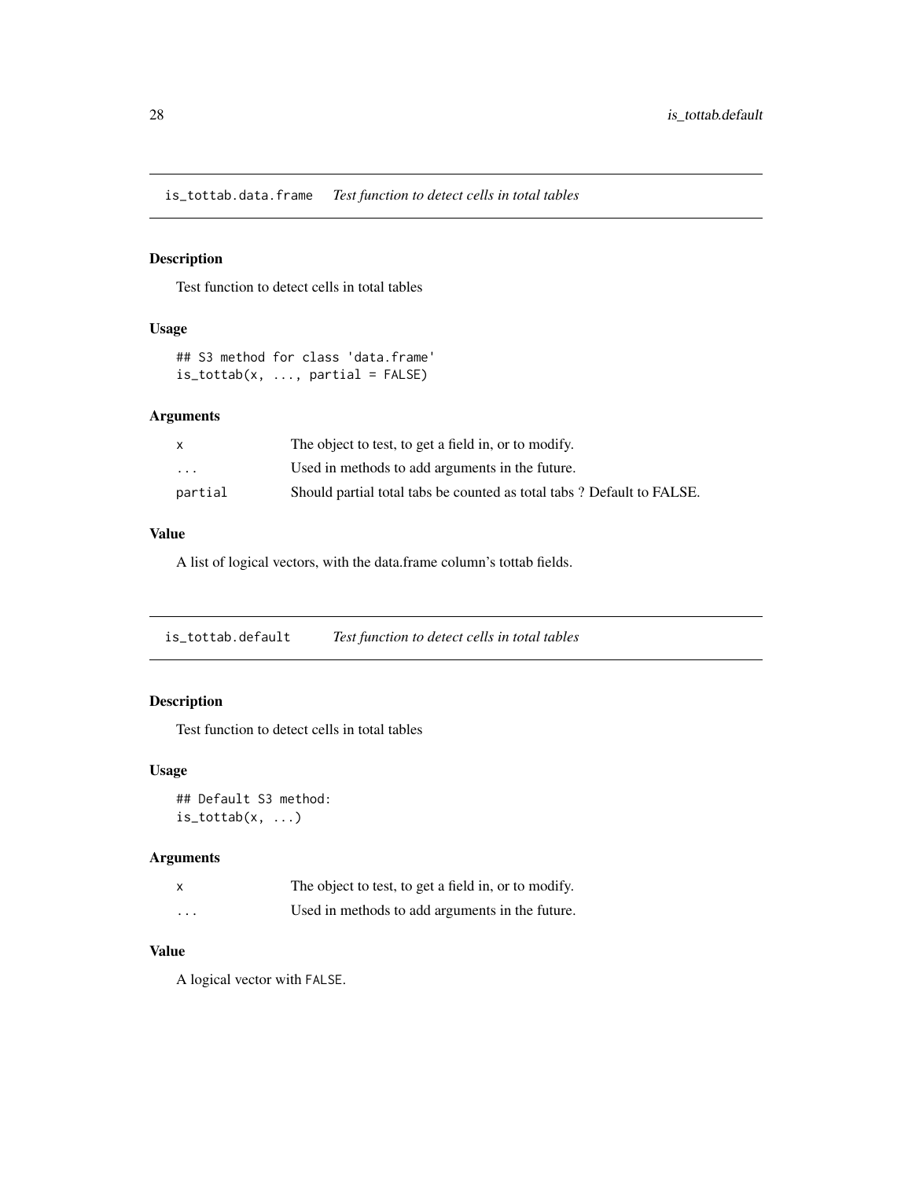## is_tottab.data.frame    *Test function to detect cells in total tables*

### Description

Test function to detect cells in total tables

### Usage

```
## S3 method for class 'data.frame'
is_tottab(x, ..., partial = FALSE)
```

### Arguments

| | |
|---|---|
| x | The object to test, to get a field in, or to modify. |
| ... | Used in methods to add arguments in the future. |
| partial | Should partial total tabs be counted as total tabs ? Default to FALSE. |

### Value

A list of logical vectors, with the data.frame column's tottab fields.

## is_tottab.default    *Test function to detect cells in total tables*

### Description

Test function to detect cells in total tables

### Usage

```
## Default S3 method:
is_tottab(x, ...)
```

### Arguments

| | |
|---|---|
| x | The object to test, to get a field in, or to modify. |
| ... | Used in methods to add arguments in the future. |

### Value

A logical vector with `FALSE`.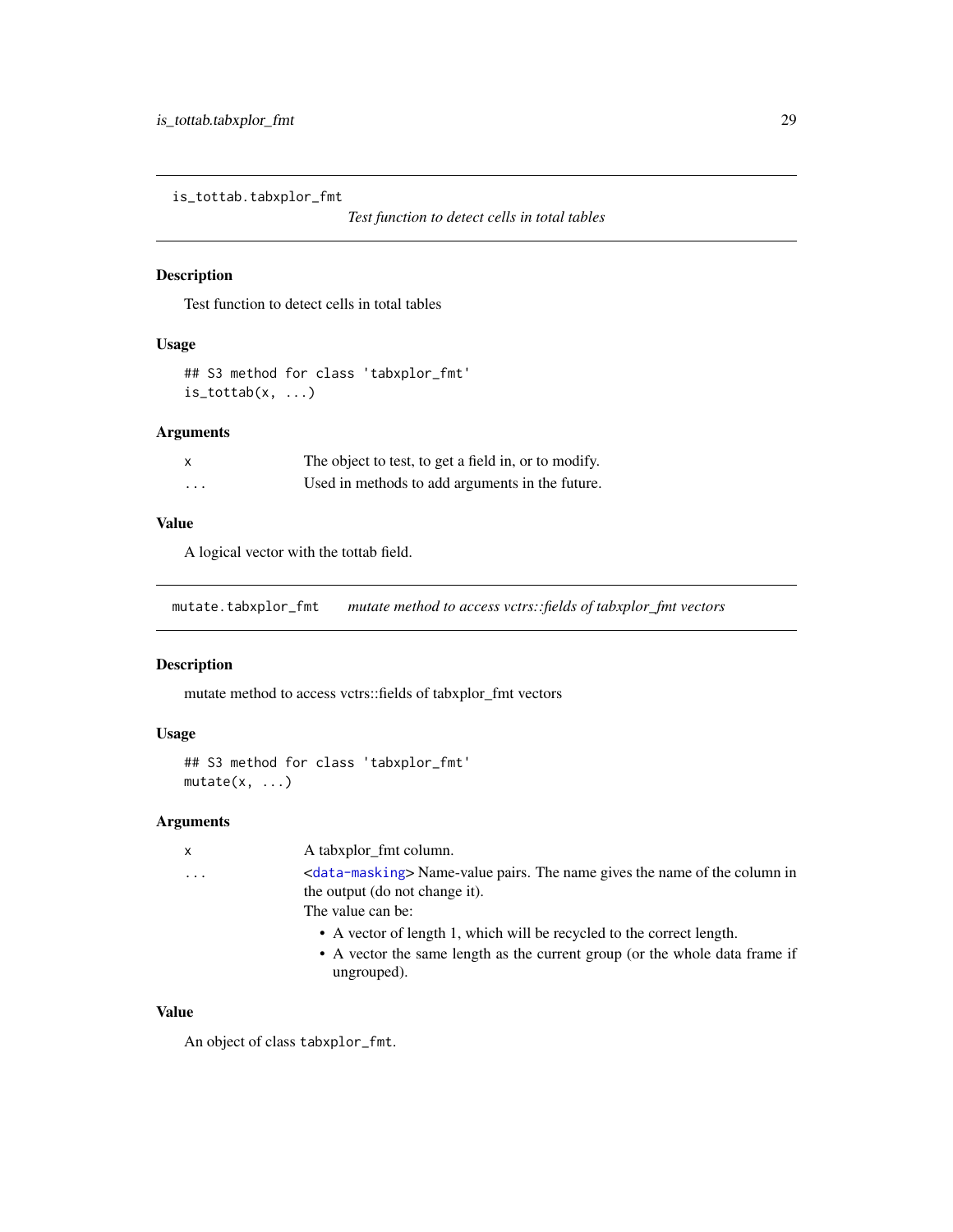## is_tottab.tabxplor_fmt

*Test function to detect cells in total tables*

### Description

Test function to detect cells in total tables

### Usage

```
## S3 method for class 'tabxplor_fmt'
is_tottab(x, ...)
```

### Arguments

| | |
|---|---|
| x | The object to test, to get a field in, or to modify. |
| ... | Used in methods to add arguments in the future. |

### Value

A logical vector with the tottab field.

## mutate.tabxplor_fmt

*mutate method to access vctrs::fields of tabxplor_fmt vectors*

### Description

mutate method to access vctrs::fields of tabxplor_fmt vectors

### Usage

```
## S3 method for class 'tabxplor_fmt'
mutate(x, ...)
```

### Arguments

| | |
|---|---|
| x | A tabxplor_fmt column. |
| ... | <data-masking> Name-value pairs. The name gives the name of the column in the output (do not change it). The value can be: <br>• A vector of length 1, which will be recycled to the correct length. <br>• A vector the same length as the current group (or the whole data frame if ungrouped). |

### Value

An object of class `tabxplor_fmt`.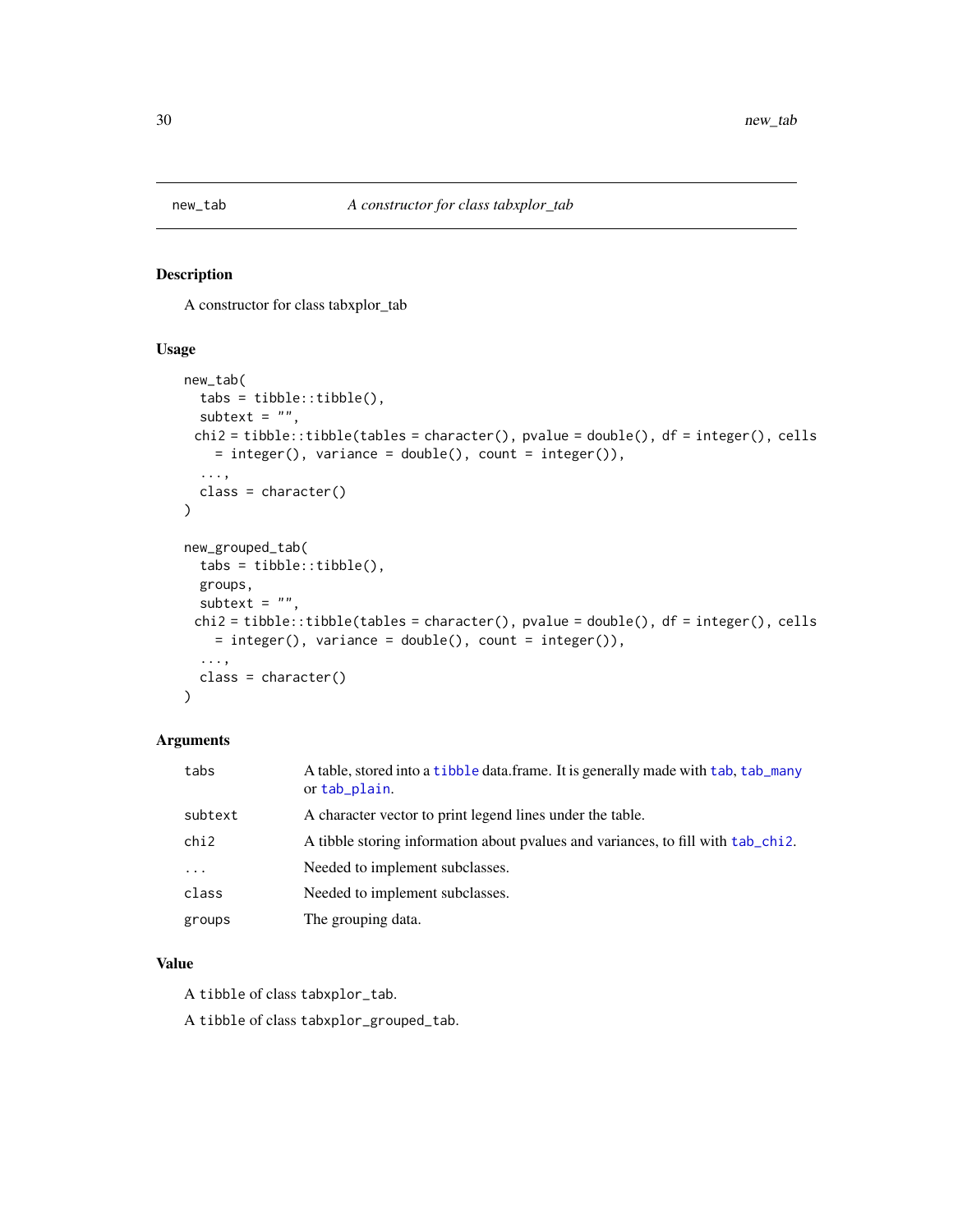# new_tab — *A constructor for class tabxplor_tab*

## Description

A constructor for class tabxplor_tab

## Usage

```
new_tab(
  tabs = tibble::tibble(),
  subtext = "",
 chi2 = tibble::tibble(tables = character(), pvalue = double(), df = integer(), cells
    = integer(), variance = double(), count = integer()),
  ...,
  class = character()
)

new_grouped_tab(
  tabs = tibble::tibble(),
  groups,
  subtext = "",
 chi2 = tibble::tibble(tables = character(), pvalue = double(), df = integer(), cells
    = integer(), variance = double(), count = integer()),
  ...,
  class = character()
)
```

## Arguments

| | |
|---|---|
| `tabs` | A table, stored into a `tibble` data.frame. It is generally made with `tab`, `tab_many` or `tab_plain`. |
| `subtext` | A character vector to print legend lines under the table. |
| `chi2` | A tibble storing information about pvalues and variances, to fill with `tab_chi2`. |
| `...` | Needed to implement subclasses. |
| `class` | Needed to implement subclasses. |
| `groups` | The grouping data. |

## Value

A `tibble` of class `tabxplor_tab`.

A `tibble` of class `tabxplor_grouped_tab`.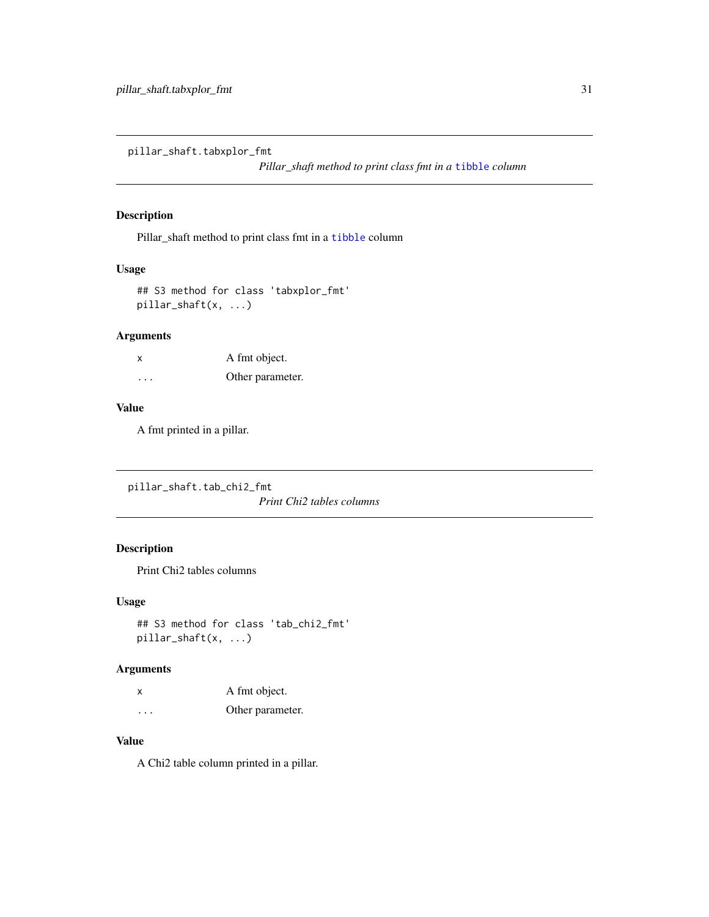## pillar_shaft.tabxplor_fmt

*Pillar_shaft method to print class fmt in a tibble column*

### Description

Pillar_shaft method to print class fmt in a tibble column

### Usage

```
## S3 method for class 'tabxplor_fmt'
pillar_shaft(x, ...)
```

### Arguments

| | |
|---|---|
| x | A fmt object. |
| ... | Other parameter. |

### Value

A fmt printed in a pillar.

## pillar_shaft.tab_chi2_fmt

*Print Chi2 tables columns*

### Description

Print Chi2 tables columns

### Usage

```
## S3 method for class 'tab_chi2_fmt'
pillar_shaft(x, ...)
```

### Arguments

| | |
|---|---|
| x | A fmt object. |
| ... | Other parameter. |

### Value

A Chi2 table column printed in a pillar.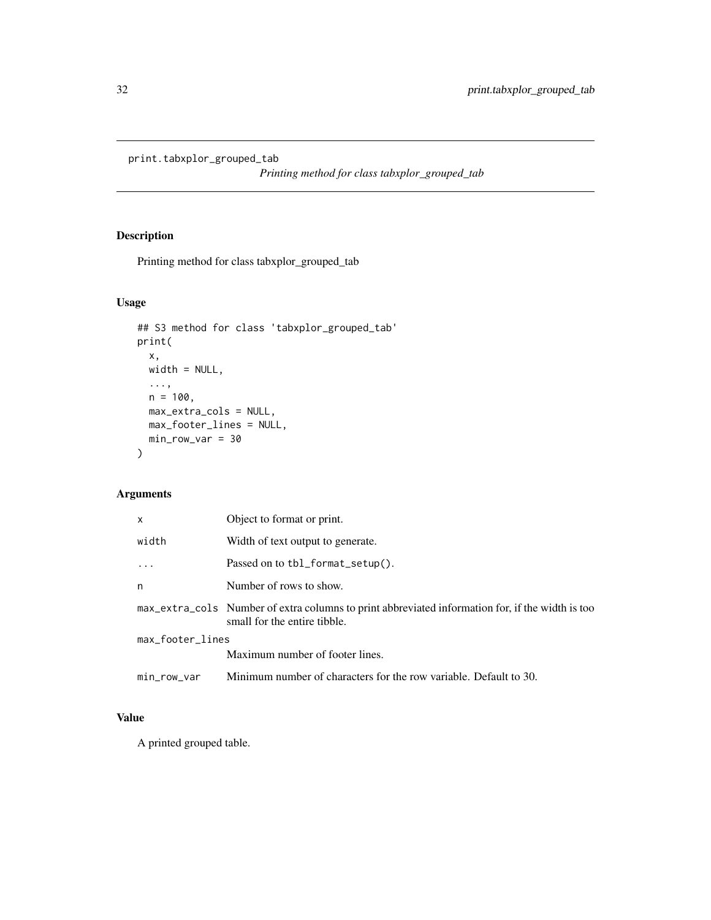# print.tabxplor_grouped_tab

*Printing method for class tabxplor_grouped_tab*

## Description

Printing method for class tabxplor_grouped_tab

## Usage

```
## S3 method for class 'tabxplor_grouped_tab'
print(
  x,
  width = NULL,
  ...,
  n = 100,
  max_extra_cols = NULL,
  max_footer_lines = NULL,
  min_row_var = 30
)
```

## Arguments

| | |
|---|---|
| `x` | Object to format or print. |
| `width` | Width of text output to generate. |
| `...` | Passed on to `tbl_format_setup()`. |
| `n` | Number of rows to show. |
| `max_extra_cols` | Number of extra columns to print abbreviated information for, if the width is too small for the entire tibble. |
| `max_footer_lines` | Maximum number of footer lines. |
| `min_row_var` | Minimum number of characters for the row variable. Default to 30. |

## Value

A printed grouped table.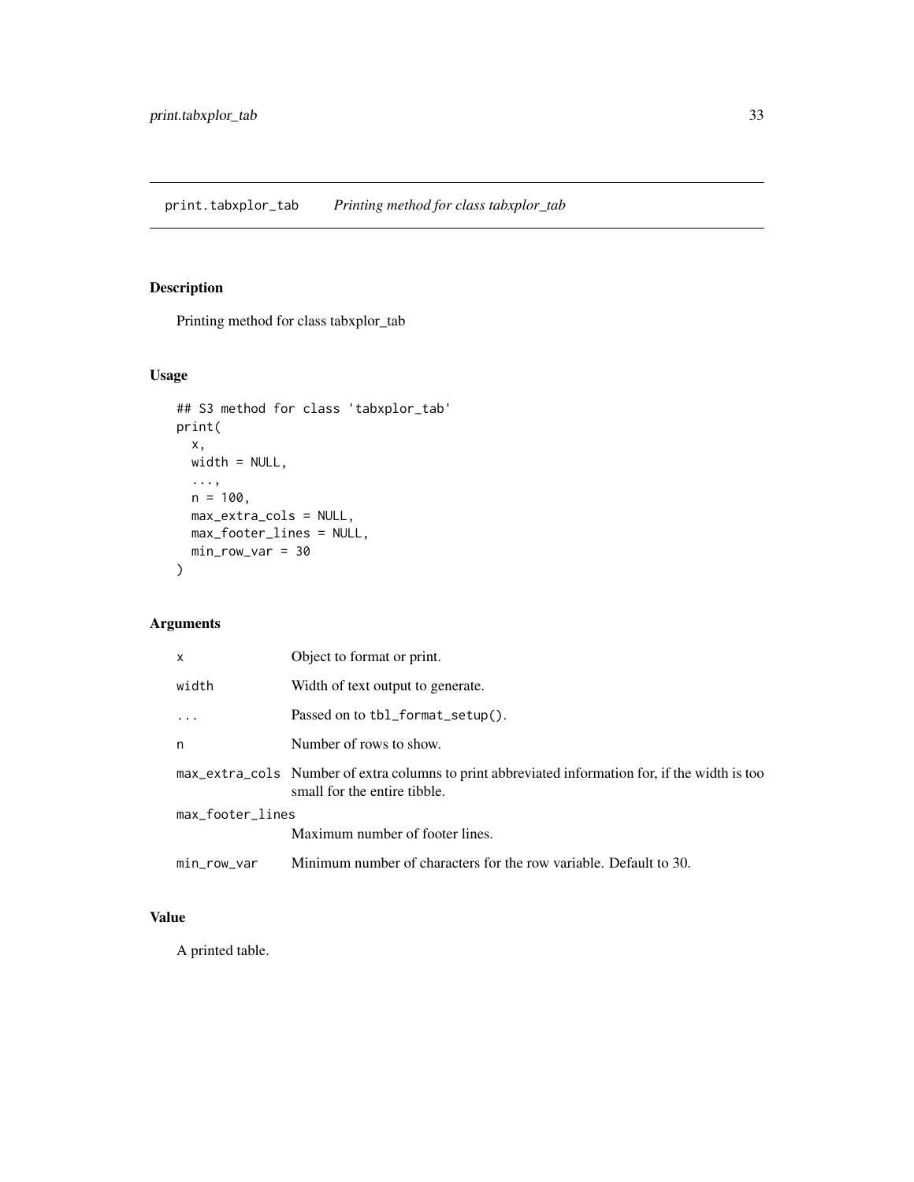# print.tabxplor_tab *Printing method for class tabxplor_tab*

## Description

Printing method for class tabxplor_tab

## Usage

```
## S3 method for class 'tabxplor_tab'
print(
  x,
  width = NULL,
  ...,
  n = 100,
  max_extra_cols = NULL,
  max_footer_lines = NULL,
  min_row_var = 30
)
```

## Arguments

| | |
|---|---|
| x | Object to format or print. |
| width | Width of text output to generate. |
| ... | Passed on to `tbl_format_setup()`. |
| n | Number of rows to show. |
| max_extra_cols | Number of extra columns to print abbreviated information for, if the width is too small for the entire tibble. |
| max_footer_lines | Maximum number of footer lines. |
| min_row_var | Minimum number of characters for the row variable. Default to 30. |

## Value

A printed table.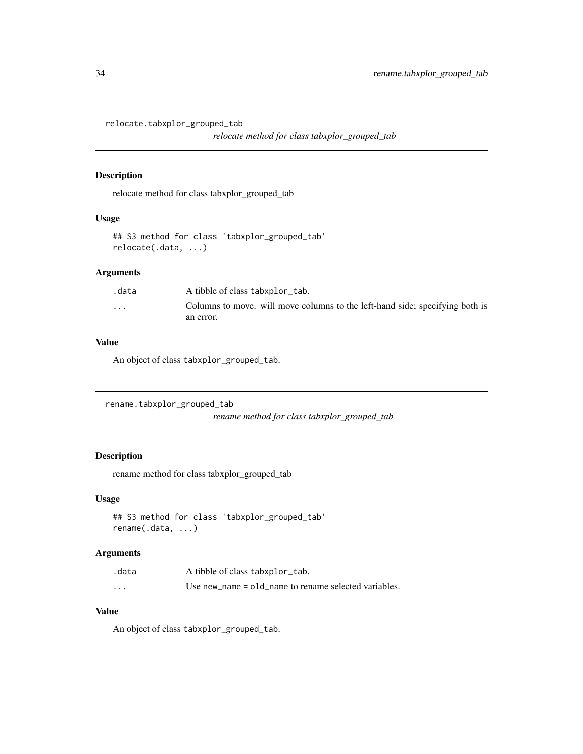## relocate.tabxplor_grouped_tab

*relocate method for class tabxplor_grouped_tab*

### Description

relocate method for class tabxplor_grouped_tab

### Usage

```
## S3 method for class 'tabxplor_grouped_tab'
relocate(.data, ...)
```

### Arguments

| | |
|---|---|
| .data | A tibble of class tabxplor_tab. |
| ... | Columns to move. will move columns to the left-hand side; specifying both is an error. |

### Value

An object of class tabxplor_grouped_tab.

## rename.tabxplor_grouped_tab

*rename method for class tabxplor_grouped_tab*

### Description

rename method for class tabxplor_grouped_tab

### Usage

```
## S3 method for class 'tabxplor_grouped_tab'
rename(.data, ...)
```

### Arguments

| | |
|---|---|
| .data | A tibble of class tabxplor_tab. |
| ... | Use new_name = old_name to rename selected variables. |

### Value

An object of class tabxplor_grouped_tab.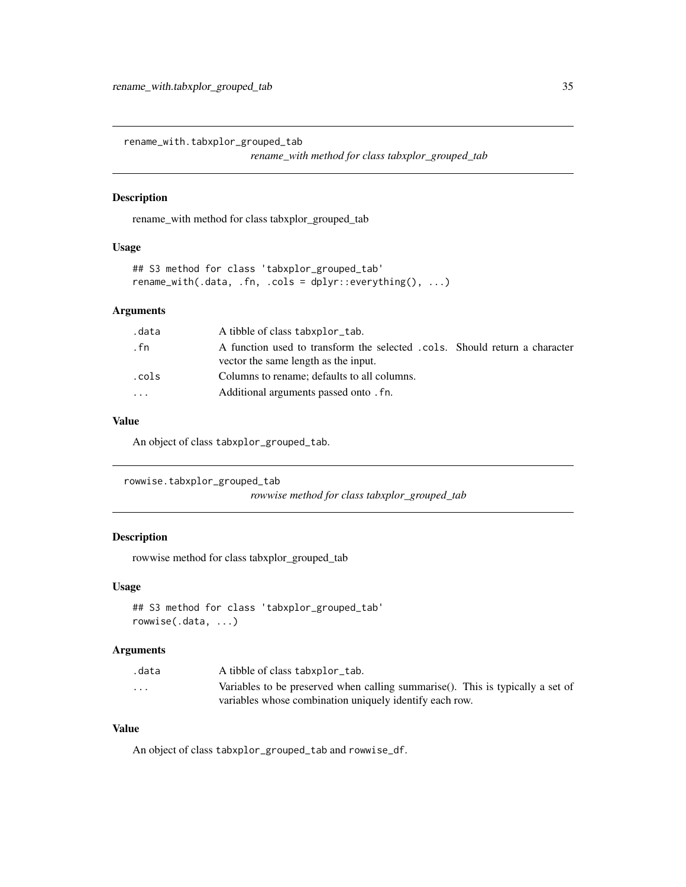## rename_with.tabxplor_grouped_tab

*rename_with method for class tabxplor_grouped_tab*

### Description

rename_with method for class tabxplor_grouped_tab

### Usage

```
## S3 method for class 'tabxplor_grouped_tab'
rename_with(.data, .fn, .cols = dplyr::everything(), ...)
```

### Arguments

| | |
|---|---|
| .data | A tibble of class tabxplor_tab. |
| .fn | A function used to transform the selected .cols. Should return a character vector the same length as the input. |
| .cols | Columns to rename; defaults to all columns. |
| ... | Additional arguments passed onto .fn. |

### Value

An object of class tabxplor_grouped_tab.

## rowwise.tabxplor_grouped_tab

*rowwise method for class tabxplor_grouped_tab*

### Description

rowwise method for class tabxplor_grouped_tab

### Usage

```
## S3 method for class 'tabxplor_grouped_tab'
rowwise(.data, ...)
```

### Arguments

| | |
|---|---|
| .data | A tibble of class tabxplor_tab. |
| ... | Variables to be preserved when calling summarise(). This is typically a set of variables whose combination uniquely identify each row. |

### Value

An object of class tabxplor_grouped_tab and rowwise_df.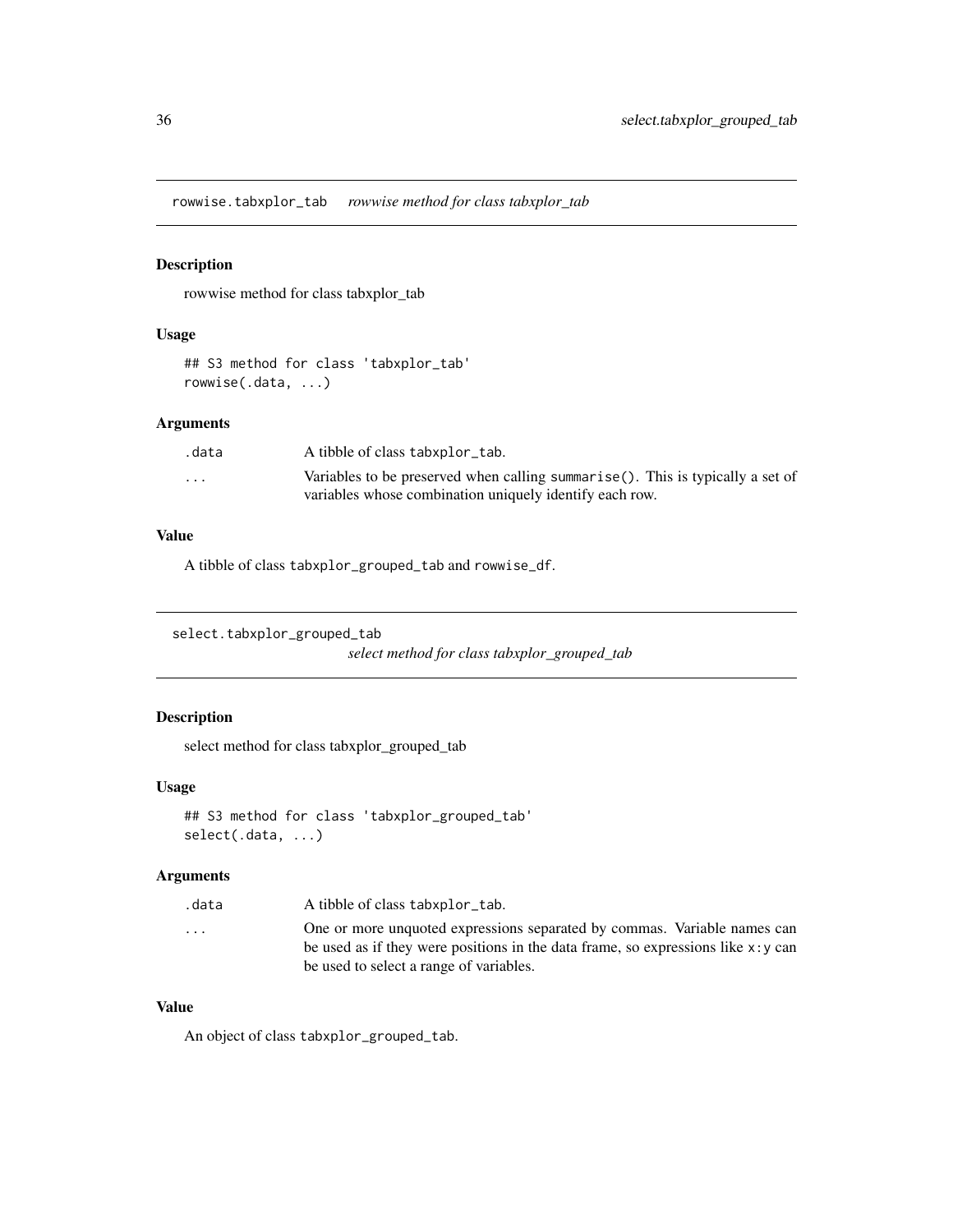## rowwise.tabxplor_tab *rowwise method for class tabxplor_tab*

### Description

rowwise method for class tabxplor_tab

### Usage

```
## S3 method for class 'tabxplor_tab'
rowwise(.data, ...)
```

### Arguments

| | |
|---|---|
| `.data` | A tibble of class `tabxplor_tab`. |
| `...` | Variables to be preserved when calling `summarise()`. This is typically a set of variables whose combination uniquely identify each row. |

### Value

A tibble of class `tabxplor_grouped_tab` and `rowwise_df`.

## select.tabxplor_grouped_tab *select method for class tabxplor_grouped_tab*

### Description

select method for class tabxplor_grouped_tab

### Usage

```
## S3 method for class 'tabxplor_grouped_tab'
select(.data, ...)
```

### Arguments

| | |
|---|---|
| `.data` | A tibble of class `tabxplor_tab`. |
| `...` | One or more unquoted expressions separated by commas. Variable names can be used as if they were positions in the data frame, so expressions like `x:y` can be used to select a range of variables. |

### Value

An object of class `tabxplor_grouped_tab`.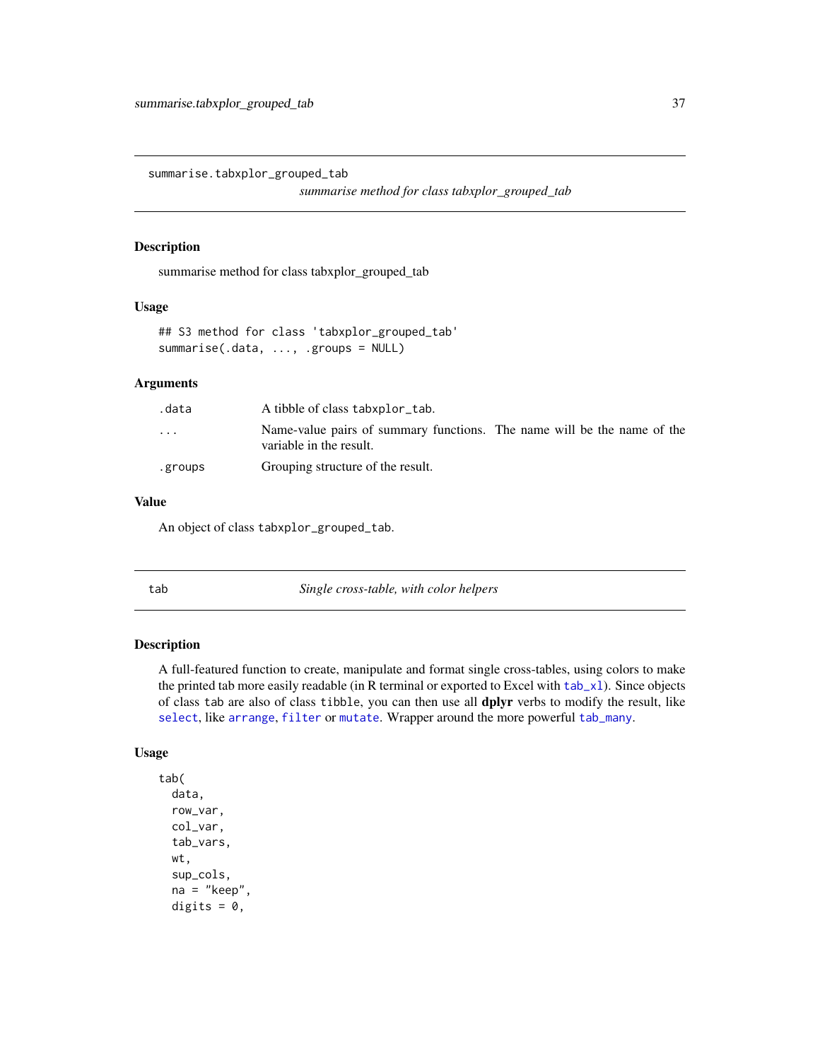## summarise.tabxplor_grouped_tab

*summarise method for class tabxplor_grouped_tab*

### Description

summarise method for class tabxplor_grouped_tab

### Usage

```
## S3 method for class 'tabxplor_grouped_tab'
summarise(.data, ..., .groups = NULL)
```

### Arguments

| | |
|---|---|
| `.data` | A tibble of class `tabxplor_tab`. |
| `...` | Name-value pairs of summary functions. The name will be the name of the variable in the result. |
| `.groups` | Grouping structure of the result. |

### Value

An object of class `tabxplor_grouped_tab`.

## tab

*Single cross-table, with color helpers*

### Description

A full-featured function to create, manipulate and format single cross-tables, using colors to make the printed tab more easily readable (in R terminal or exported to Excel with `tab_xl`). Since objects of class `tab` are also of class `tibble`, you can then use all **dplyr** verbs to modify the result, like `select`, like `arrange`, `filter` or `mutate`. Wrapper around the more powerful `tab_many`.

### Usage

```
tab(
  data,
  row_var,
  col_var,
  tab_vars,
  wt,
  sup_cols,
  na = "keep",
  digits = 0,
```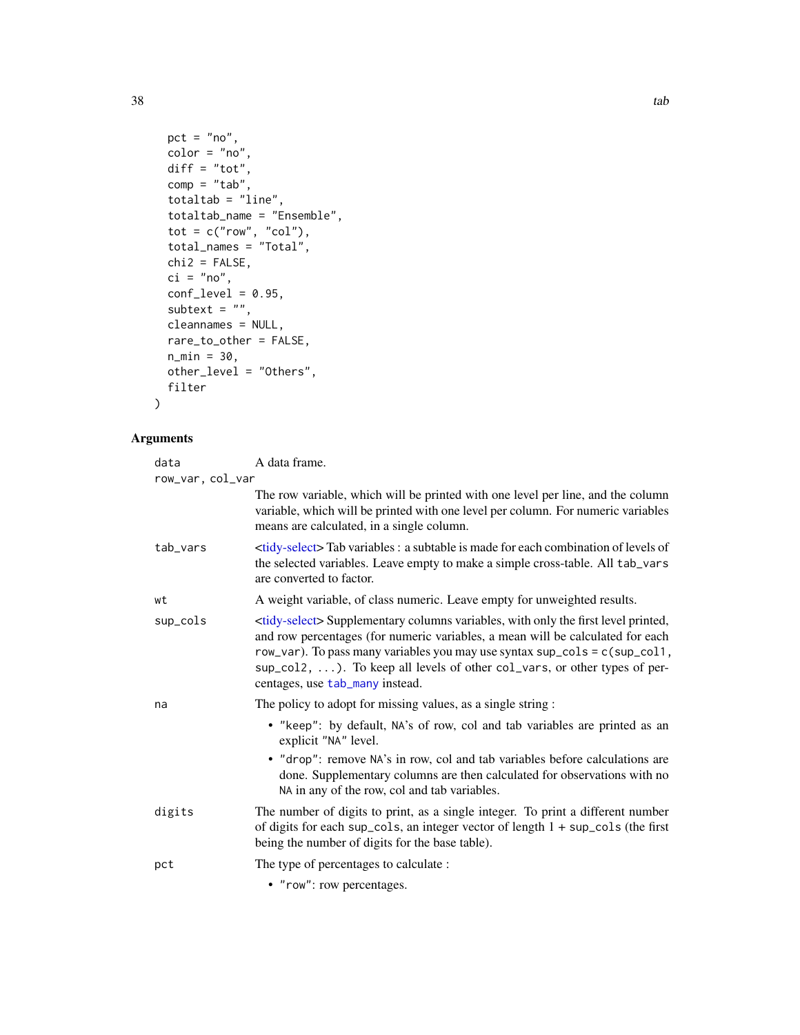```
  pct = "no",
  color = "no",
  diff = "tot",
  comp = "tab",
  totaltab = "line",
  totaltab_name = "Ensemble",
  tot = c("row", "col"),
  total_names = "Total",
  chi2 = FALSE,
  ci = "no",
  conf_level = 0.95,
  subtext = "",
  cleannames = NULL,
  rare_to_other = FALSE,
  n_min = 30,
  other_level = "Others",
  filter
)
```

## Arguments

`data`
: A data frame.

`row_var, col_var`
: The row variable, which will be printed with one level per line, and the column variable, which will be printed with one level per column. For numeric variables means are calculated, in a single column.

`tab_vars`
: <tidy-select> Tab variables : a subtable is made for each combination of levels of the selected variables. Leave empty to make a simple cross-table. All `tab_vars` are converted to factor.

`wt`
: A weight variable, of class numeric. Leave empty for unweighted results.

`sup_cols`
: <tidy-select> Supplementary columns variables, with only the first level printed, and row percentages (for numeric variables, a mean will be calculated for each `row_var`). To pass many variables you may use syntax `sup_cols = c(sup_col1, sup_col2, ...)`. To keep all levels of other `col_vars`, or other types of percentages, use `tab_many` instead.

`na`
: The policy to adopt for missing values, as a single string :
  - `"keep"`: by default, `NA`'s of row, col and tab variables are printed as an explicit `"NA"` level.
  - `"drop"`: remove `NA`'s in row, col and tab variables before calculations are done. Supplementary columns are then calculated for observations with no `NA` in any of the row, col and tab variables.

`digits`
: The number of digits to print, as a single integer. To print a different number of digits for each `sup_cols`, an integer vector of length 1 + `sup_cols` (the first being the number of digits for the base table).

`pct`
: The type of percentages to calculate :
  - `"row"`: row percentages.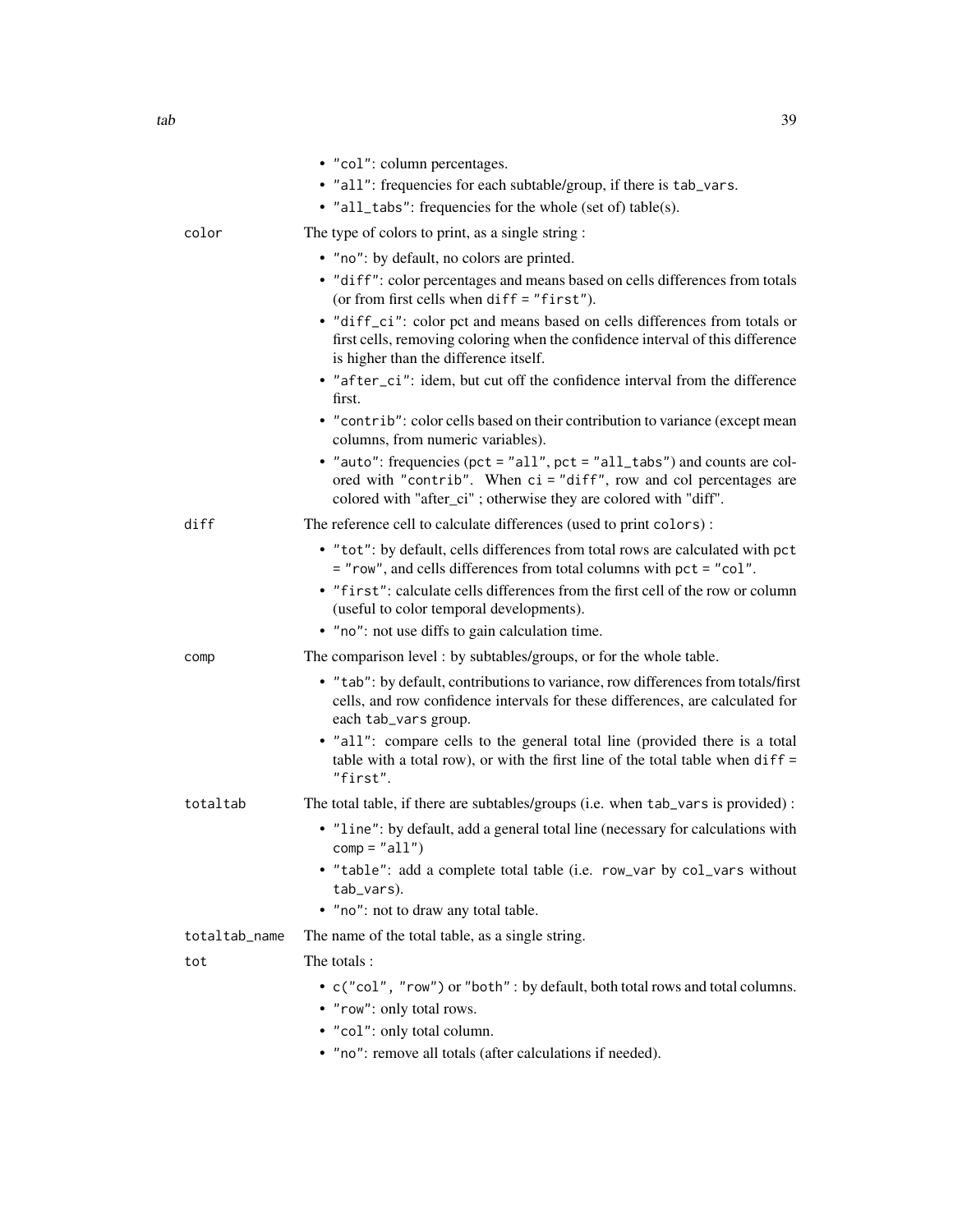- "col": column percentages.
- "all": frequencies for each subtable/group, if there is tab_vars.
- "all_tabs": frequencies for the whole (set of) table(s).

`color`
: The type of colors to print, as a single string :
- "no": by default, no colors are printed.
- "diff": color percentages and means based on cells differences from totals (or from first cells when diff = "first").
- "diff_ci": color pct and means based on cells differences from totals or first cells, removing coloring when the confidence interval of this difference is higher than the difference itself.
- "after_ci": idem, but cut off the confidence interval from the difference first.
- "contrib": color cells based on their contribution to variance (except mean columns, from numeric variables).
- "auto": frequencies (pct = "all", pct = "all_tabs") and counts are colored with "contrib". When ci = "diff", row and col percentages are colored with "after_ci" ; otherwise they are colored with "diff".

`diff`
: The reference cell to calculate differences (used to print colors) :
- "tot": by default, cells differences from total rows are calculated with pct = "row", and cells differences from total columns with pct = "col".
- "first": calculate cells differences from the first cell of the row or column (useful to color temporal developments).
- "no": not use diffs to gain calculation time.

`comp`
: The comparison level : by subtables/groups, or for the whole table.
- "tab": by default, contributions to variance, row differences from totals/first cells, and row confidence intervals for these differences, are calculated for each tab_vars group.
- "all": compare cells to the general total line (provided there is a total table with a total row), or with the first line of the total table when diff = "first".

`totaltab`
: The total table, if there are subtables/groups (i.e. when tab_vars is provided) :
- "line": by default, add a general total line (necessary for calculations with comp = "all")
- "table": add a complete total table (i.e. row_var by col_vars without tab_vars).
- "no": not to draw any total table.

`totaltab_name`
: The name of the total table, as a single string.

`tot`
: The totals :
- c("col", "row") or "both" : by default, both total rows and total columns.
- "row": only total rows.
- "col": only total column.
- "no": remove all totals (after calculations if needed).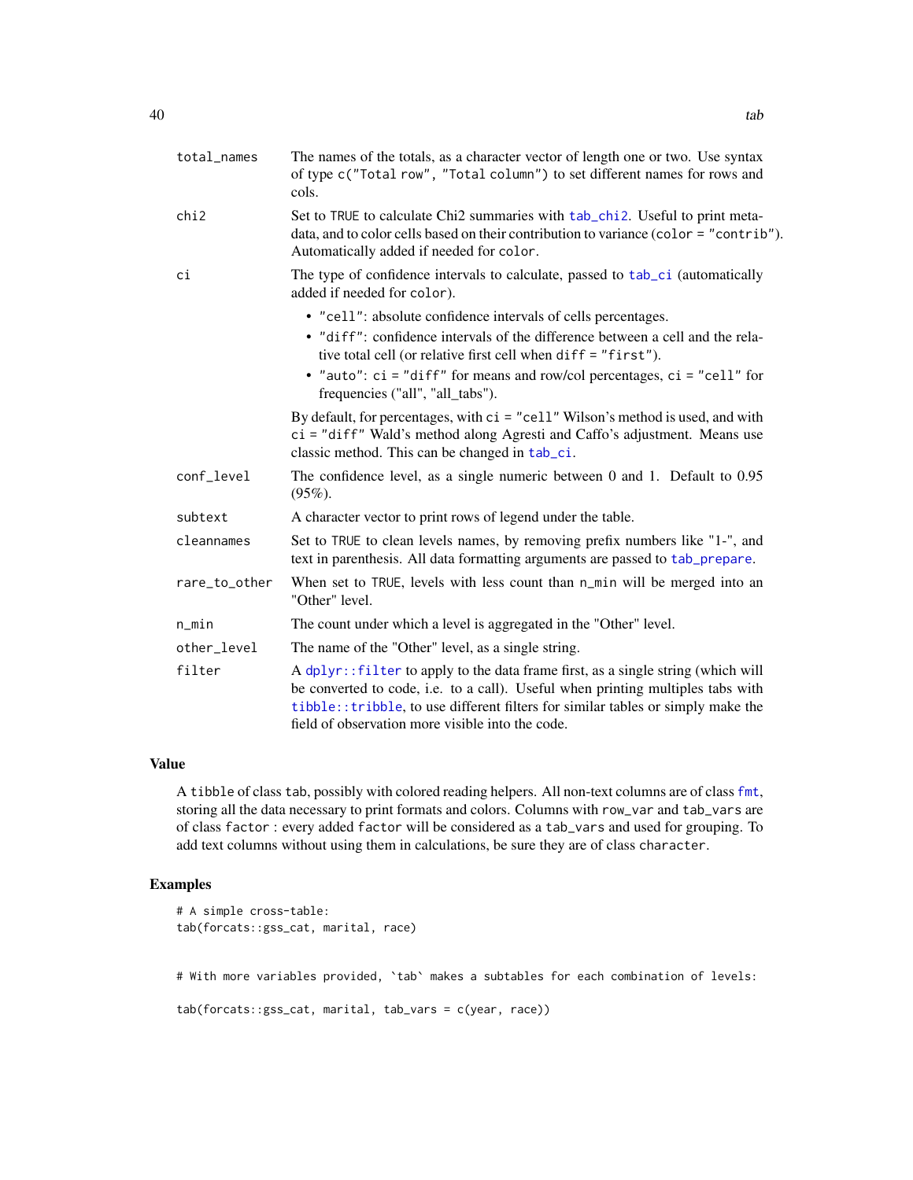| | |
|---|---|
| `total_names` | The names of the totals, as a character vector of length one or two. Use syntax of type `c("Total row", "Total column")` to set different names for rows and cols. |
| `chi2` | Set to `TRUE` to calculate Chi2 summaries with `tab_chi2`. Useful to print metadata, and to color cells based on their contribution to variance (`color = "contrib"`). Automatically added if needed for `color`. |
| `ci` | The type of confidence intervals to calculate, passed to `tab_ci` (automatically added if needed for `color`).<br>• `"cell"`: absolute confidence intervals of cells percentages.<br>• `"diff"`: confidence intervals of the difference between a cell and the relative total cell (or relative first cell when `diff = "first"`).<br>• `"auto"`: `ci = "diff"` for means and row/col percentages, `ci = "cell"` for frequencies ("all", "all_tabs").<br><br>By default, for percentages, with `ci = "cell"` Wilson's method is used, and with `ci = "diff"` Wald's method along Agresti and Caffo's adjustment. Means use classic method. This can be changed in `tab_ci`. |
| `conf_level` | The confidence level, as a single numeric between 0 and 1. Default to 0.95 (95%). |
| `subtext` | A character vector to print rows of legend under the table. |
| `cleannames` | Set to `TRUE` to clean levels names, by removing prefix numbers like "1-", and text in parenthesis. All data formatting arguments are passed to `tab_prepare`. |
| `rare_to_other` | When set to `TRUE`, levels with less count than `n_min` will be merged into an "Other" level. |
| `n_min` | The count under which a level is aggregated in the "Other" level. |
| `other_level` | The name of the "Other" level, as a single string. |
| `filter` | A `dplyr::filter` to apply to the data frame first, as a single string (which will be converted to code, i.e. to a call). Useful when printing multiples tabs with `tibble::tribble`, to use different filters for similar tables or simply make the field of observation more visible into the code. |

## Value

A `tibble` of class `tab`, possibly with colored reading helpers. All non-text columns are of class `fmt`, storing all the data necessary to print formats and colors. Columns with `row_var` and `tab_vars` are of class `factor` : every added `factor` will be considered as a `tab_vars` and used for grouping. To add text columns without using them in calculations, be sure they are of class `character`.

## Examples

```
# A simple cross-table:
tab(forcats::gss_cat, marital, race)


# With more variables provided, `tab` makes a subtables for each combination of levels:

tab(forcats::gss_cat, marital, tab_vars = c(year, race))
```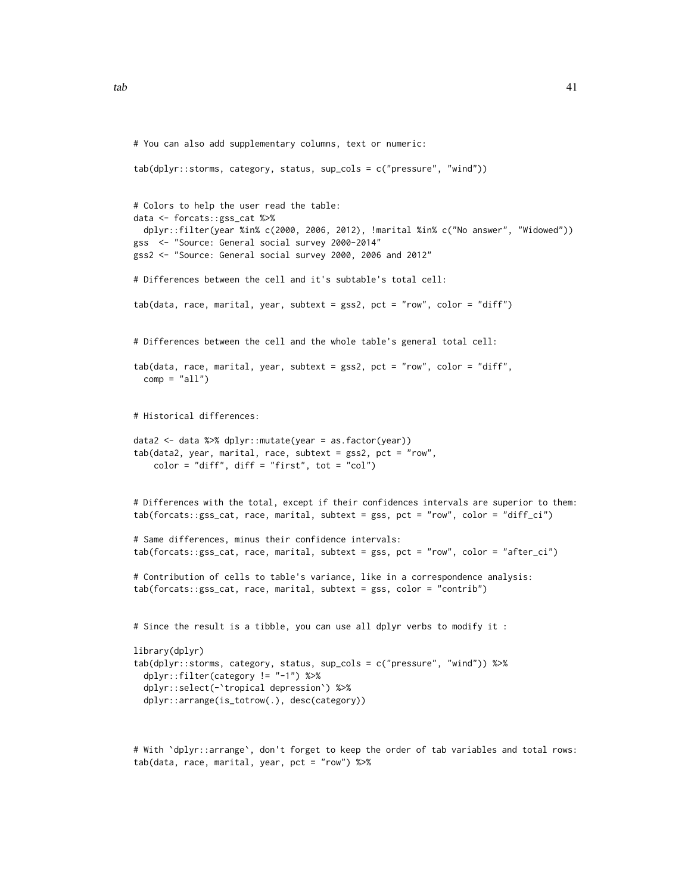```
# You can also add supplementary columns, text or numeric:

tab(dplyr::storms, category, status, sup_cols = c("pressure", "wind"))


# Colors to help the user read the table:
data <- forcats::gss_cat %>%
  dplyr::filter(year %in% c(2000, 2006, 2012), !marital %in% c("No answer", "Widowed"))
gss  <- "Source: General social survey 2000-2014"
gss2 <- "Source: General social survey 2000, 2006 and 2012"

# Differences between the cell and it's subtable's total cell:

tab(data, race, marital, year, subtext = gss2, pct = "row", color = "diff")


# Differences between the cell and the whole table's general total cell:

tab(data, race, marital, year, subtext = gss2, pct = "row", color = "diff",
  comp = "all")


# Historical differences:

data2 <- data %>% dplyr::mutate(year = as.factor(year))
tab(data2, year, marital, race, subtext = gss2, pct = "row",
    color = "diff", diff = "first", tot = "col")


# Differences with the total, except if their confidences intervals are superior to them:
tab(forcats::gss_cat, race, marital, subtext = gss, pct = "row", color = "diff_ci")

# Same differences, minus their confidence intervals:
tab(forcats::gss_cat, race, marital, subtext = gss, pct = "row", color = "after_ci")

# Contribution of cells to table's variance, like in a correspondence analysis:
tab(forcats::gss_cat, race, marital, subtext = gss, color = "contrib")


# Since the result is a tibble, you can use all dplyr verbs to modify it :

library(dplyr)
tab(dplyr::storms, category, status, sup_cols = c("pressure", "wind")) %>%
  dplyr::filter(category != "-1") %>%
  dplyr::select(-`tropical depression`) %>%
  dplyr::arrange(is_totrow(.), desc(category))



# With `dplyr::arrange`, don't forget to keep the order of tab variables and total rows:
tab(data, race, marital, year, pct = "row") %>%
```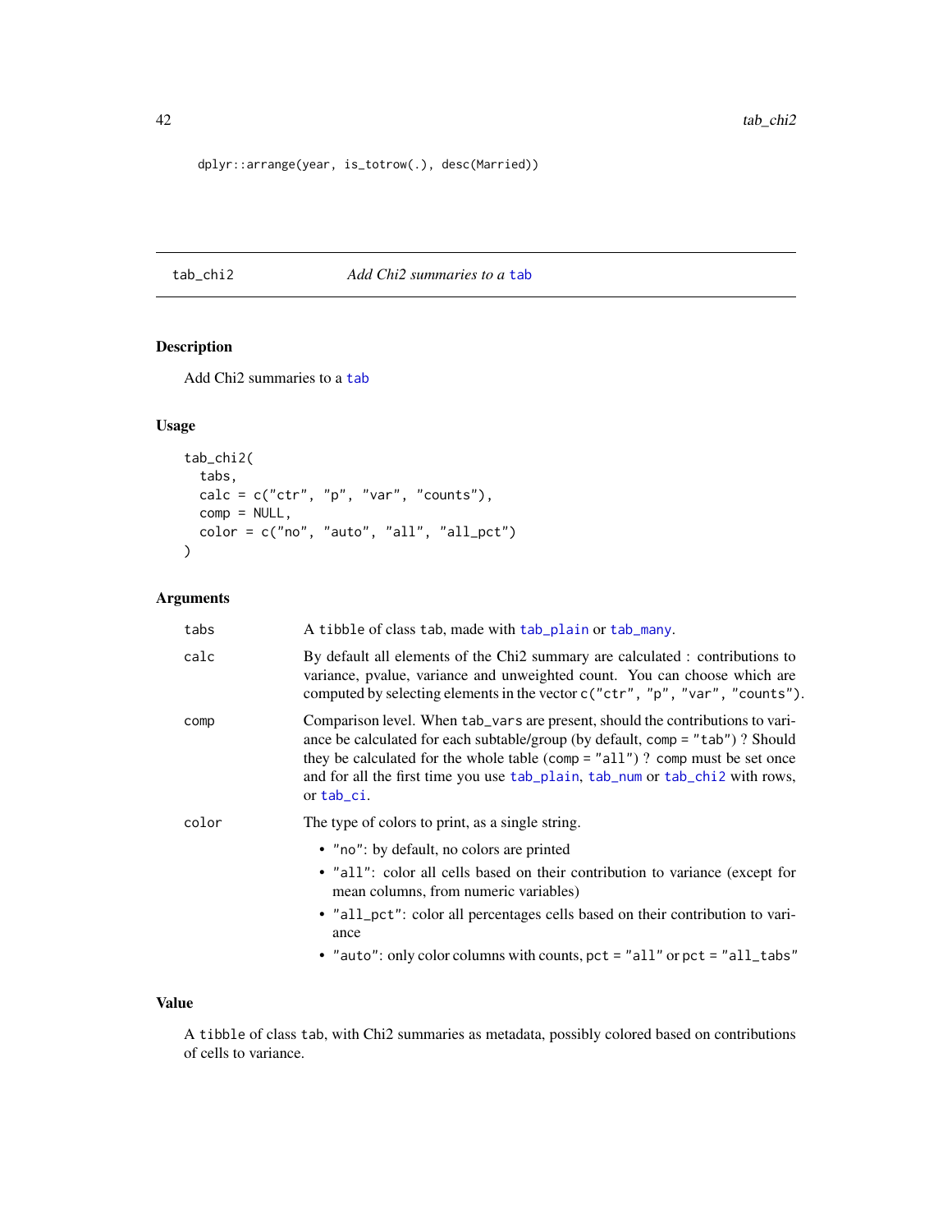```
dplyr::arrange(year, is_totrow(.), desc(Married))
```

---

## tab_chi2 — *Add Chi2 summaries to a tab*

### Description

Add Chi2 summaries to a tab

### Usage

```
tab_chi2(
  tabs,
  calc = c("ctr", "p", "var", "counts"),
  comp = NULL,
  color = c("no", "auto", "all", "all_pct")
)
```

### Arguments

| | |
|---|---|
| tabs | A tibble of class tab, made with tab_plain or tab_many. |
| calc | By default all elements of the Chi2 summary are calculated : contributions to variance, pvalue, variance and unweighted count. You can choose which are computed by selecting elements in the vector c("ctr", "p", "var", "counts"). |
| comp | Comparison level. When tab_vars are present, should the contributions to variance be calculated for each subtable/group (by default, comp = "tab") ? Should they be calculated for the whole table (comp = "all") ? comp must be set once and for all the first time you use tab_plain, tab_num or tab_chi2 with rows, or tab_ci. |
| color | The type of colors to print, as a single string.<br>• "no": by default, no colors are printed<br>• "all": color all cells based on their contribution to variance (except for mean columns, from numeric variables)<br>• "all_pct": color all percentages cells based on their contribution to variance<br>• "auto": only color columns with counts, pct = "all" or pct = "all_tabs" |

### Value

A tibble of class tab, with Chi2 summaries as metadata, possibly colored based on contributions of cells to variance.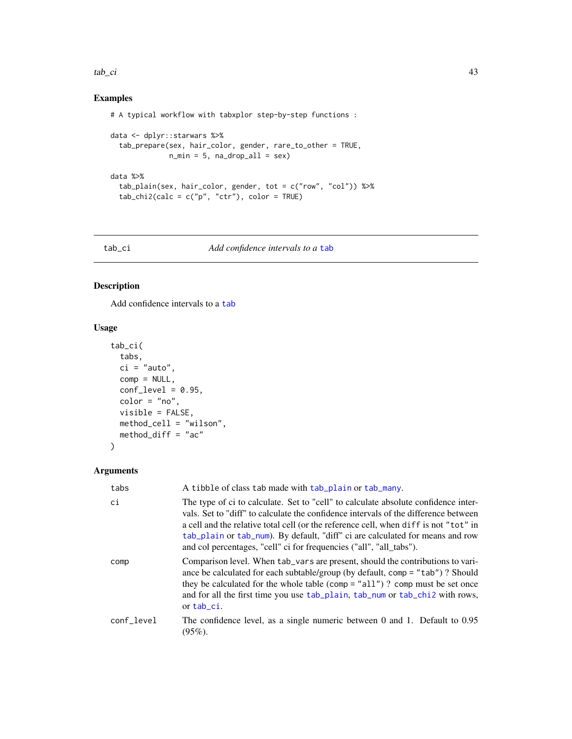## Examples

```
# A typical workflow with tabxplor step-by-step functions :

data <- dplyr::starwars %>%
  tab_prepare(sex, hair_color, gender, rare_to_other = TRUE,
              n_min = 5, na_drop_all = sex)

data %>%
  tab_plain(sex, hair_color, gender, tot = c("row", "col")) %>%
  tab_chi2(calc = c("p", "ctr"), color = TRUE)
```

---

tab_ci *Add confidence intervals to a* tab

---

## Description

Add confidence intervals to a tab

## Usage

```
tab_ci(
  tabs,
  ci = "auto",
  comp = NULL,
  conf_level = 0.95,
  color = "no",
  visible = FALSE,
  method_cell = "wilson",
  method_diff = "ac"
)
```

## Arguments

| | |
|---|---|
| tabs | A tibble of class tab made with tab_plain or tab_many. |
| ci | The type of ci to calculate. Set to "cell" to calculate absolute confidence intervals. Set to "diff" to calculate the confidence intervals of the difference between a cell and the relative total cell (or the reference cell, when diff is not "tot" in tab_plain or tab_num). By default, "diff" ci are calculated for means and row and col percentages, "cell" ci for frequencies ("all", "all_tabs"). |
| comp | Comparison level. When tab_vars are present, should the contributions to variance be calculated for each subtable/group (by default, comp = "tab") ? Should they be calculated for the whole table (comp = "all") ? comp must be set once and for all the first time you use tab_plain, tab_num or tab_chi2 with rows, or tab_ci. |
| conf_level | The confidence level, as a single numeric between 0 and 1. Default to 0.95 (95%). |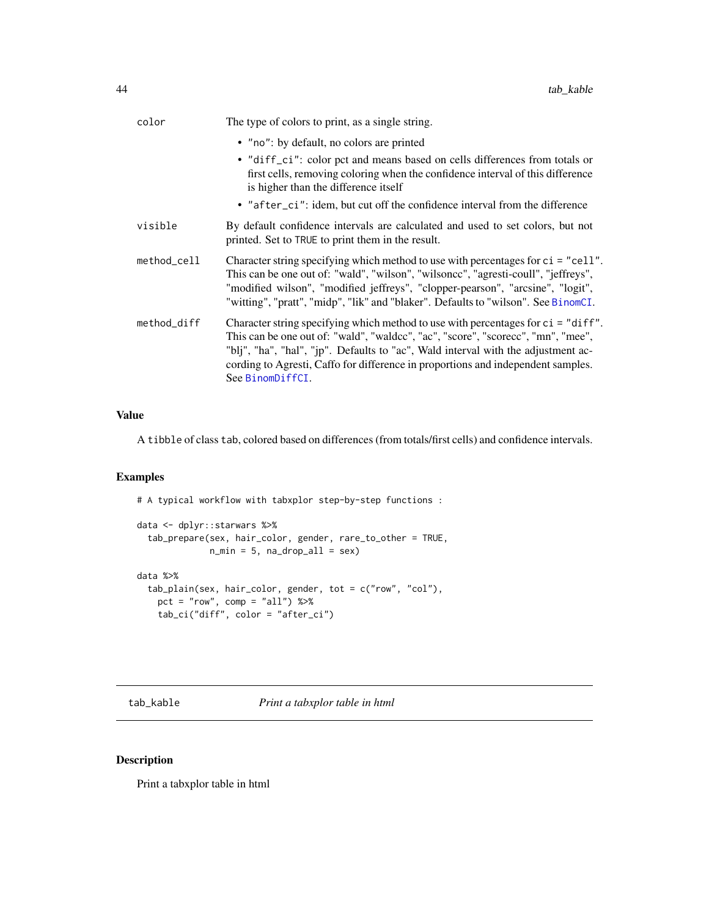| | |
|---|---|
| color | The type of colors to print, as a single string.<br>• "no": by default, no colors are printed<br>• "diff_ci": color pct and means based on cells differences from totals or first cells, removing coloring when the confidence interval of this difference is higher than the difference itself<br>• "after_ci": idem, but cut off the confidence interval from the difference |
| visible | By default confidence intervals are calculated and used to set colors, but not printed. Set to TRUE to print them in the result. |
| method_cell | Character string specifying which method to use with percentages for ci = "cell". This can be one out of: "wald", "wilson", "wilsoncc", "agresti-coull", "jeffreys", "modified wilson", "modified jeffreys", "clopper-pearson", "arcsine", "logit", "witting", "pratt", "midp", "lik" and "blaker". Defaults to "wilson". See BinomCI. |
| method_diff | Character string specifying which method to use with percentages for ci = "diff". This can be one out of: "wald", "waldcc", "ac", "score", "scorecc", "mn", "mee", "blj", "ha", "hal", "jp". Defaults to "ac", Wald interval with the adjustment according to Agresti, Caffo for difference in proportions and independent samples. See BinomDiffCI. |

## Value

A tibble of class tab, colored based on differences (from totals/first cells) and confidence intervals.

## Examples

```
# A typical workflow with tabxplor step-by-step functions :

data <- dplyr::starwars %>%
  tab_prepare(sex, hair_color, gender, rare_to_other = TRUE,
              n_min = 5, na_drop_all = sex)

data %>%
  tab_plain(sex, hair_color, gender, tot = c("row", "col"),
    pct = "row", comp = "all") %>%
    tab_ci("diff", color = "after_ci")
```

---

# tab_kable *Print a tabxplor table in html*

## Description

Print a tabxplor table in html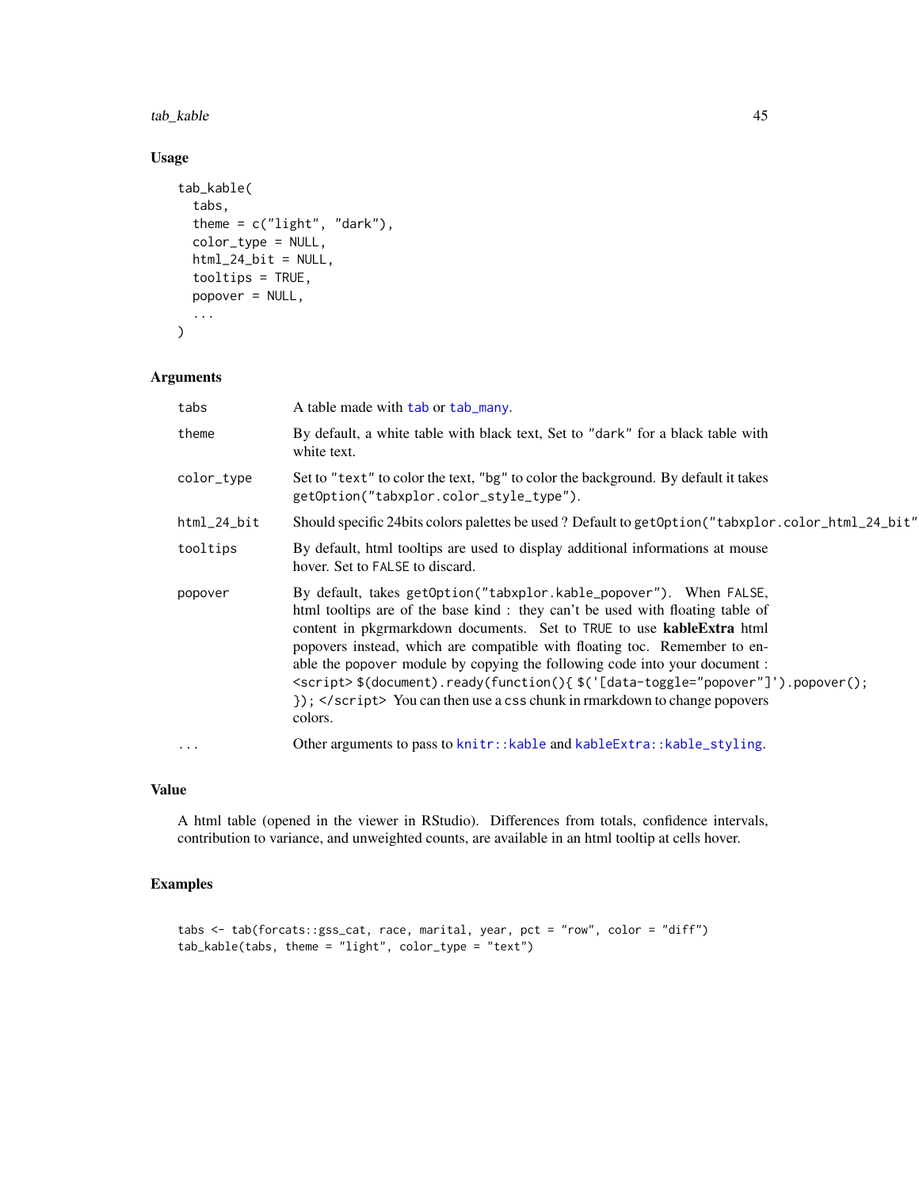## Usage

```
tab_kable(
  tabs,
  theme = c("light", "dark"),
  color_type = NULL,
  html_24_bit = NULL,
  tooltips = TRUE,
  popover = NULL,
  ...
)
```

## Arguments

| | |
|---|---|
| tabs | A table made with tab or tab_many. |
| theme | By default, a white table with black text, Set to "dark" for a black table with white text. |
| color_type | Set to "text" to color the text, "bg" to color the background. By default it takes getOption("tabxplor.color_style_type"). |
| html_24_bit | Should specific 24bits colors palettes be used ? Default to getOption("tabxplor.color_html_24_bit" |
| tooltips | By default, html tooltips are used to display additional informations at mouse hover. Set to FALSE to discard. |
| popover | By default, takes getOption("tabxplor.kable_popover"). When FALSE, html tooltips are of the base kind : they can't be used with floating table of content in pkgrmarkdown documents. Set to TRUE to use **kableExtra** html popovers instead, which are compatible with floating toc. Remember to enable the popover module by copying the following code into your document : <script> $(document).ready(function(){ $('[data-toggle="popover"]').popover(); }); </script> You can then use a css chunk in rmarkdown to change popovers colors. |
| ... | Other arguments to pass to knitr::kable and kableExtra::kable_styling. |

## Value

A html table (opened in the viewer in RStudio). Differences from totals, confidence intervals, contribution to variance, and unweighted counts, are available in an html tooltip at cells hover.

## Examples

```
tabs <- tab(forcats::gss_cat, race, marital, year, pct = "row", color = "diff")
tab_kable(tabs, theme = "light", color_type = "text")
```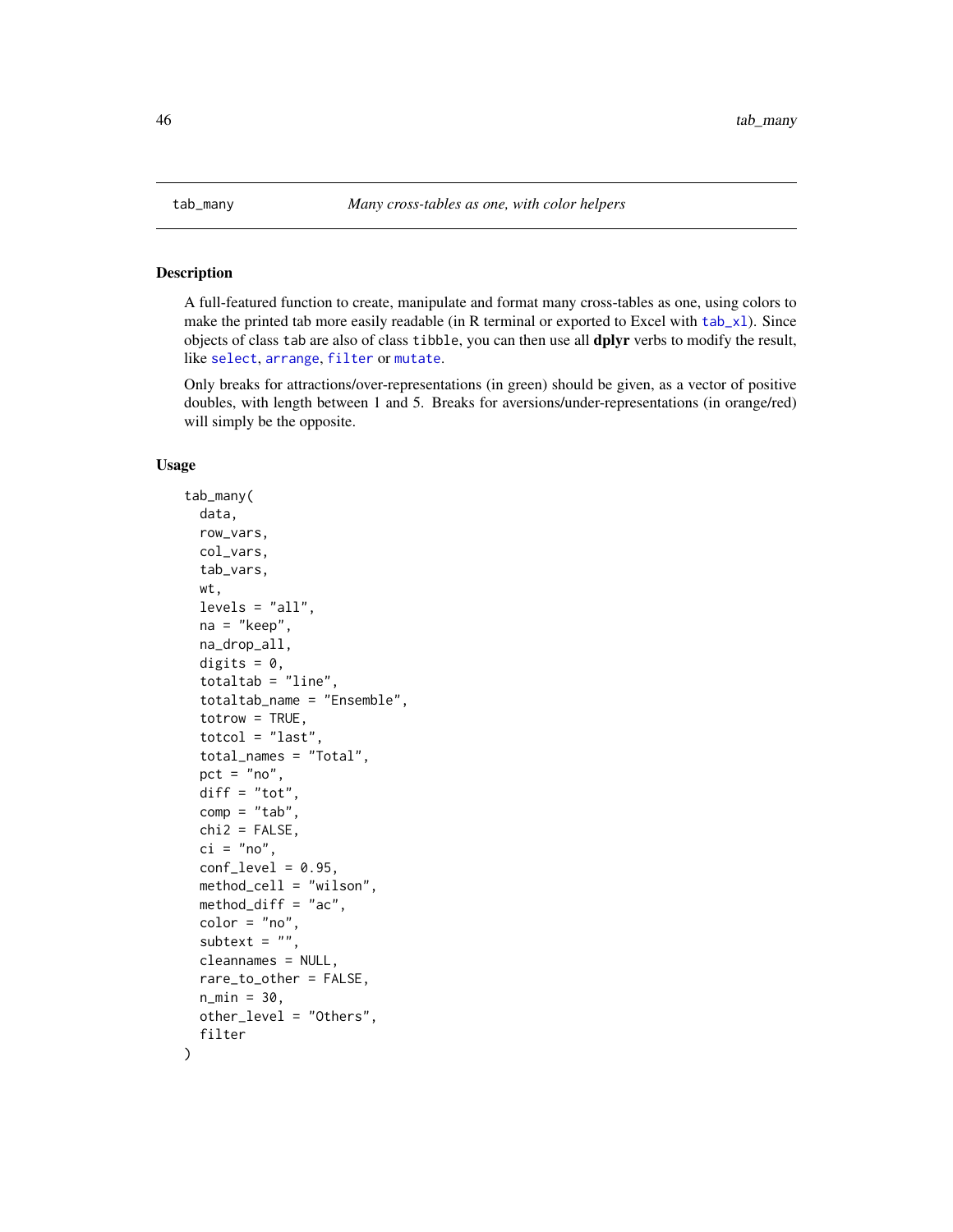tab_many *Many cross-tables as one, with color helpers*

## Description

A full-featured function to create, manipulate and format many cross-tables as one, using colors to make the printed tab more easily readable (in R terminal or exported to Excel with tab_xl). Since objects of class tab are also of class tibble, you can then use all **dplyr** verbs to modify the result, like select, arrange, filter or mutate.

Only breaks for attractions/over-representations (in green) should be given, as a vector of positive doubles, with length between 1 and 5. Breaks for aversions/under-representations (in orange/red) will simply be the opposite.

## Usage

```
tab_many(
  data,
  row_vars,
  col_vars,
  tab_vars,
  wt,
  levels = "all",
  na = "keep",
  na_drop_all,
  digits = 0,
  totaltab = "line",
  totaltab_name = "Ensemble",
  totrow = TRUE,
  totcol = "last",
  total_names = "Total",
  pct = "no",
  diff = "tot",
  comp = "tab",
  chi2 = FALSE,
  ci = "no",
  conf_level = 0.95,
  method_cell = "wilson",
  method_diff = "ac",
  color = "no",
  subtext = "",
  cleannames = NULL,
  rare_to_other = FALSE,
  n_min = 30,
  other_level = "Others",
  filter
)
```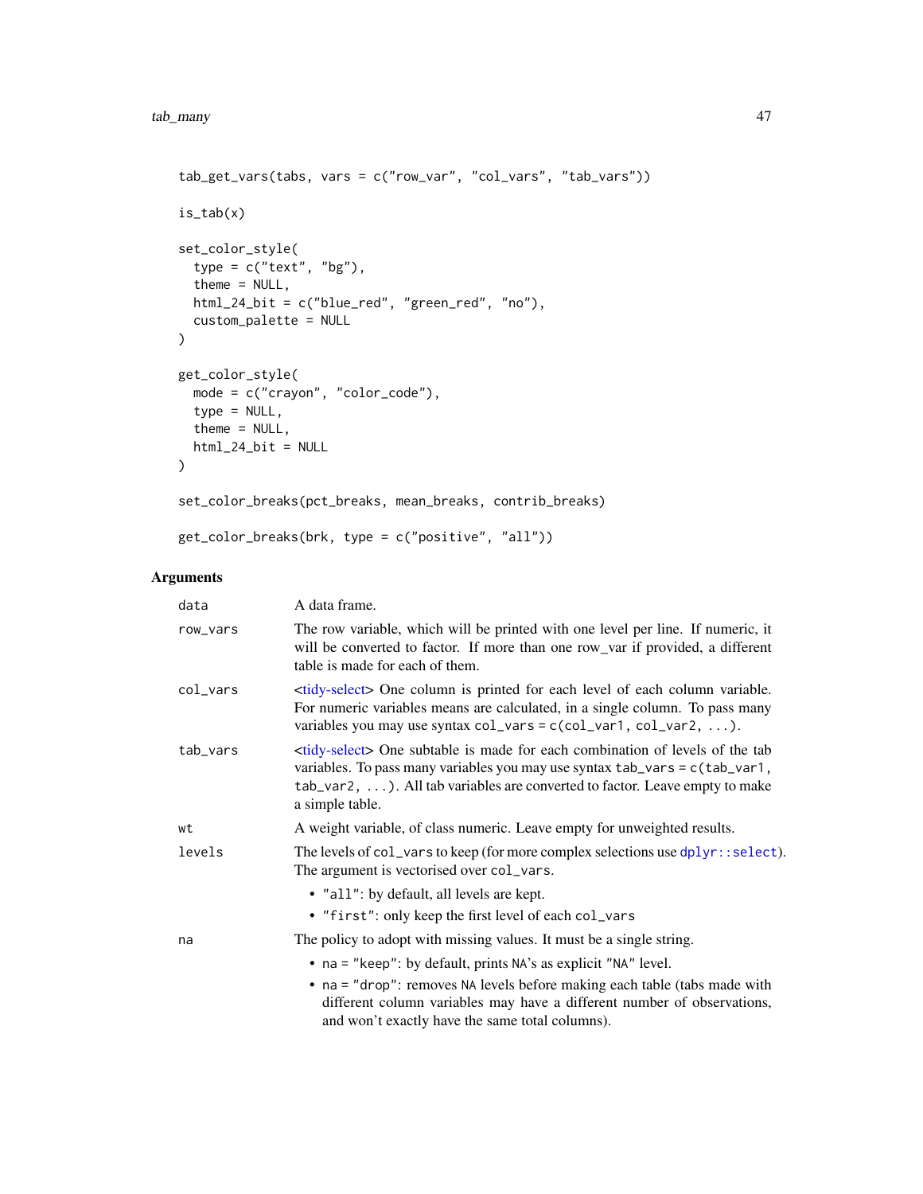```
tab_get_vars(tabs, vars = c("row_var", "col_vars", "tab_vars"))

is_tab(x)

set_color_style(
  type = c("text", "bg"),
  theme = NULL,
  html_24_bit = c("blue_red", "green_red", "no"),
  custom_palette = NULL
)

get_color_style(
  mode = c("crayon", "color_code"),
  type = NULL,
  theme = NULL,
  html_24_bit = NULL
)

set_color_breaks(pct_breaks, mean_breaks, contrib_breaks)

get_color_breaks(brk, type = c("positive", "all"))
```

### Arguments

| | |
|---|---|
| `data` | A data frame. |
| `row_vars` | The row variable, which will be printed with one level per line. If numeric, it will be converted to factor. If more than one row_var if provided, a different table is made for each of them. |
| `col_vars` | <tidy-select> One column is printed for each level of each column variable. For numeric variables means are calculated, in a single column. To pass many variables you may use syntax `col_vars = c(col_var1, col_var2, ...)`. |
| `tab_vars` | <tidy-select> One subtable is made for each combination of levels of the tab variables. To pass many variables you may use syntax `tab_vars = c(tab_var1, tab_var2, ...)`. All tab variables are converted to factor. Leave empty to make a simple table. |
| `wt` | A weight variable, of class numeric. Leave empty for unweighted results. |
| `levels` | The levels of `col_vars` to keep (for more complex selections use `dplyr::select`). The argument is vectorised over `col_vars`. <br> • `"all"`: by default, all levels are kept. <br> • `"first"`: only keep the first level of each `col_vars` |
| `na` | The policy to adopt with missing values. It must be a single string. <br> • `na = "keep"`: by default, prints `NA`'s as explicit `"NA"` level. <br> • `na = "drop"`: removes `NA` levels before making each table (tabs made with different column variables may have a different number of observations, and won't exactly have the same total columns). |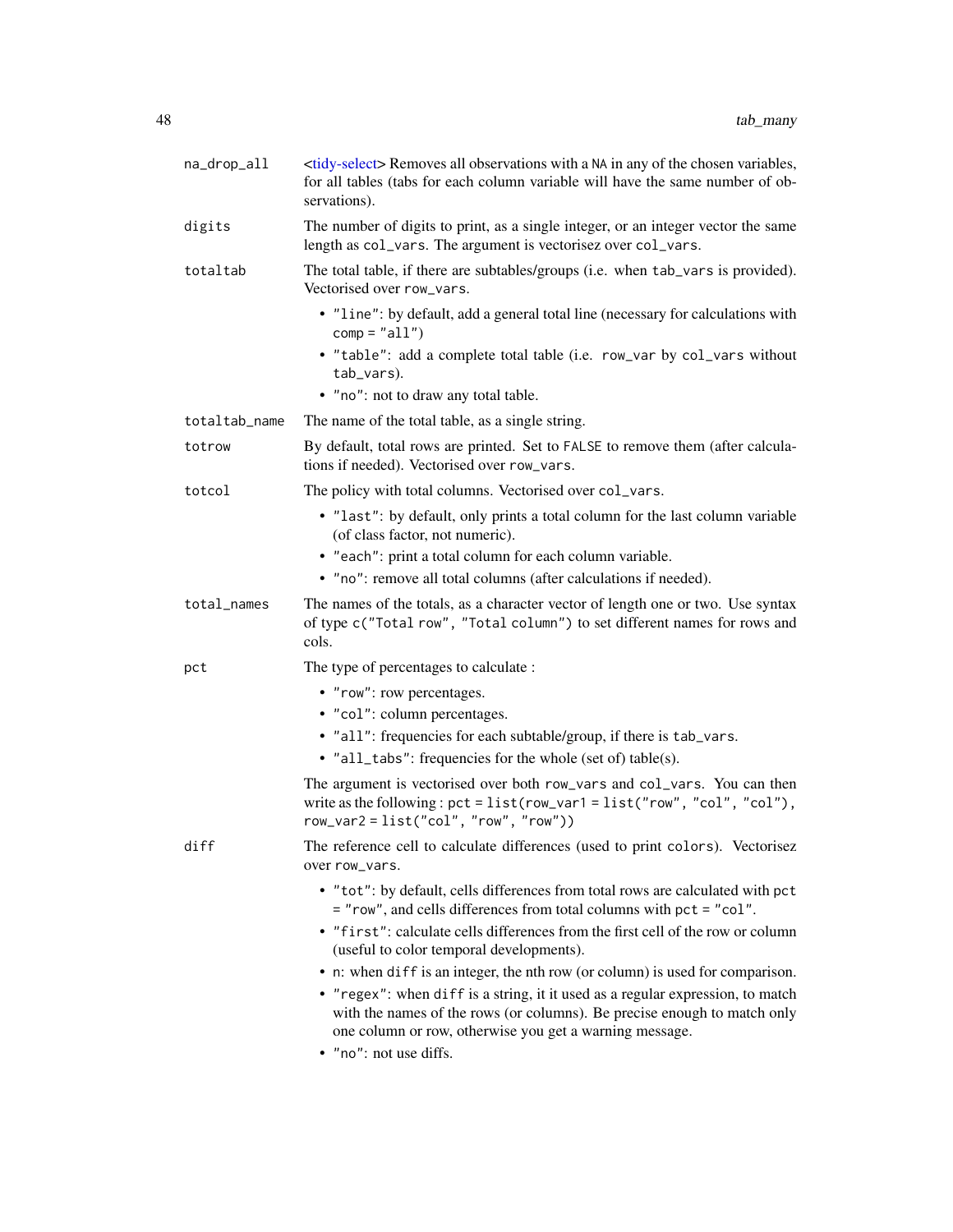**na_drop_all** <tidy-select> Removes all observations with a NA in any of the chosen variables, for all tables (tabs for each column variable will have the same number of observations).

**digits** The number of digits to print, as a single integer, or an integer vector the same length as `col_vars`. The argument is vectorisez over `col_vars`.

**totaltab** The total table, if there are subtables/groups (i.e. when `tab_vars` is provided). Vectorised over `row_vars`.

- `"line"`: by default, add a general total line (necessary for calculations with `comp = "all"`)
- `"table"`: add a complete total table (i.e. `row_var` by `col_vars` without `tab_vars`).
- `"no"`: not to draw any total table.

**totaltab_name** The name of the total table, as a single string.

**totrow** By default, total rows are printed. Set to `FALSE` to remove them (after calculations if needed). Vectorised over `row_vars`.

**totcol** The policy with total columns. Vectorised over `col_vars`.

- `"last"`: by default, only prints a total column for the last column variable (of class factor, not numeric).
- `"each"`: print a total column for each column variable.
- `"no"`: remove all total columns (after calculations if needed).

**total_names** The names of the totals, as a character vector of length one or two. Use syntax of type `c("Total row", "Total column")` to set different names for rows and cols.

**pct** The type of percentages to calculate :

- `"row"`: row percentages.
- `"col"`: column percentages.
- `"all"`: frequencies for each subtable/group, if there is `tab_vars`.
- `"all_tabs"`: frequencies for the whole (set of) table(s).

The argument is vectorised over both `row_vars` and `col_vars`. You can then write as the following : `pct = list(row_var1 = list("row", "col", "col"), row_var2 = list("col", "row", "row"))`

**diff** The reference cell to calculate differences (used to print `colors`). Vectorisez over `row_vars`.

- `"tot"`: by default, cells differences from total rows are calculated with `pct = "row"`, and cells differences from total columns with `pct = "col"`.
- `"first"`: calculate cells differences from the first cell of the row or column (useful to color temporal developments).
- `n`: when `diff` is an integer, the nth row (or column) is used for comparison.
- `"regex"`: when `diff` is a string, it it used as a regular expression, to match with the names of the rows (or columns). Be precise enough to match only one column or row, otherwise you get a warning message.
- `"no"`: not use diffs.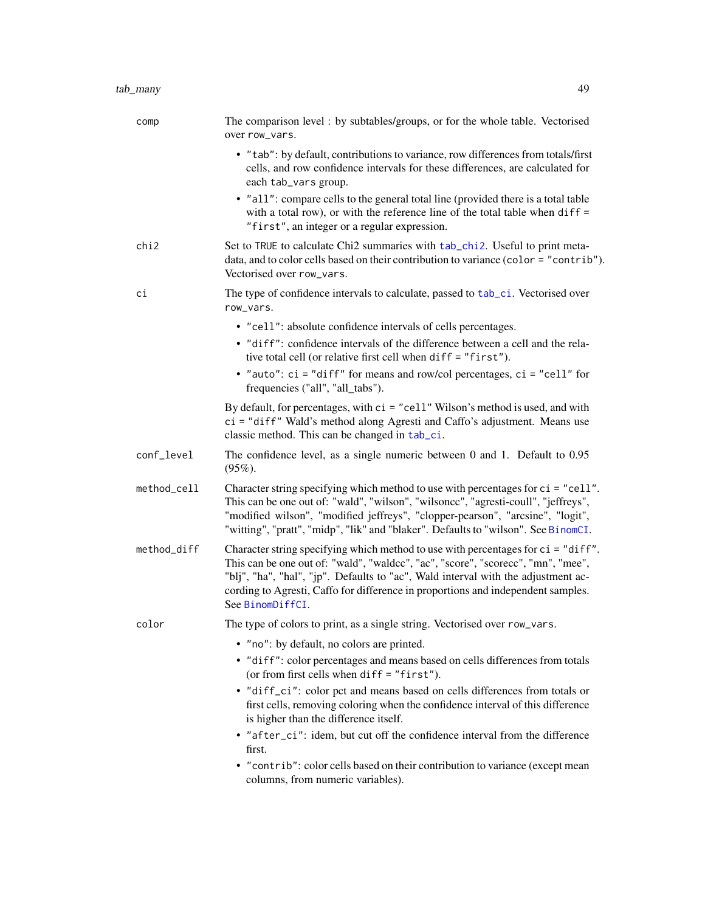**comp**
The comparison level : by subtables/groups, or for the whole table. Vectorised over `row_vars`.

- `"tab"`: by default, contributions to variance, row differences from totals/first cells, and row confidence intervals for these differences, are calculated for each `tab_vars` group.
- `"all"`: compare cells to the general total line (provided there is a total table with a total row), or with the reference line of the total table when `diff = "first"`, an integer or a regular expression.

**chi2**
Set to `TRUE` to calculate Chi2 summaries with `tab_chi2`. Useful to print metadata, and to color cells based on their contribution to variance (`color = "contrib"`). Vectorised over `row_vars`.

**ci**
The type of confidence intervals to calculate, passed to `tab_ci`. Vectorised over `row_vars`.

- `"cell"`: absolute confidence intervals of cells percentages.
- `"diff"`: confidence intervals of the difference between a cell and the relative total cell (or relative first cell when `diff = "first"`).
- `"auto"`: `ci = "diff"` for means and row/col percentages, `ci = "cell"` for frequencies ("all", "all_tabs").

By default, for percentages, with `ci = "cell"` Wilson's method is used, and with `ci = "diff"` Wald's method along Agresti and Caffo's adjustment. Means use classic method. This can be changed in `tab_ci`.

**conf_level**
The confidence level, as a single numeric between 0 and 1. Default to 0.95 (95%).

**method_cell**
Character string specifying which method to use with percentages for `ci = "cell"`. This can be one out of: "wald", "wilson", "wilsoncc", "agresti-coull", "jeffreys", "modified wilson", "modified jeffreys", "clopper-pearson", "arcsine", "logit", "witting", "pratt", "midp", "lik" and "blaker". Defaults to "wilson". See `BinomCI`.

**method_diff**
Character string specifying which method to use with percentages for `ci = "diff"`. This can be one out of: "wald", "waldcc", "ac", "score", "scorecc", "mn", "mee", "blj", "ha", "hal", "jp". Defaults to "ac", Wald interval with the adjustment according to Agresti, Caffo for difference in proportions and independent samples. See `BinomDiffCI`.

**color**
The type of colors to print, as a single string. Vectorised over `row_vars`.

- `"no"`: by default, no colors are printed.
- `"diff"`: color percentages and means based on cells differences from totals (or from first cells when `diff = "first"`).
- `"diff_ci"`: color pct and means based on cells differences from totals or first cells, removing coloring when the confidence interval of this difference is higher than the difference itself.
- `"after_ci"`: idem, but cut off the confidence interval from the difference first.
- `"contrib"`: color cells based on their contribution to variance (except mean columns, from numeric variables).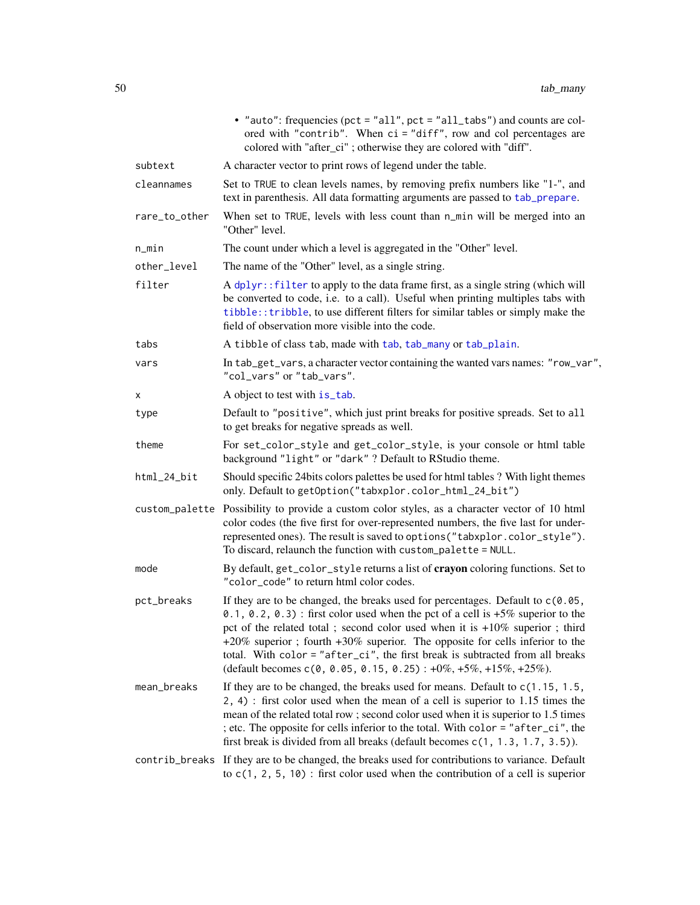- "auto": frequencies (pct = "all", pct = "all_tabs") and counts are colored with "contrib". When ci = "diff", row and col percentages are colored with "after_ci" ; otherwise they are colored with "diff".

subtext
: A character vector to print rows of legend under the table.

cleannames
: Set to TRUE to clean levels names, by removing prefix numbers like "1-", and text in parenthesis. All data formatting arguments are passed to tab_prepare.

rare_to_other
: When set to TRUE, levels with less count than n_min will be merged into an "Other" level.

n_min
: The count under which a level is aggregated in the "Other" level.

other_level
: The name of the "Other" level, as a single string.

filter
: A dplyr::filter to apply to the data frame first, as a single string (which will be converted to code, i.e. to a call). Useful when printing multiples tabs with tibble::tribble, to use different filters for similar tables or simply make the field of observation more visible into the code.

tabs
: A tibble of class tab, made with tab, tab_many or tab_plain.

vars
: In tab_get_vars, a character vector containing the wanted vars names: "row_var", "col_vars" or "tab_vars".

x
: A object to test with is_tab.

type
: Default to "positive", which just print breaks for positive spreads. Set to all to get breaks for negative spreads as well.

theme
: For set_color_style and get_color_style, is your console or html table background "light" or "dark" ? Default to RStudio theme.

html_24_bit
: Should specific 24bits colors palettes be used for html tables ? With light themes only. Default to getOption("tabxplor.color_html_24_bit")

custom_palette
: Possibility to provide a custom color styles, as a character vector of 10 html color codes (the five first for over-represented numbers, the five last for under-represented ones). The result is saved to options("tabxplor.color_style"). To discard, relaunch the function with custom_palette = NULL.

mode
: By default, get_color_style returns a list of **crayon** coloring functions. Set to "color_code" to return html color codes.

pct_breaks
: If they are to be changed, the breaks used for percentages. Default to c(0.05, 0.1, 0.2, 0.3) : first color used when the pct of a cell is +5% superior to the pct of the related total ; second color used when it is +10% superior ; third +20% superior ; fourth +30% superior. The opposite for cells inferior to the total. With color = "after_ci", the first break is subtracted from all breaks (default becomes c(0, 0.05, 0.15, 0.25) : +0%, +5%, +15%, +25%).

mean_breaks
: If they are to be changed, the breaks used for means. Default to c(1.15, 1.5, 2, 4) : first color used when the mean of a cell is superior to 1.15 times the mean of the related total row ; second color used when it is superior to 1.5 times ; etc. The opposite for cells inferior to the total. With color = "after_ci", the first break is divided from all breaks (default becomes c(1, 1.3, 1.7, 3.5)).

contrib_breaks
: If they are to be changed, the breaks used for contributions to variance. Default to c(1, 2, 5, 10) : first color used when the contribution of a cell is superior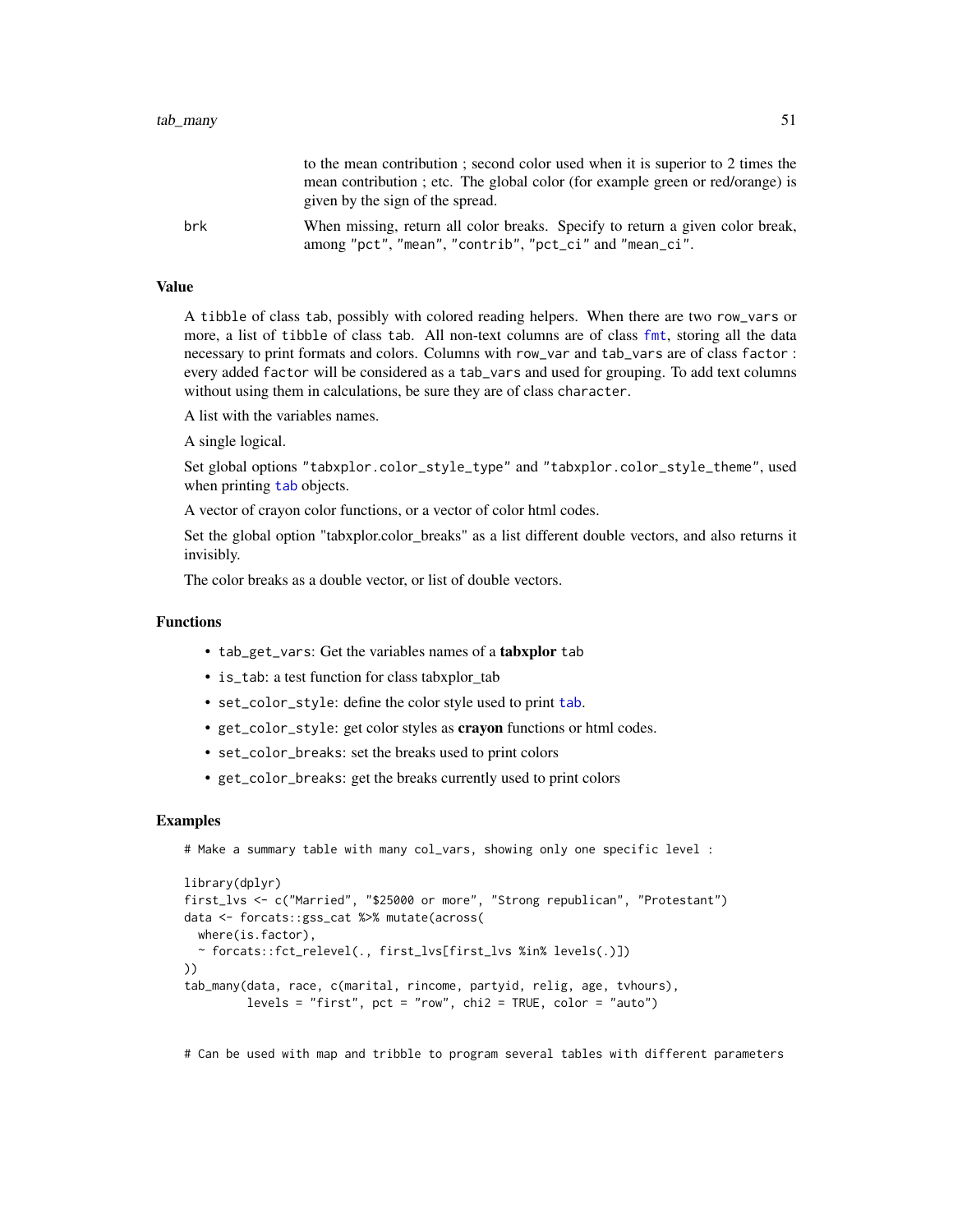to the mean contribution ; second color used when it is superior to 2 times the mean contribution ; etc. The global color (for example green or red/orange) is given by the sign of the spread.

`brk` When missing, return all color breaks. Specify to return a given color break, among "pct", "mean", "contrib", "pct_ci" and "mean_ci".

### Value

A tibble of class tab, possibly with colored reading helpers. When there are two row_vars or more, a list of tibble of class tab. All non-text columns are of class fmt, storing all the data necessary to print formats and colors. Columns with row_var and tab_vars are of class factor : every added factor will be considered as a tab_vars and used for grouping. To add text columns without using them in calculations, be sure they are of class character.

A list with the variables names.

A single logical.

Set global options "tabxplor.color_style_type" and "tabxplor.color_style_theme", used when printing tab objects.

A vector of crayon color functions, or a vector of color html codes.

Set the global option "tabxplor.color_breaks" as a list different double vectors, and also returns it invisibly.

The color breaks as a double vector, or list of double vectors.

### Functions

- `tab_get_vars`: Get the variables names of a **tabxplor** tab
- `is_tab`: a test function for class tabxplor_tab
- `set_color_style`: define the color style used to print tab.
- `get_color_style`: get color styles as **crayon** functions or html codes.
- `set_color_breaks`: set the breaks used to print colors
- `get_color_breaks`: get the breaks currently used to print colors

### Examples

```
# Make a summary table with many col_vars, showing only one specific level :

library(dplyr)
first_lvs <- c("Married", "$25000 or more", "Strong republican", "Protestant")
data <- forcats::gss_cat %>% mutate(across(
  where(is.factor),
  ~ forcats::fct_relevel(., first_lvs[first_lvs %in% levels(.)])
))
tab_many(data, race, c(marital, rincome, partyid, relig, age, tvhours),
         levels = "first", pct = "row", chi2 = TRUE, color = "auto")


# Can be used with map and tribble to program several tables with different parameters
```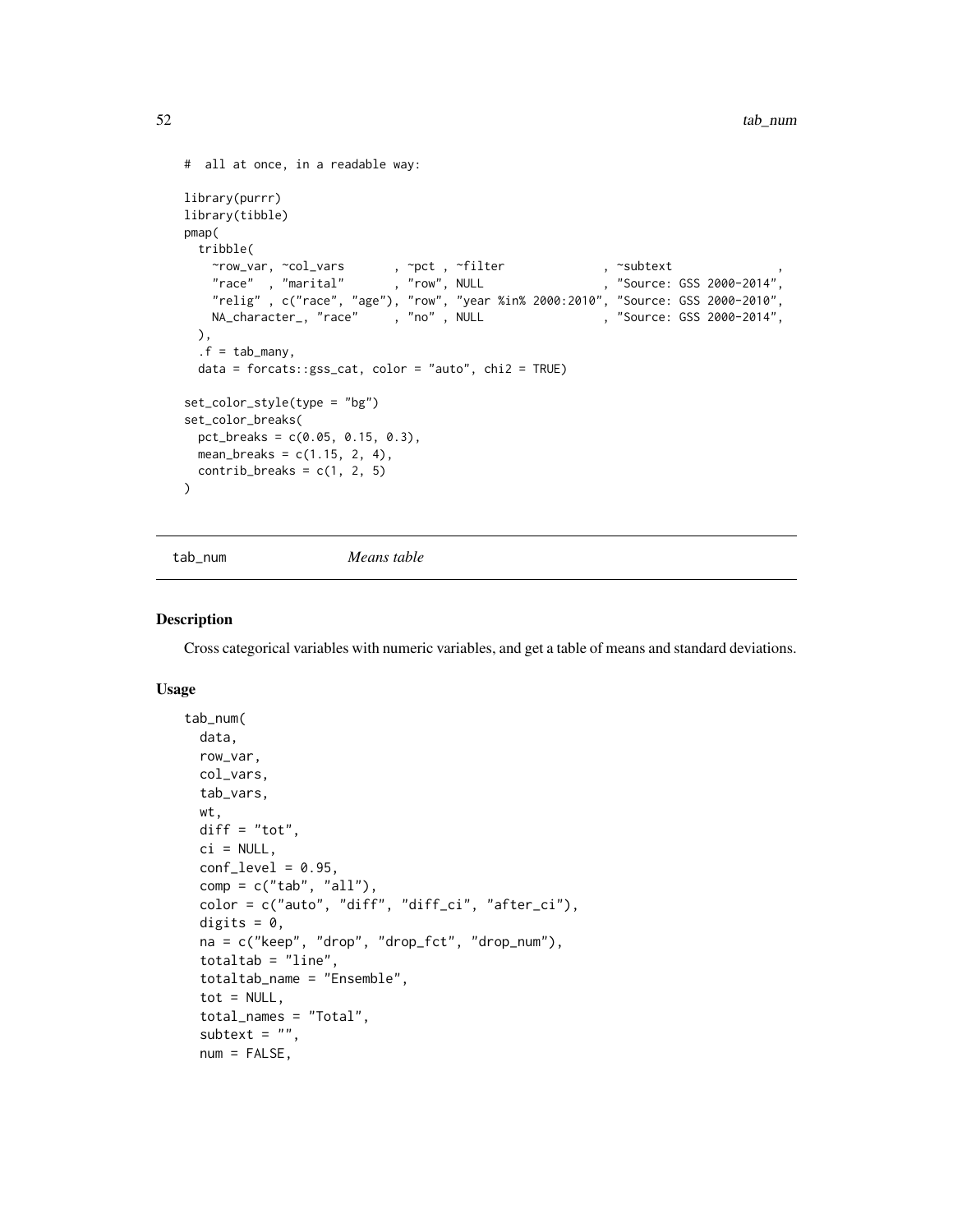```
#  all at once, in a readable way:

library(purrr)
library(tibble)
pmap(
  tribble(
    ~row_var, ~col_vars       , ~pct , ~filter              , ~subtext               ,
    "race"  , "marital"       , "row", NULL                 , "Source: GSS 2000-2014",
    "relig" , c("race", "age"), "row", "year %in% 2000:2010", "Source: GSS 2000-2010",
    NA_character_, "race"     , "no" , NULL                 , "Source: GSS 2000-2014",
  ),
  .f = tab_many,
  data = forcats::gss_cat, color = "auto", chi2 = TRUE)

set_color_style(type = "bg")
set_color_breaks(
  pct_breaks = c(0.05, 0.15, 0.3),
  mean_breaks = c(1.15, 2, 4),
  contrib_breaks = c(1, 2, 5)
)
```

## tab_num *Means table*

### Description

Cross categorical variables with numeric variables, and get a table of means and standard deviations.

### Usage

```
tab_num(
  data,
  row_var,
  col_vars,
  tab_vars,
  wt,
  diff = "tot",
  ci = NULL,
  conf_level = 0.95,
  comp = c("tab", "all"),
  color = c("auto", "diff", "diff_ci", "after_ci"),
  digits = 0,
  na = c("keep", "drop", "drop_fct", "drop_num"),
  totaltab = "line",
  totaltab_name = "Ensemble",
  tot = NULL,
  total_names = "Total",
  subtext = "",
  num = FALSE,
```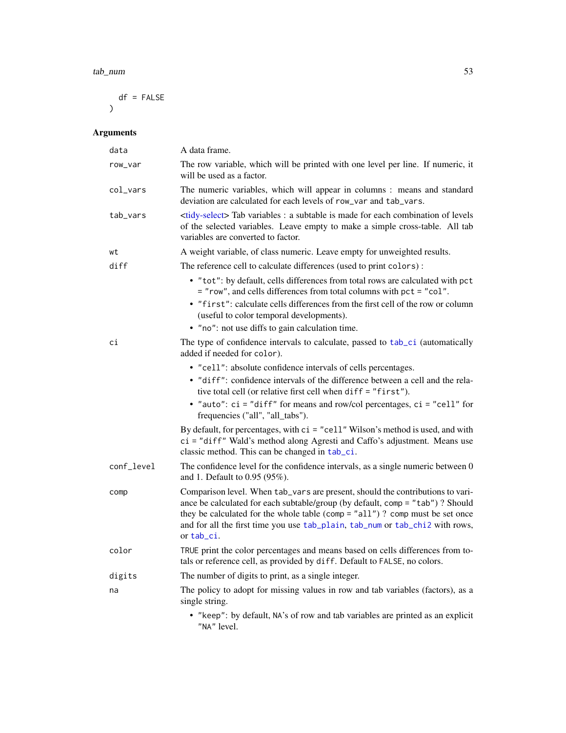```
  df = FALSE
)
```

## Arguments

- `data` — A data frame.
- `row_var` — The row variable, which will be printed with one level per line. If numeric, it will be used as a factor.
- `col_vars` — The numeric variables, which will appear in columns : means and standard deviation are calculated for each levels of `row_var` and `tab_vars`.
- `tab_vars` — <tidy-select> Tab variables : a subtable is made for each combination of levels of the selected variables. Leave empty to make a simple cross-table. All tab variables are converted to factor.
- `wt` — A weight variable, of class numeric. Leave empty for unweighted results.
- `diff` — The reference cell to calculate differences (used to print `colors`) :
  - `"tot"`: by default, cells differences from total rows are calculated with `pct = "row"`, and cells differences from total columns with `pct = "col"`.
  - `"first"`: calculate cells differences from the first cell of the row or column (useful to color temporal developments).
  - `"no"`: not use diffs to gain calculation time.
- `ci` — The type of confidence intervals to calculate, passed to `tab_ci` (automatically added if needed for `color`).
  - `"cell"`: absolute confidence intervals of cells percentages.
  - `"diff"`: confidence intervals of the difference between a cell and the relative total cell (or relative first cell when `diff = "first"`).
  - `"auto"`: `ci = "diff"` for means and row/col percentages, `ci = "cell"` for frequencies ("all", "all_tabs").

  By default, for percentages, with `ci = "cell"` Wilson's method is used, and with `ci = "diff"` Wald's method along Agresti and Caffo's adjustment. Means use classic method. This can be changed in `tab_ci`.
- `conf_level` — The confidence level for the confidence intervals, as a single numeric between 0 and 1. Default to 0.95 (95%).
- `comp` — Comparison level. When `tab_vars` are present, should the contributions to variance be calculated for each subtable/group (by default, `comp = "tab"`) ? Should they be calculated for the whole table (`comp = "all"`) ? `comp` must be set once and for all the first time you use `tab_plain`, `tab_num` or `tab_chi2` with rows, or `tab_ci`.
- `color` — `TRUE` print the color percentages and means based on cells differences from totals or reference cell, as provided by `diff`. Default to `FALSE`, no colors.
- `digits` — The number of digits to print, as a single integer.
- `na` — The policy to adopt for missing values in row and tab variables (factors), as a single string.
  - `"keep"`: by default, `NA`'s of row and tab variables are printed as an explicit `"NA"` level.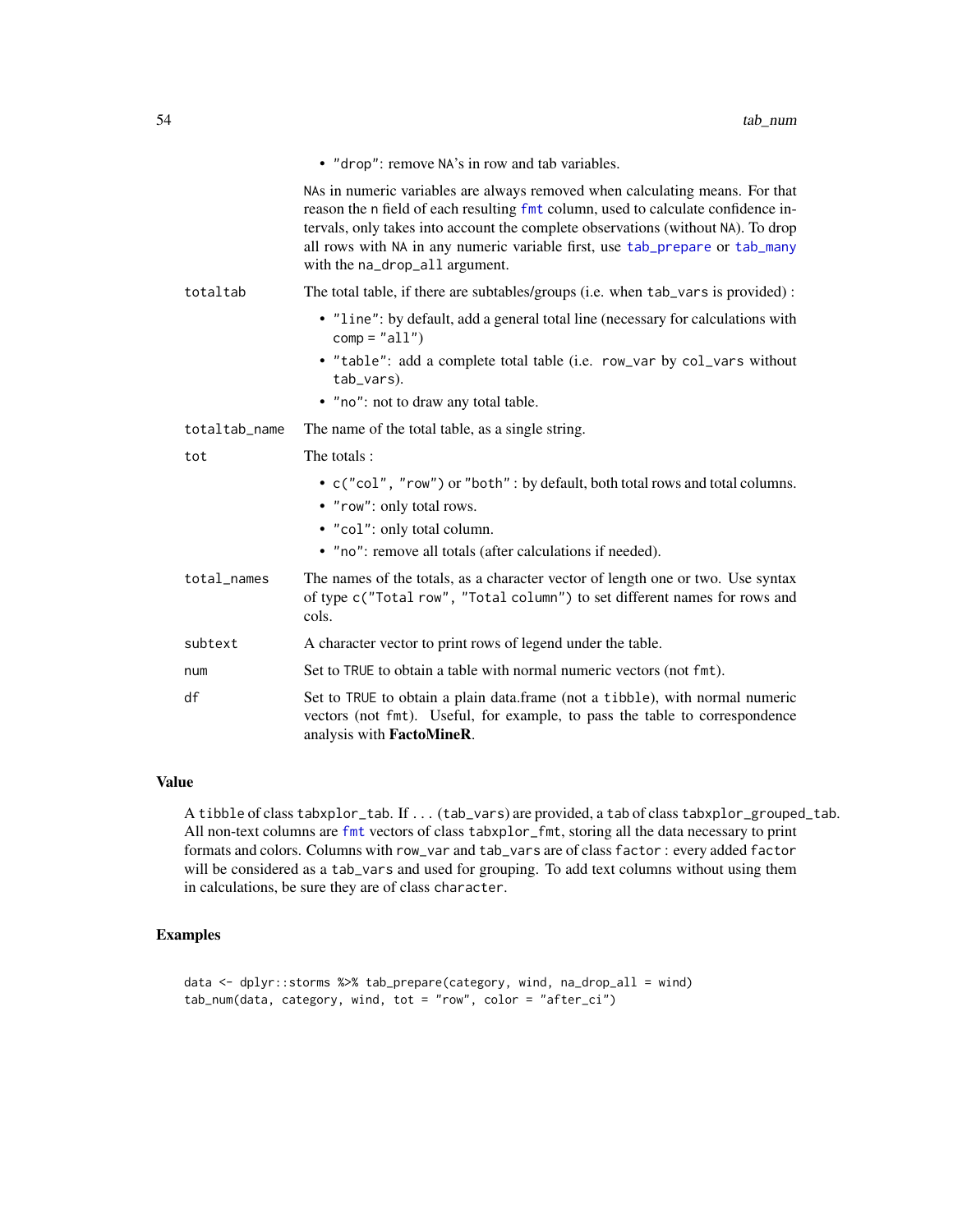- "drop": remove NA's in row and tab variables.

  NAs in numeric variables are always removed when calculating means. For that reason the n field of each resulting fmt column, used to calculate confidence intervals, only takes into account the complete observations (without NA). To drop all rows with NA in any numeric variable first, use tab_prepare or tab_many with the na_drop_all argument.

**totaltab**
The total table, if there are subtables/groups (i.e. when tab_vars is provided) :

- "line": by default, add a general total line (necessary for calculations with comp = "all")
- "table": add a complete total table (i.e. row_var by col_vars without tab_vars).
- "no": not to draw any total table.

**totaltab_name**
The name of the total table, as a single string.

**tot**
The totals :

- c("col", "row") or "both" : by default, both total rows and total columns.
- "row": only total rows.
- "col": only total column.
- "no": remove all totals (after calculations if needed).

**total_names**
The names of the totals, as a character vector of length one or two. Use syntax of type c("Total row", "Total column") to set different names for rows and cols.

**subtext**
A character vector to print rows of legend under the table.

**num**
Set to TRUE to obtain a table with normal numeric vectors (not fmt).

**df**
Set to TRUE to obtain a plain data.frame (not a tibble), with normal numeric vectors (not fmt). Useful, for example, to pass the table to correspondence analysis with **FactoMineR**.

## Value

A tibble of class tabxplor_tab. If ... (tab_vars) are provided, a tab of class tabxplor_grouped_tab. All non-text columns are fmt vectors of class tabxplor_fmt, storing all the data necessary to print formats and colors. Columns with row_var and tab_vars are of class factor : every added factor will be considered as a tab_vars and used for grouping. To add text columns without using them in calculations, be sure they are of class character.

## Examples

```
data <- dplyr::storms %>% tab_prepare(category, wind, na_drop_all = wind)
tab_num(data, category, wind, tot = "row", color = "after_ci")
```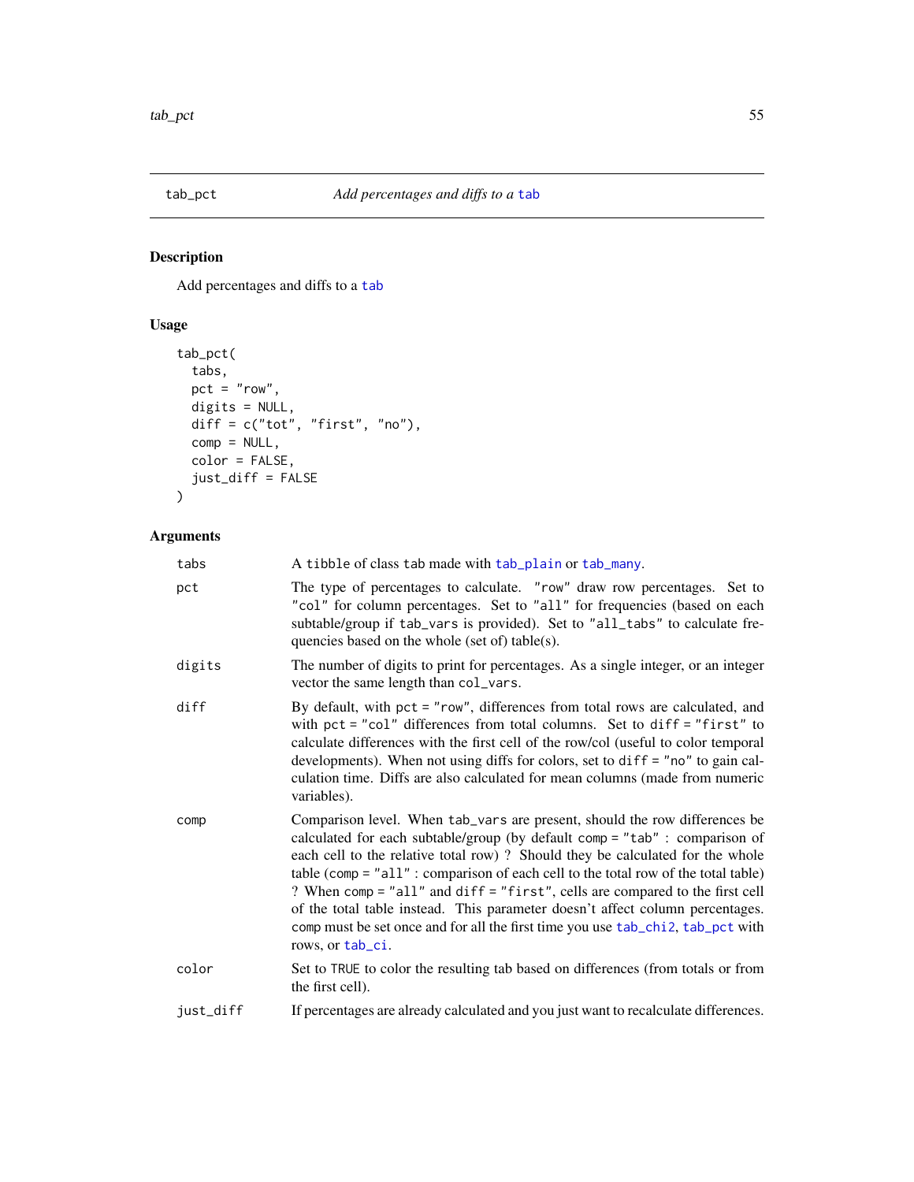## tab_pct — *Add percentages and diffs to a* `tab`

### Description

Add percentages and diffs to a `tab`

### Usage

```
tab_pct(
  tabs,
  pct = "row",
  digits = NULL,
  diff = c("tot", "first", "no"),
  comp = NULL,
  color = FALSE,
  just_diff = FALSE
)
```

### Arguments

| | |
|---|---|
| `tabs` | A `tibble` of class `tab` made with `tab_plain` or `tab_many`. |
| `pct` | The type of percentages to calculate. `"row"` draw row percentages. Set to `"col"` for column percentages. Set to `"all"` for frequencies (based on each subtable/group if `tab_vars` is provided). Set to `"all_tabs"` to calculate frequencies based on the whole (set of) table(s). |
| `digits` | The number of digits to print for percentages. As a single integer, or an integer vector the same length than `col_vars`. |
| `diff` | By default, with `pct = "row"`, differences from total rows are calculated, and with `pct = "col"` differences from total columns. Set to `diff = "first"` to calculate differences with the first cell of the row/col (useful to color temporal developments). When not using diffs for colors, set to `diff = "no"` to gain calculation time. Diffs are also calculated for mean columns (made from numeric variables). |
| `comp` | Comparison level. When `tab_vars` are present, should the row differences be calculated for each subtable/group (by default `comp = "tab"` : comparison of each cell to the relative total row) ? Should they be calculated for the whole table (`comp = "all"` : comparison of each cell to the total row of the total table) ? When `comp = "all"` and `diff = "first"`, cells are compared to the first cell of the total table instead. This parameter doesn't affect column percentages. `comp` must be set once and for all the first time you use `tab_chi2`, `tab_pct` with rows, or `tab_ci`. |
| `color` | Set to `TRUE` to color the resulting tab based on differences (from totals or from the first cell). |
| `just_diff` | If percentages are already calculated and you just want to recalculate differences. |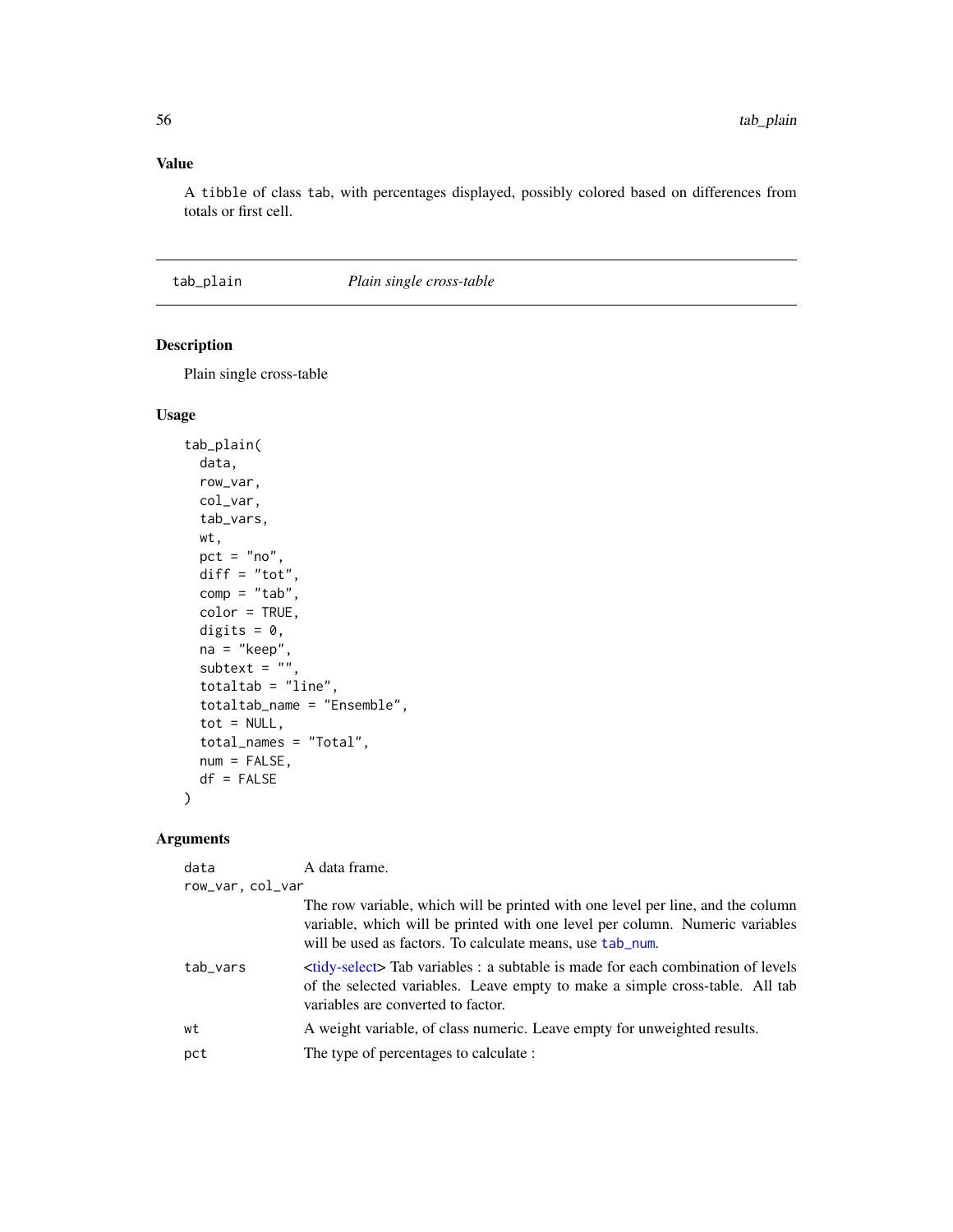## Value

A `tibble` of class `tab`, with percentages displayed, possibly colored based on differences from totals or first cell.

---

# tab_plain — *Plain single cross-table*

---

## Description

Plain single cross-table

## Usage

```
tab_plain(
  data,
  row_var,
  col_var,
  tab_vars,
  wt,
  pct = "no",
  diff = "tot",
  comp = "tab",
  color = TRUE,
  digits = 0,
  na = "keep",
  subtext = "",
  totaltab = "line",
  totaltab_name = "Ensemble",
  tot = NULL,
  total_names = "Total",
  num = FALSE,
  df = FALSE
)
```

## Arguments

| | |
|---|---|
| `data` | A data frame. |
| `row_var, col_var` | The row variable, which will be printed with one level per line, and the column variable, which will be printed with one level per column. Numeric variables will be used as factors. To calculate means, use `tab_num`. |
| `tab_vars` | <tidy-select> Tab variables : a subtable is made for each combination of levels of the selected variables. Leave empty to make a simple cross-table. All tab variables are converted to factor. |
| `wt` | A weight variable, of class numeric. Leave empty for unweighted results. |
| `pct` | The type of percentages to calculate : |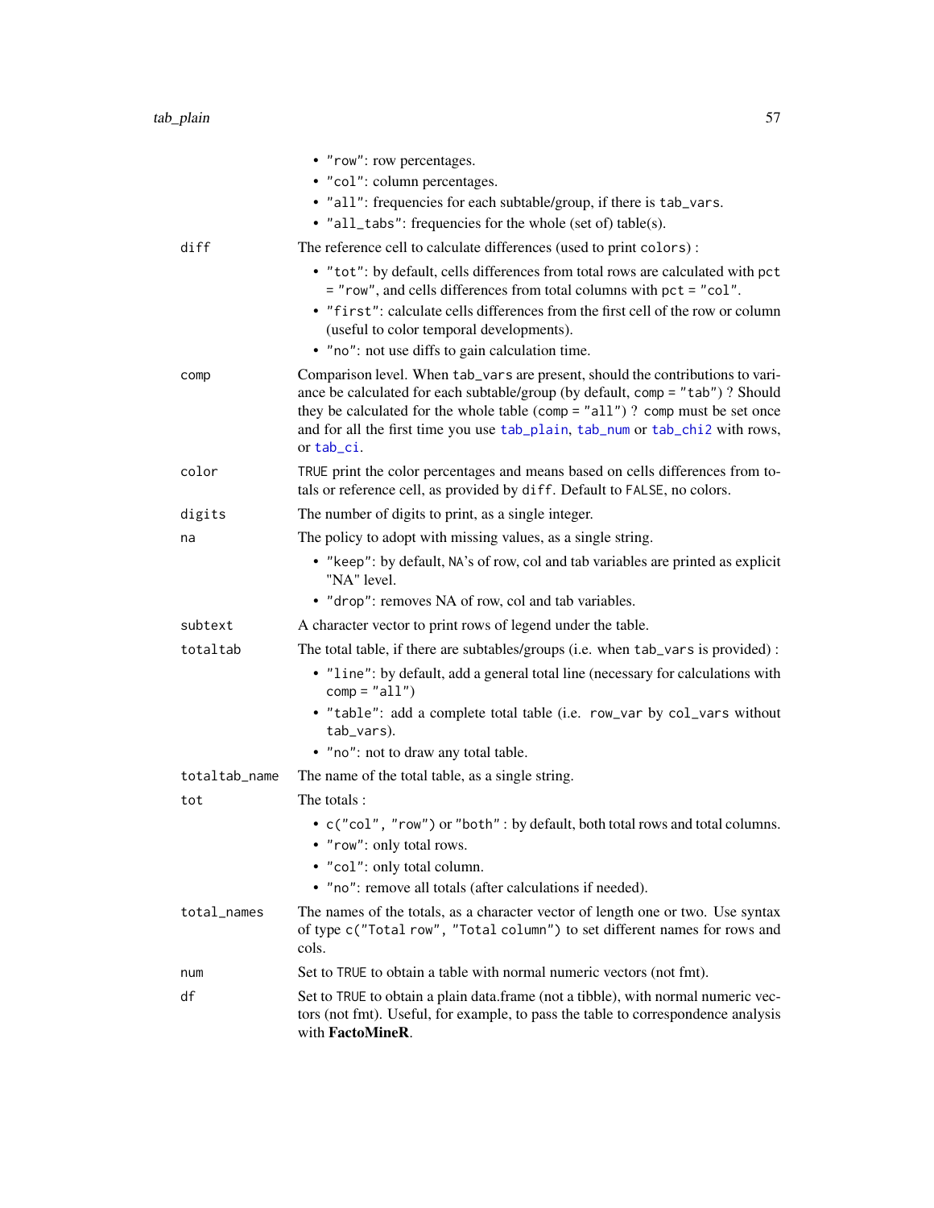- "row": row percentages.
- "col": column percentages.
- "all": frequencies for each subtable/group, if there is tab_vars.
- "all_tabs": frequencies for the whole (set of) table(s).

**diff** The reference cell to calculate differences (used to print colors) :

- "tot": by default, cells differences from total rows are calculated with pct = "row", and cells differences from total columns with pct = "col".
- "first": calculate cells differences from the first cell of the row or column (useful to color temporal developments).
- "no": not use diffs to gain calculation time.

**comp** Comparison level. When tab_vars are present, should the contributions to variance be calculated for each subtable/group (by default, comp = "tab") ? Should they be calculated for the whole table (comp = "all") ? comp must be set once and for all the first time you use tab_plain, tab_num or tab_chi2 with rows, or tab_ci.

**color** TRUE print the color percentages and means based on cells differences from totals or reference cell, as provided by diff. Default to FALSE, no colors.

**digits** The number of digits to print, as a single integer.

**na** The policy to adopt with missing values, as a single string.

- "keep": by default, NA's of row, col and tab variables are printed as explicit "NA" level.
- "drop": removes NA of row, col and tab variables.

**subtext** A character vector to print rows of legend under the table.

**totaltab** The total table, if there are subtables/groups (i.e. when tab_vars is provided) :

- "line": by default, add a general total line (necessary for calculations with comp = "all")
- "table": add a complete total table (i.e. row_var by col_vars without tab_vars).
- "no": not to draw any total table.

**totaltab_name** The name of the total table, as a single string.

**tot** The totals :

- c("col", "row") or "both" : by default, both total rows and total columns.
- "row": only total rows.
- "col": only total column.
- "no": remove all totals (after calculations if needed).

**total_names** The names of the totals, as a character vector of length one or two. Use syntax of type c("Total row", "Total column") to set different names for rows and cols.

**num** Set to TRUE to obtain a table with normal numeric vectors (not fmt).

**df** Set to TRUE to obtain a plain data.frame (not a tibble), with normal numeric vectors (not fmt). Useful, for example, to pass the table to correspondence analysis with **FactoMineR**.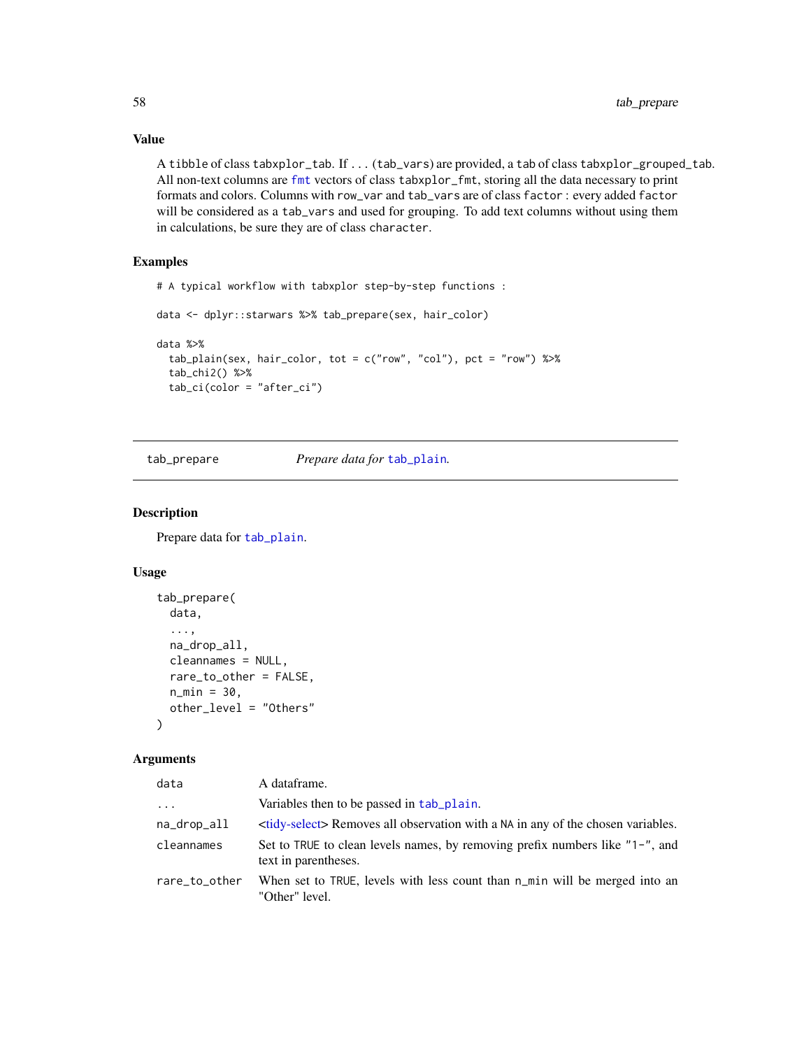## Value

A tibble of class tabxplor_tab. If ... (tab_vars) are provided, a tab of class tabxplor_grouped_tab. All non-text columns are fmt vectors of class tabxplor_fmt, storing all the data necessary to print formats and colors. Columns with row_var and tab_vars are of class factor : every added factor will be considered as a tab_vars and used for grouping. To add text columns without using them in calculations, be sure they are of class character.

## Examples

```
# A typical workflow with tabxplor step-by-step functions :

data <- dplyr::starwars %>% tab_prepare(sex, hair_color)

data %>%
  tab_plain(sex, hair_color, tot = c("row", "col"), pct = "row") %>%
  tab_chi2() %>%
  tab_ci(color = "after_ci")
```

---

# tab_prepare — *Prepare data for tab_plain.*

## Description

Prepare data for tab_plain.

## Usage

```
tab_prepare(
  data,
  ...,
  na_drop_all,
  cleannames = NULL,
  rare_to_other = FALSE,
  n_min = 30,
  other_level = "Others"
)
```

## Arguments

| | |
|---|---|
| data | A dataframe. |
| ... | Variables then to be passed in tab_plain. |
| na_drop_all | <tidy-select> Removes all observation with a NA in any of the chosen variables. |
| cleannames | Set to TRUE to clean levels names, by removing prefix numbers like "1-", and text in parentheses. |
| rare_to_other | When set to TRUE, levels with less count than n_min will be merged into an "Other" level. |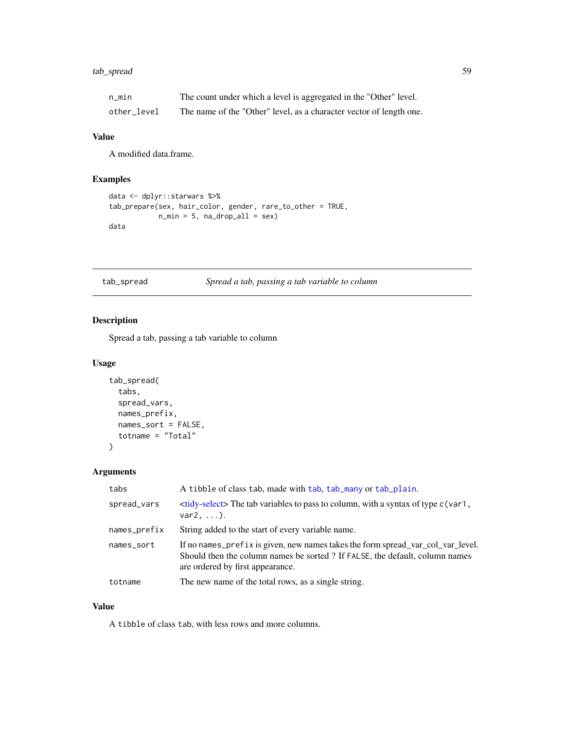| | |
|---|---|
| n_min | The count under which a level is aggregated in the "Other" level. |
| other_level | The name of the "Other" level, as a character vector of length one. |

### Value

A modified data.frame.

### Examples

```
data <- dplyr::starwars %>%
tab_prepare(sex, hair_color, gender, rare_to_other = TRUE,
            n_min = 5, na_drop_all = sex)
data
```

---

## tab_spread — *Spread a tab, passing a tab variable to column*

### Description

Spread a tab, passing a tab variable to column

### Usage

```
tab_spread(
  tabs,
  spread_vars,
  names_prefix,
  names_sort = FALSE,
  totname = "Total"
)
```

### Arguments

| | |
|---|---|
| tabs | A tibble of class tab, made with tab, tab_many or tab_plain. |
| spread_vars | <tidy-select> The tab variables to pass to column, with a syntax of type c(var1, var2, ...). |
| names_prefix | String added to the start of every variable name. |
| names_sort | If no names_prefix is given, new names takes the form spread_var_col_var_level. Should then the column names be sorted ? If FALSE, the default, column names are ordered by first appearance. |
| totname | The new name of the total rows, as a single string. |

### Value

A tibble of class tab, with less rows and more columns.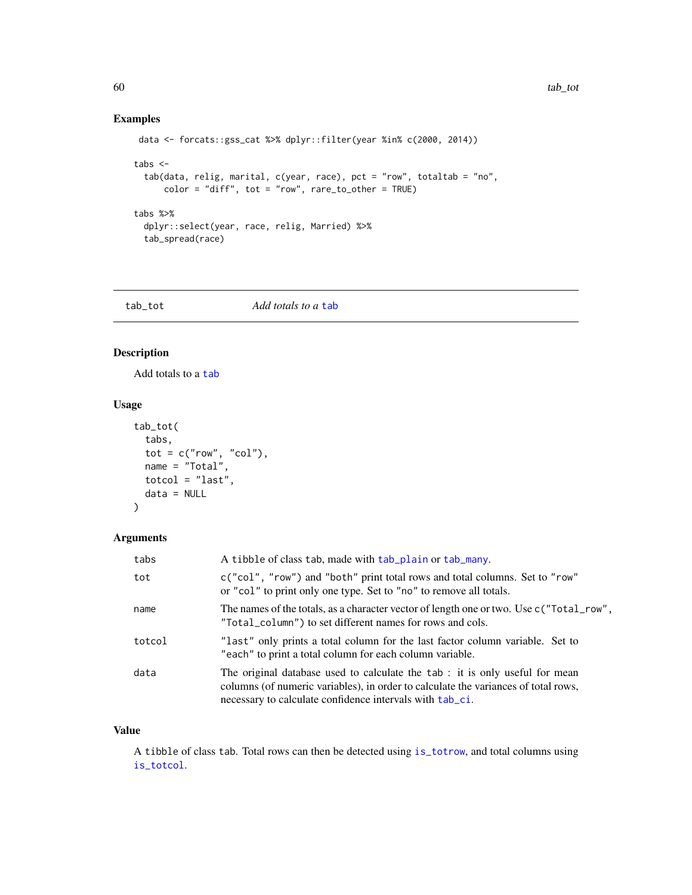## Examples

```
data <- forcats::gss_cat %>% dplyr::filter(year %in% c(2000, 2014))

tabs <-
  tab(data, relig, marital, c(year, race), pct = "row", totaltab = "no",
      color = "diff", tot = "row", rare_to_other = TRUE)

tabs %>%
  dplyr::select(year, race, relig, Married) %>%
  tab_spread(race)
```

---

# tab_tot    *Add totals to a tab*

## Description

Add totals to a tab

## Usage

```
tab_tot(
  tabs,
  tot = c("row", "col"),
  name = "Total",
  totcol = "last",
  data = NULL
)
```

## Arguments

| | |
|---|---|
| tabs | A tibble of class tab, made with tab_plain or tab_many. |
| tot | c("col", "row") and "both" print total rows and total columns. Set to "row" or "col" to print only one type. Set to "no" to remove all totals. |
| name | The names of the totals, as a character vector of length one or two. Use c("Total_row", "Total_column") to set different names for rows and cols. |
| totcol | "last" only prints a total column for the last factor column variable. Set to "each" to print a total column for each column variable. |
| data | The original database used to calculate the tab : it is only useful for mean columns (of numeric variables), in order to calculate the variances of total rows, necessary to calculate confidence intervals with tab_ci. |

## Value

A tibble of class tab. Total rows can then be detected using is_totrow, and total columns using is_totcol.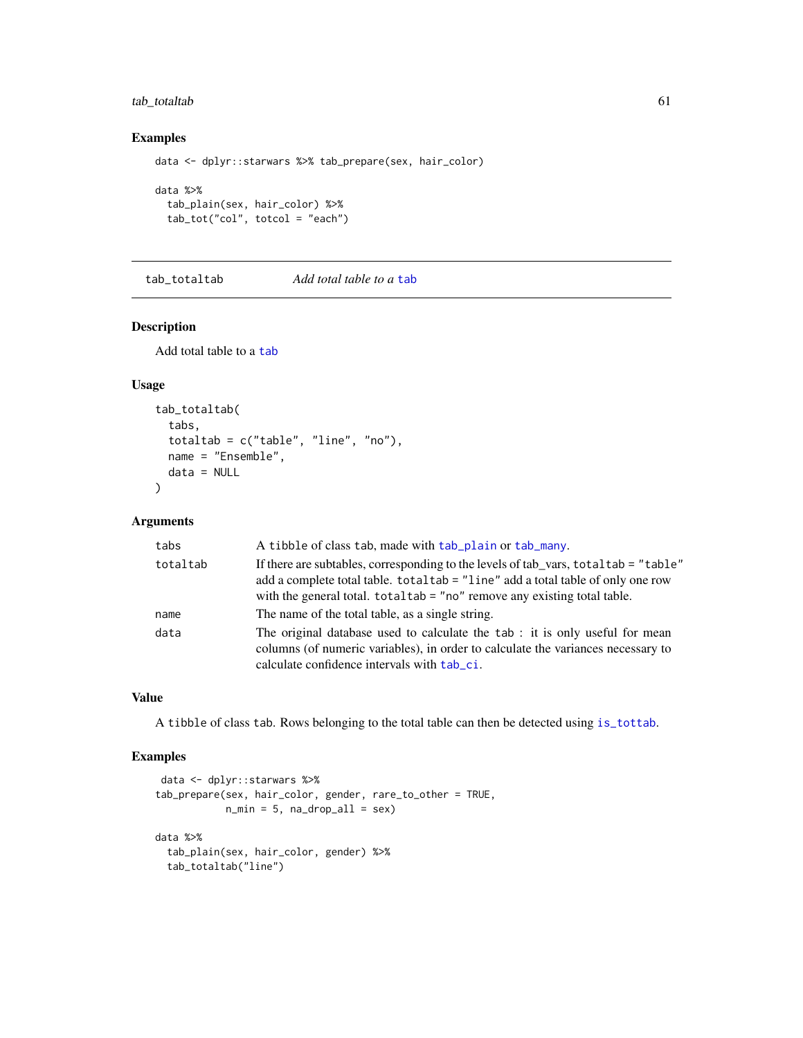## Examples

```
data <- dplyr::starwars %>% tab_prepare(sex, hair_color)

data %>%
  tab_plain(sex, hair_color) %>%
  tab_tot("col", totcol = "each")
```

---

# tab_totaltab — *Add total table to a* tab

## Description

Add total table to a tab

## Usage

```
tab_totaltab(
  tabs,
  totaltab = c("table", "line", "no"),
  name = "Ensemble",
  data = NULL
)
```

## Arguments

| | |
|---|---|
| tabs | A tibble of class tab, made with tab_plain or tab_many. |
| totaltab | If there are subtables, corresponding to the levels of tab_vars, totaltab = "table" add a complete total table. totaltab = "line" add a total table of only one row with the general total. totaltab = "no" remove any existing total table. |
| name | The name of the total table, as a single string. |
| data | The original database used to calculate the tab : it is only useful for mean columns (of numeric variables), in order to calculate the variances necessary to calculate confidence intervals with tab_ci. |

## Value

A tibble of class tab. Rows belonging to the total table can then be detected using is_tottab.

## Examples

```
 data <- dplyr::starwars %>%
tab_prepare(sex, hair_color, gender, rare_to_other = TRUE,
            n_min = 5, na_drop_all = sex)

data %>%
  tab_plain(sex, hair_color, gender) %>%
  tab_totaltab("line")
```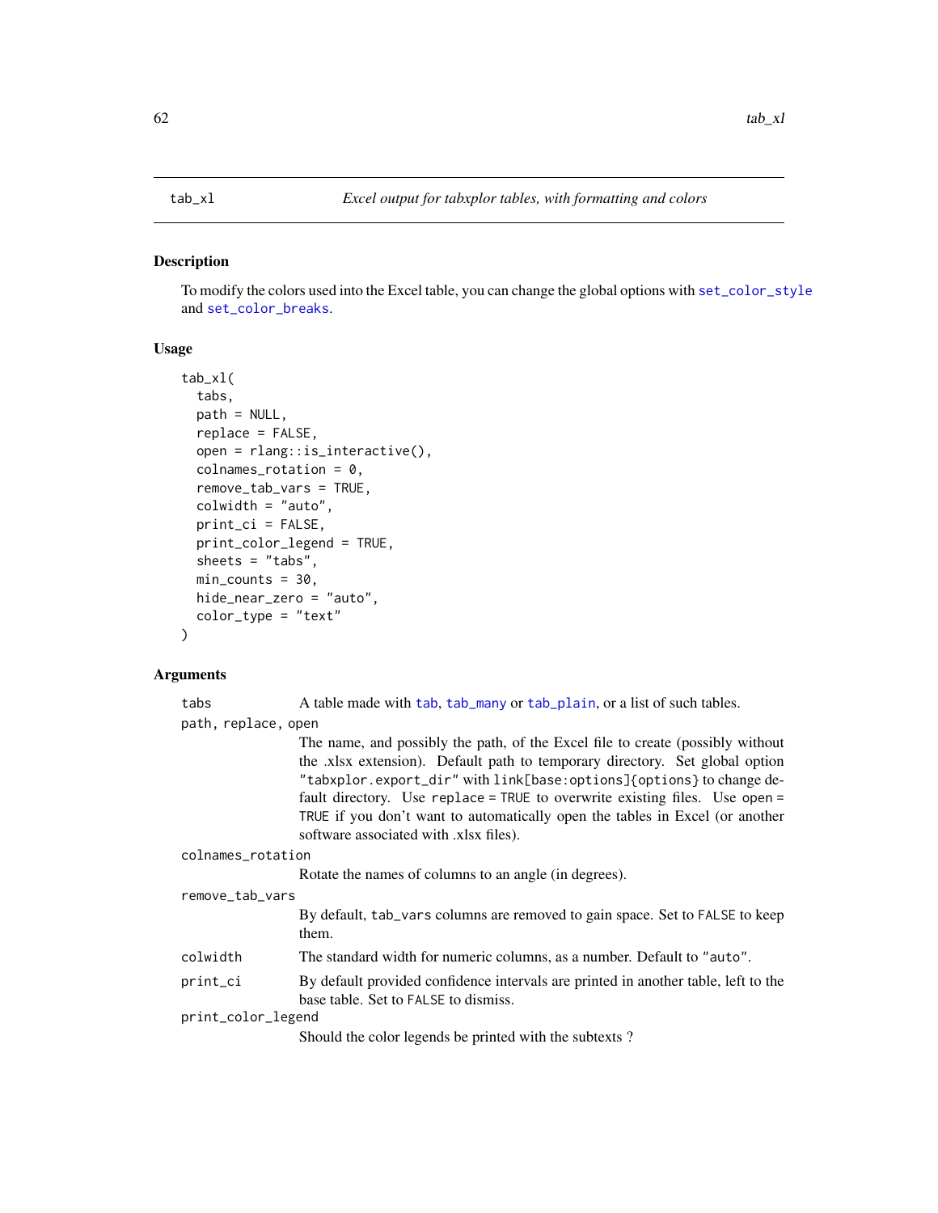## tab_xl — *Excel output for tabxplor tables, with formatting and colors*

### Description

To modify the colors used into the Excel table, you can change the global options with set_color_style and set_color_breaks.

### Usage

```
tab_xl(
  tabs,
  path = NULL,
  replace = FALSE,
  open = rlang::is_interactive(),
  colnames_rotation = 0,
  remove_tab_vars = TRUE,
  colwidth = "auto",
  print_ci = FALSE,
  print_color_legend = TRUE,
  sheets = "tabs",
  min_counts = 30,
  hide_near_zero = "auto",
  color_type = "text"
)
```

### Arguments

`tabs`
: A table made with tab, tab_many or tab_plain, or a list of such tables.

`path, replace, open`
: The name, and possibly the path, of the Excel file to create (possibly without the .xlsx extension). Default path to temporary directory. Set global option "tabxplor.export_dir" with link[base:options]{options} to change default directory. Use replace = TRUE to overwrite existing files. Use open = TRUE if you don't want to automatically open the tables in Excel (or another software associated with .xlsx files).

`colnames_rotation`
: Rotate the names of columns to an angle (in degrees).

`remove_tab_vars`
: By default, tab_vars columns are removed to gain space. Set to FALSE to keep them.

`colwidth`
: The standard width for numeric columns, as a number. Default to "auto".

`print_ci`
: By default provided confidence intervals are printed in another table, left to the base table. Set to FALSE to dismiss.

`print_color_legend`
: Should the color legends be printed with the subtexts ?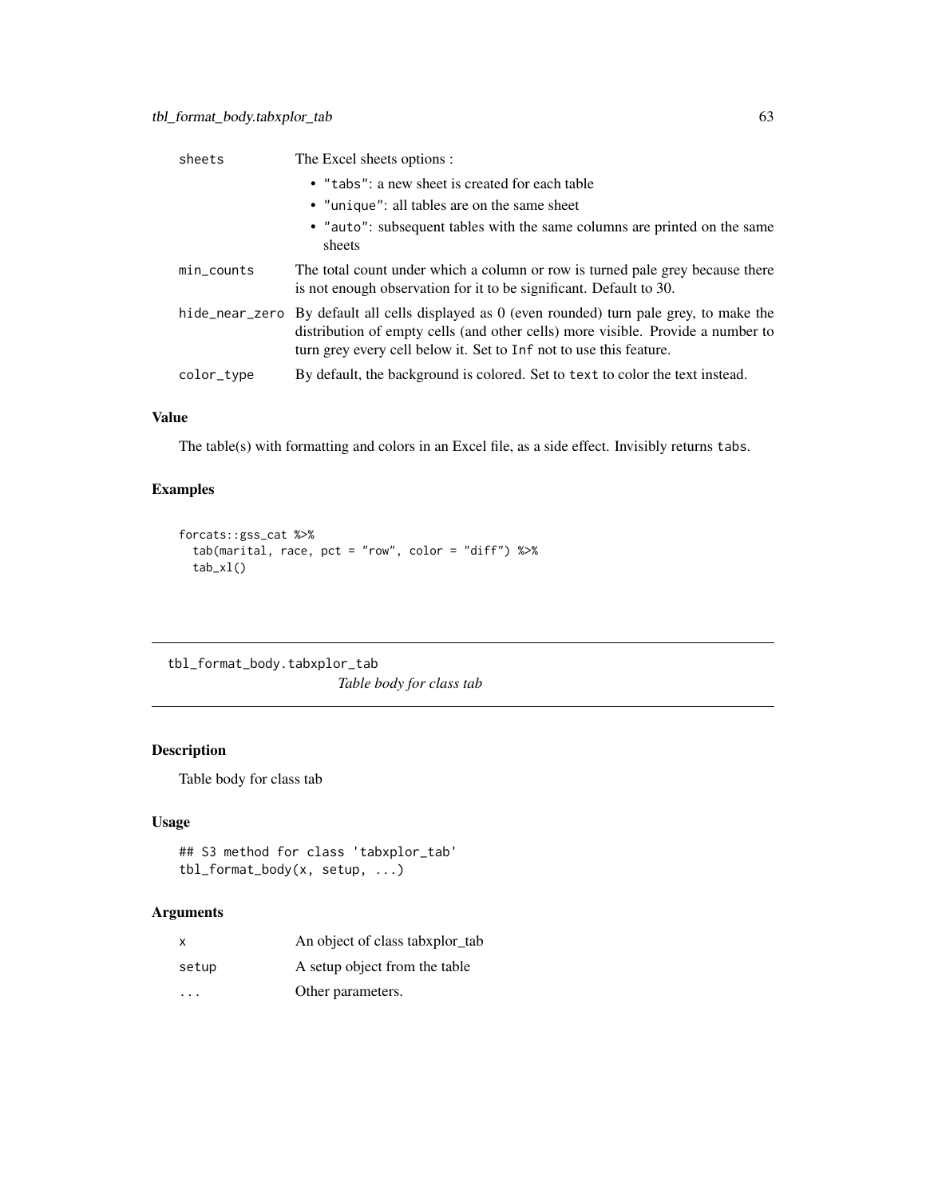| | |
|---|---|
| sheets | The Excel sheets options :<br>• "tabs": a new sheet is created for each table<br>• "unique": all tables are on the same sheet<br>• "auto": subsequent tables with the same columns are printed on the same sheets |
| min_counts | The total count under which a column or row is turned pale grey because there is not enough observation for it to be significant. Default to 30. |
| hide_near_zero | By default all cells displayed as 0 (even rounded) turn pale grey, to make the distribution of empty cells (and other cells) more visible. Provide a number to turn grey every cell below it. Set to Inf not to use this feature. |
| color_type | By default, the background is colored. Set to text to color the text instead. |

### Value

The table(s) with formatting and colors in an Excel file, as a side effect. Invisibly returns tabs.

### Examples

```
forcats::gss_cat %>%
  tab(marital, race, pct = "row", color = "diff") %>%
  tab_xl()
```

---

## tbl_format_body.tabxplor_tab

*Table body for class tab*

---

### Description

Table body for class tab

### Usage

```
## S3 method for class 'tabxplor_tab'
tbl_format_body(x, setup, ...)
```

### Arguments

| | |
|---|---|
| x | An object of class tabxplor_tab |
| setup | A setup object from the table |
| ... | Other parameters. |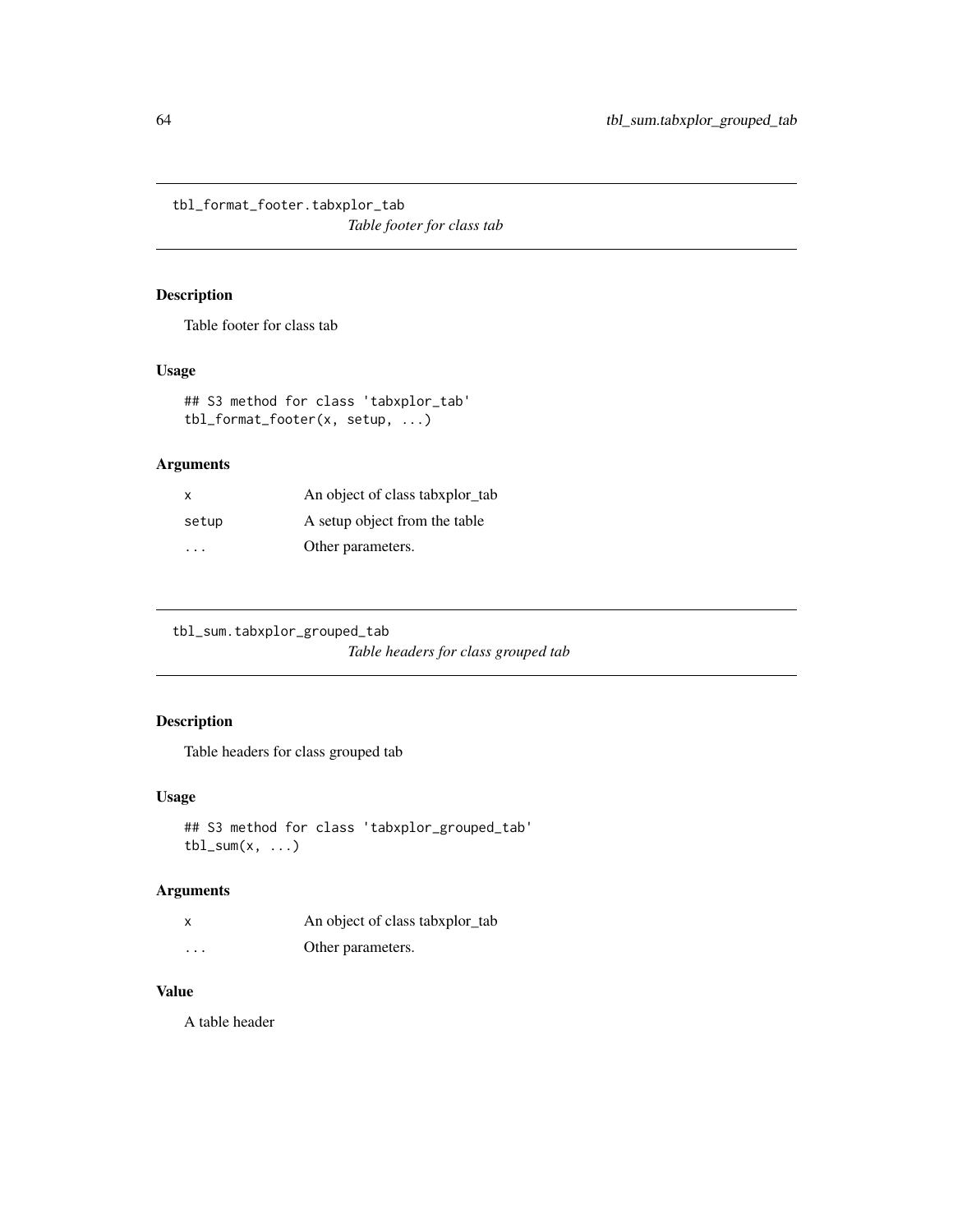## tbl_format_footer.tabxplor_tab

*Table footer for class tab*

### Description

Table footer for class tab

### Usage

```
## S3 method for class 'tabxplor_tab'
tbl_format_footer(x, setup, ...)
```

### Arguments

| | |
|---|---|
| x | An object of class tabxplor_tab |
| setup | A setup object from the table |
| ... | Other parameters. |

## tbl_sum.tabxplor_grouped_tab

*Table headers for class grouped tab*

### Description

Table headers for class grouped tab

### Usage

```
## S3 method for class 'tabxplor_grouped_tab'
tbl_sum(x, ...)
```

### Arguments

| | |
|---|---|
| x | An object of class tabxplor_tab |
| ... | Other parameters. |

### Value

A table header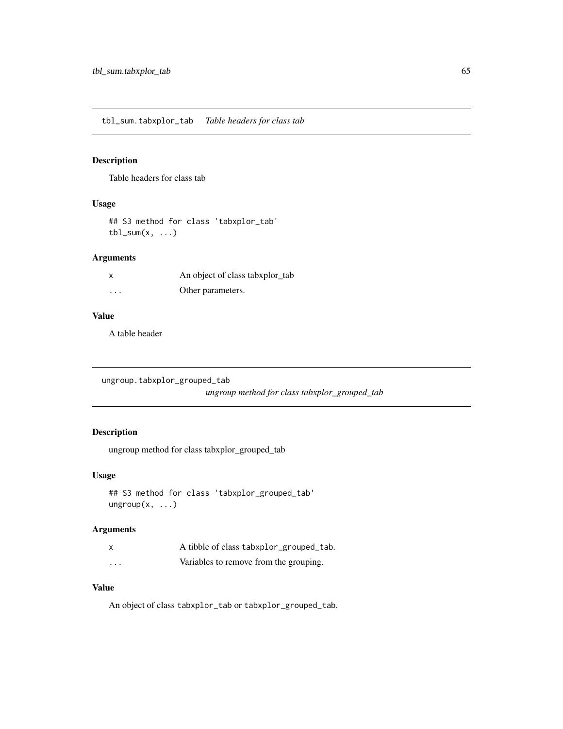## tbl_sum.tabxplor_tab *Table headers for class tab*

### Description

Table headers for class tab

### Usage

```
## S3 method for class 'tabxplor_tab'
tbl_sum(x, ...)
```

### Arguments

| | |
|---|---|
| x | An object of class tabxplor_tab |
| ... | Other parameters. |

### Value

A table header

## ungroup.tabxplor_grouped_tab *ungroup method for class tabxplor_grouped_tab*

### Description

ungroup method for class tabxplor_grouped_tab

### Usage

```
## S3 method for class 'tabxplor_grouped_tab'
ungroup(x, ...)
```

### Arguments

| | |
|---|---|
| x | A tibble of class `tabxplor_grouped_tab`. |
| ... | Variables to remove from the grouping. |

### Value

An object of class `tabxplor_tab` or `tabxplor_grouped_tab`.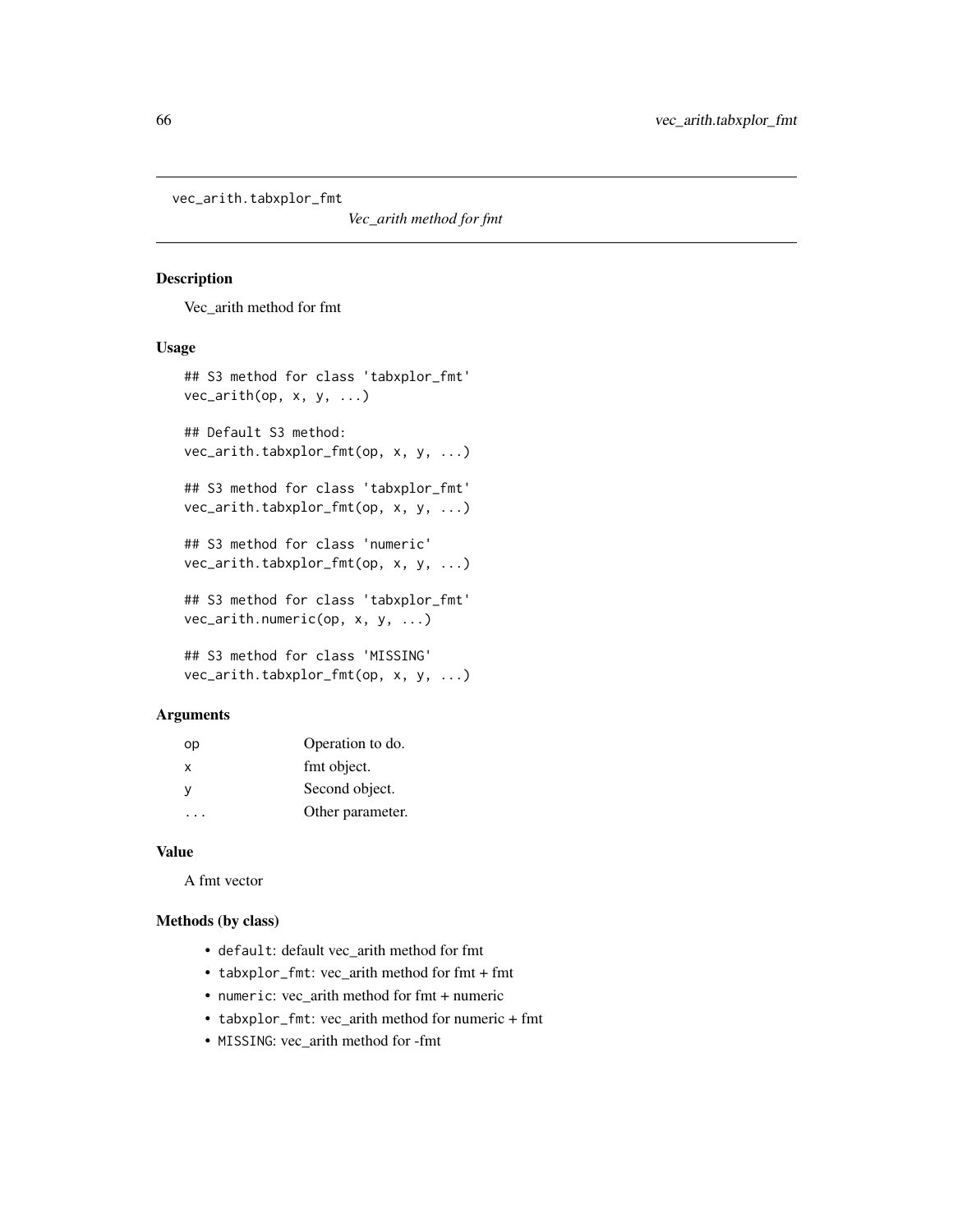`vec_arith.tabxplor_fmt` *Vec_arith method for fmt*

## Description

Vec_arith method for fmt

## Usage

```
## S3 method for class 'tabxplor_fmt'
vec_arith(op, x, y, ...)

## Default S3 method:
vec_arith.tabxplor_fmt(op, x, y, ...)

## S3 method for class 'tabxplor_fmt'
vec_arith.tabxplor_fmt(op, x, y, ...)

## S3 method for class 'numeric'
vec_arith.tabxplor_fmt(op, x, y, ...)

## S3 method for class 'tabxplor_fmt'
vec_arith.numeric(op, x, y, ...)

## S3 method for class 'MISSING'
vec_arith.tabxplor_fmt(op, x, y, ...)
```

## Arguments

| | |
|---|---|
| `op` | Operation to do. |
| `x` | fmt object. |
| `y` | Second object. |
| `...` | Other parameter. |

## Value

A fmt vector

## Methods (by class)

- `default`: default vec_arith method for fmt
- `tabxplor_fmt`: vec_arith method for fmt + fmt
- `numeric`: vec_arith method for fmt + numeric
- `tabxplor_fmt`: vec_arith method for numeric + fmt
- `MISSING`: vec_arith method for -fmt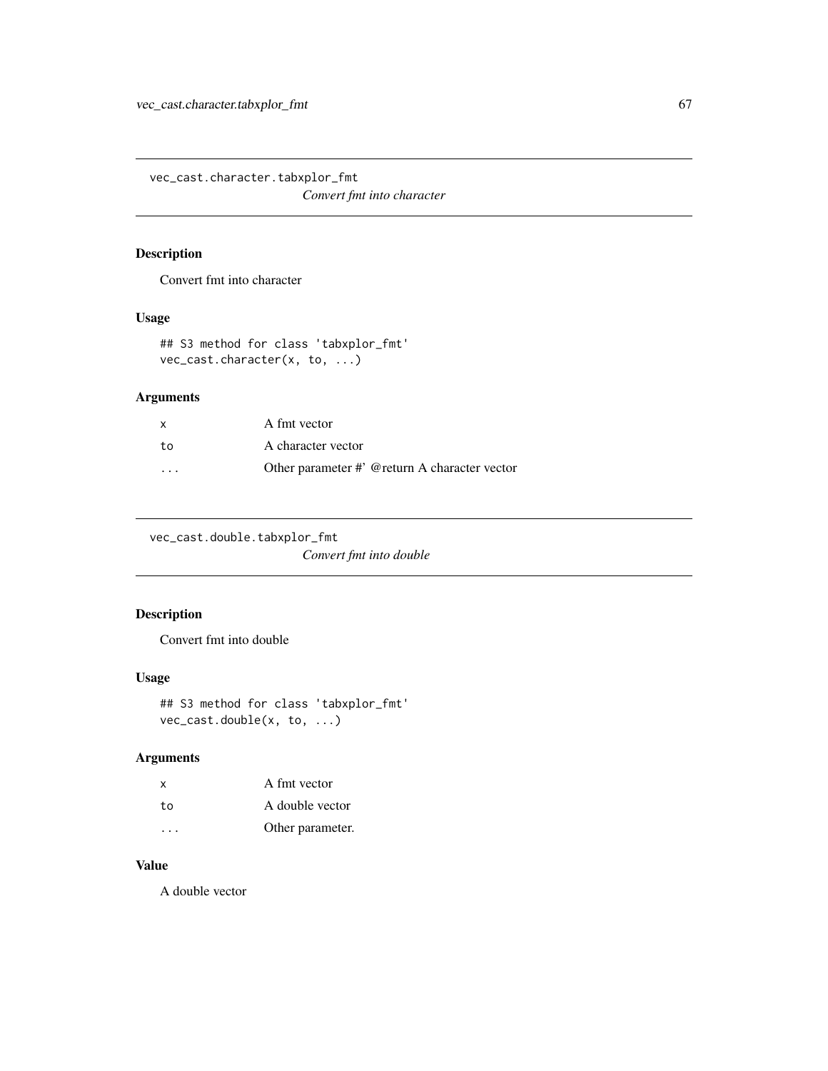## vec_cast.character.tabxplor_fmt

*Convert fmt into character*

### Description

Convert fmt into character

### Usage

```
## S3 method for class 'tabxplor_fmt'
vec_cast.character(x, to, ...)
```

### Arguments

| | |
|---|---|
| x | A fmt vector |
| to | A character vector |
| ... | Other parameter #' @return A character vector |

## vec_cast.double.tabxplor_fmt

*Convert fmt into double*

### Description

Convert fmt into double

### Usage

```
## S3 method for class 'tabxplor_fmt'
vec_cast.double(x, to, ...)
```

### Arguments

| | |
|---|---|
| x | A fmt vector |
| to | A double vector |
| ... | Other parameter. |

### Value

A double vector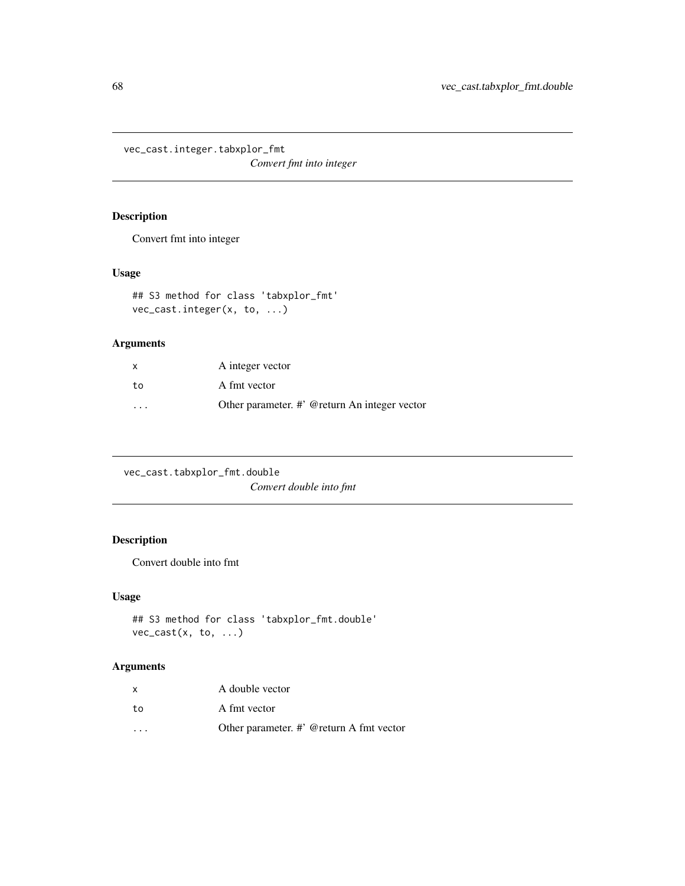## vec_cast.integer.tabxplor_fmt

*Convert fmt into integer*

### Description

Convert fmt into integer

### Usage

```
## S3 method for class 'tabxplor_fmt'
vec_cast.integer(x, to, ...)
```

### Arguments

| | |
|---|---|
| x | A integer vector |
| to | A fmt vector |
| ... | Other parameter. #' @return An integer vector |

## vec_cast.tabxplor_fmt.double

*Convert double into fmt*

### Description

Convert double into fmt

### Usage

```
## S3 method for class 'tabxplor_fmt.double'
vec_cast(x, to, ...)
```

### Arguments

| | |
|---|---|
| x | A double vector |
| to | A fmt vector |
| ... | Other parameter. #' @return A fmt vector |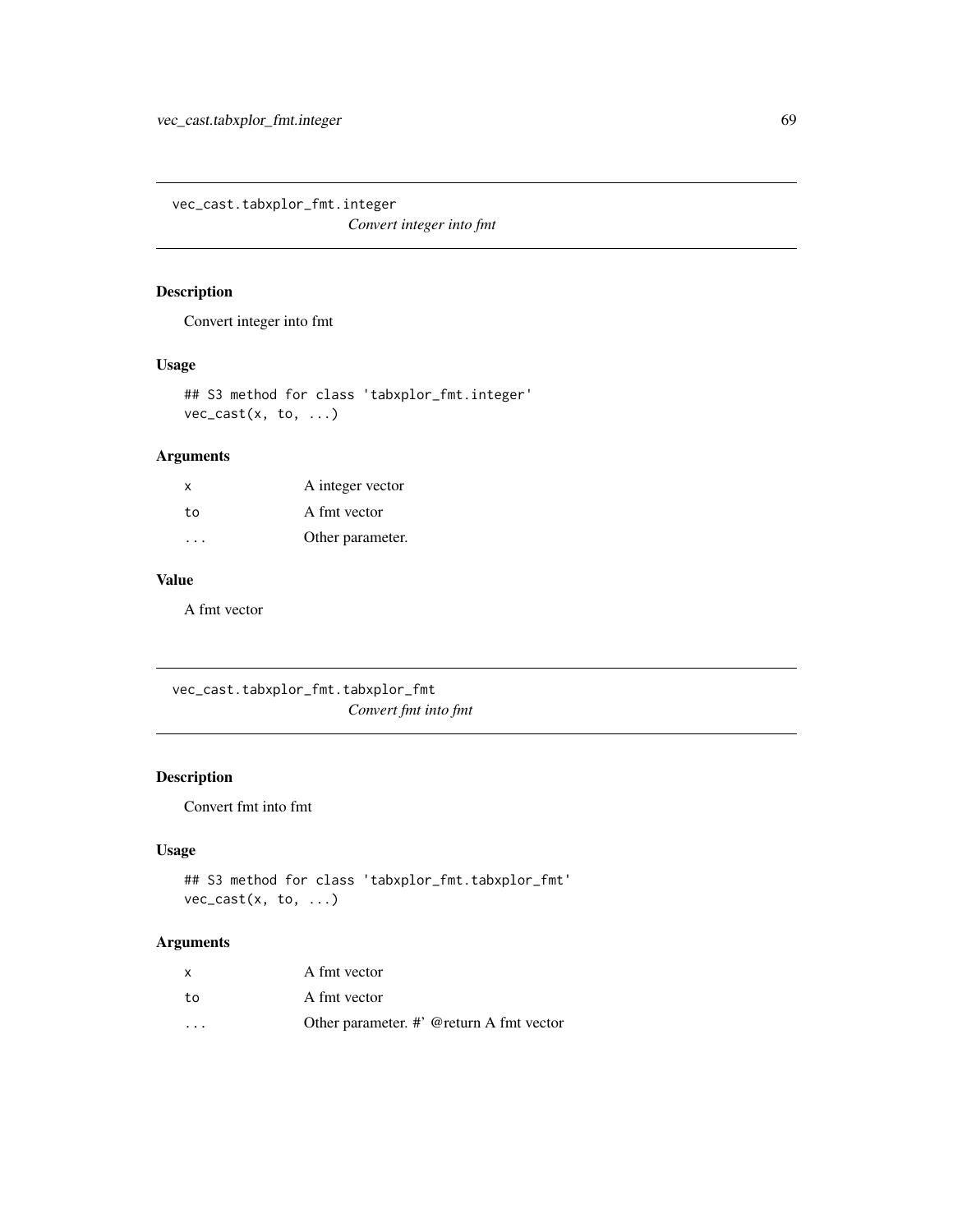## vec_cast.tabxplor_fmt.integer

*Convert integer into fmt*

### Description

Convert integer into fmt

### Usage

```
## S3 method for class 'tabxplor_fmt.integer'
vec_cast(x, to, ...)
```

### Arguments

| | |
|---|---|
| `x` | A integer vector |
| `to` | A fmt vector |
| `...` | Other parameter. |

### Value

A fmt vector

## vec_cast.tabxplor_fmt.tabxplor_fmt

*Convert fmt into fmt*

### Description

Convert fmt into fmt

### Usage

```
## S3 method for class 'tabxplor_fmt.tabxplor_fmt'
vec_cast(x, to, ...)
```

### Arguments

| | |
|---|---|
| `x` | A fmt vector |
| `to` | A fmt vector |
| `...` | Other parameter. #' @return A fmt vector |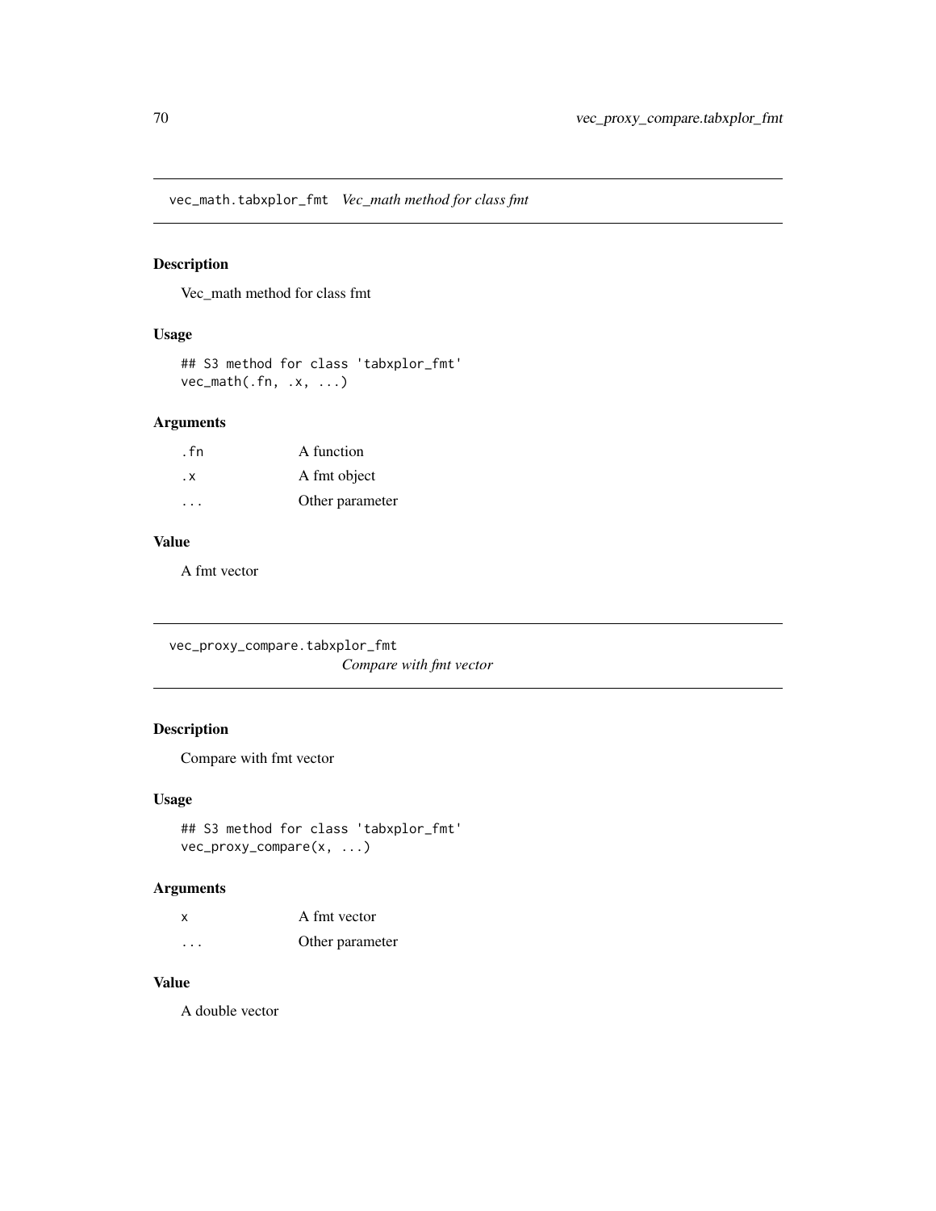## vec_math.tabxplor_fmt *Vec_math method for class fmt*

### Description

Vec_math method for class fmt

### Usage

```
## S3 method for class 'tabxplor_fmt'
vec_math(.fn, .x, ...)
```

### Arguments

| | |
|---|---|
| `.fn` | A function |
| `.x` | A fmt object |
| `...` | Other parameter |

### Value

A fmt vector

## vec_proxy_compare.tabxplor_fmt *Compare with fmt vector*

### Description

Compare with fmt vector

### Usage

```
## S3 method for class 'tabxplor_fmt'
vec_proxy_compare(x, ...)
```

### Arguments

| | |
|---|---|
| `x` | A fmt vector |
| `...` | Other parameter |

### Value

A double vector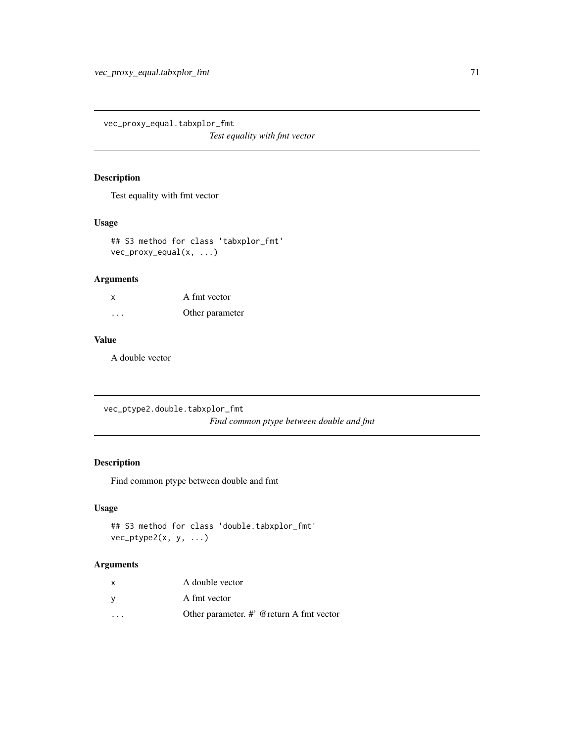# vec_proxy_equal.tabxplor_fmt

*Test equality with fmt vector*

## Description

Test equality with fmt vector

## Usage

```
## S3 method for class 'tabxplor_fmt'
vec_proxy_equal(x, ...)
```

## Arguments

| | |
|---|---|
| x | A fmt vector |
| ... | Other parameter |

## Value

A double vector

# vec_ptype2.double.tabxplor_fmt

*Find common ptype between double and fmt*

## Description

Find common ptype between double and fmt

## Usage

```
## S3 method for class 'double.tabxplor_fmt'
vec_ptype2(x, y, ...)
```

## Arguments

| | |
|---|---|
| x | A double vector |
| y | A fmt vector |
| ... | Other parameter. #' @return A fmt vector |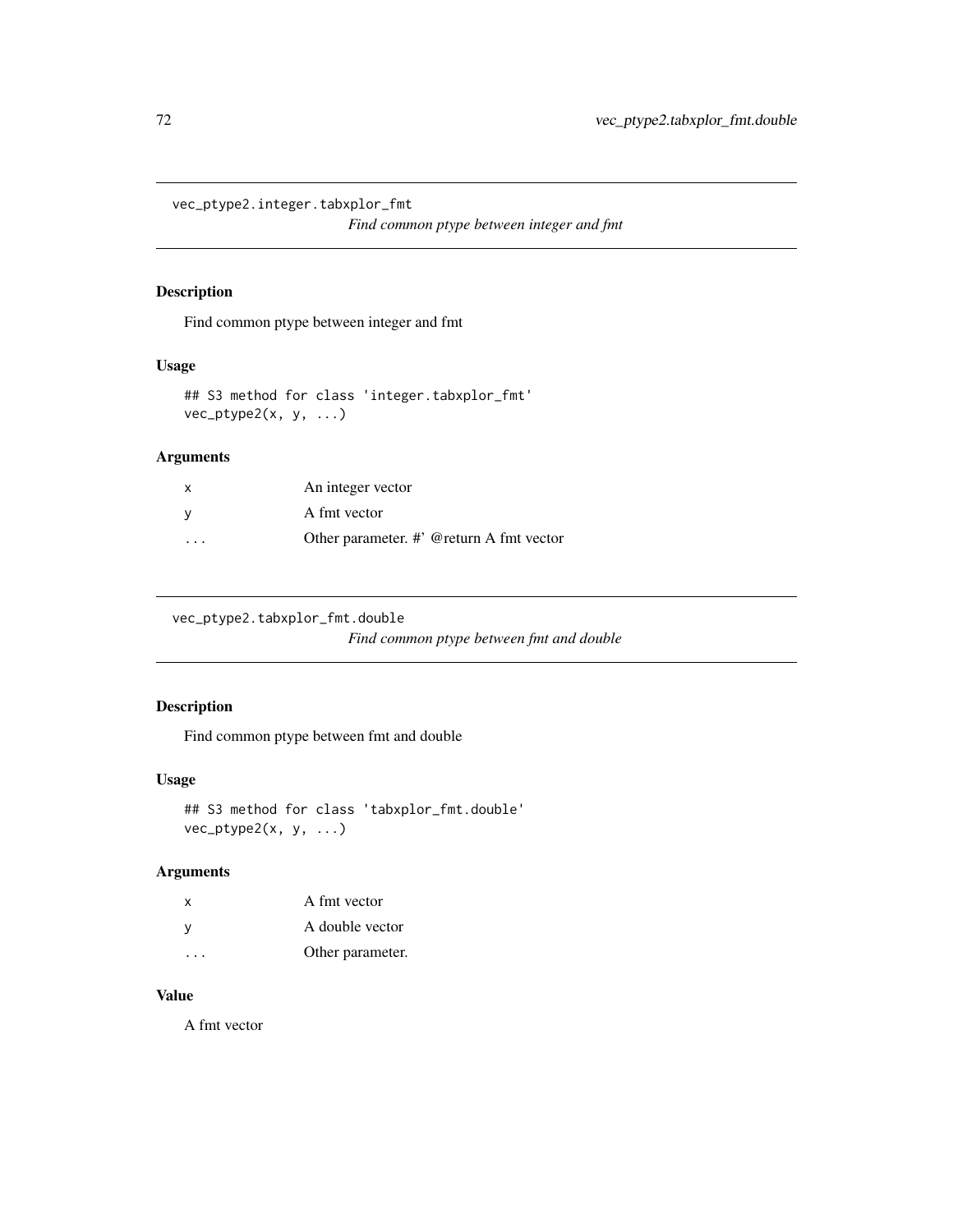## vec_ptype2.integer.tabxplor_fmt

*Find common ptype between integer and fmt*

### Description

Find common ptype between integer and fmt

### Usage

```
## S3 method for class 'integer.tabxplor_fmt'
vec_ptype2(x, y, ...)
```

### Arguments

| | |
|---|---|
| x | An integer vector |
| y | A fmt vector |
| ... | Other parameter. #' @return A fmt vector |

## vec_ptype2.tabxplor_fmt.double

*Find common ptype between fmt and double*

### Description

Find common ptype between fmt and double

### Usage

```
## S3 method for class 'tabxplor_fmt.double'
vec_ptype2(x, y, ...)
```

### Arguments

| | |
|---|---|
| x | A fmt vector |
| y | A double vector |
| ... | Other parameter. |

### Value

A fmt vector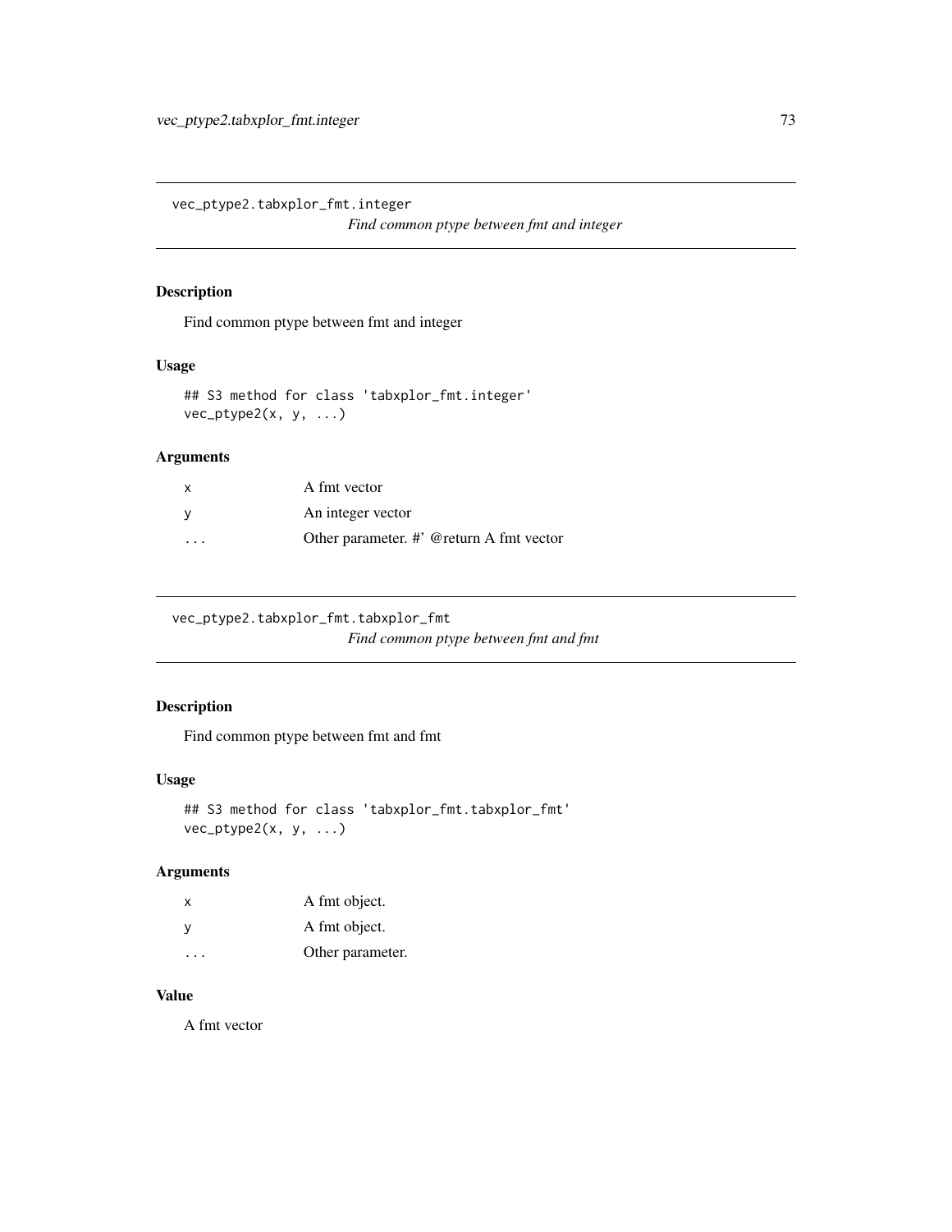## vec_ptype2.tabxplor_fmt.integer

*Find common ptype between fmt and integer*

### Description

Find common ptype between fmt and integer

### Usage

```
## S3 method for class 'tabxplor_fmt.integer'
vec_ptype2(x, y, ...)
```

### Arguments

| | |
|---|---|
| x | A fmt vector |
| y | An integer vector |
| ... | Other parameter. #' @return A fmt vector |

## vec_ptype2.tabxplor_fmt.tabxplor_fmt

*Find common ptype between fmt and fmt*

### Description

Find common ptype between fmt and fmt

### Usage

```
## S3 method for class 'tabxplor_fmt.tabxplor_fmt'
vec_ptype2(x, y, ...)
```

### Arguments

| | |
|---|---|
| x | A fmt object. |
| y | A fmt object. |
| ... | Other parameter. |

### Value

A fmt vector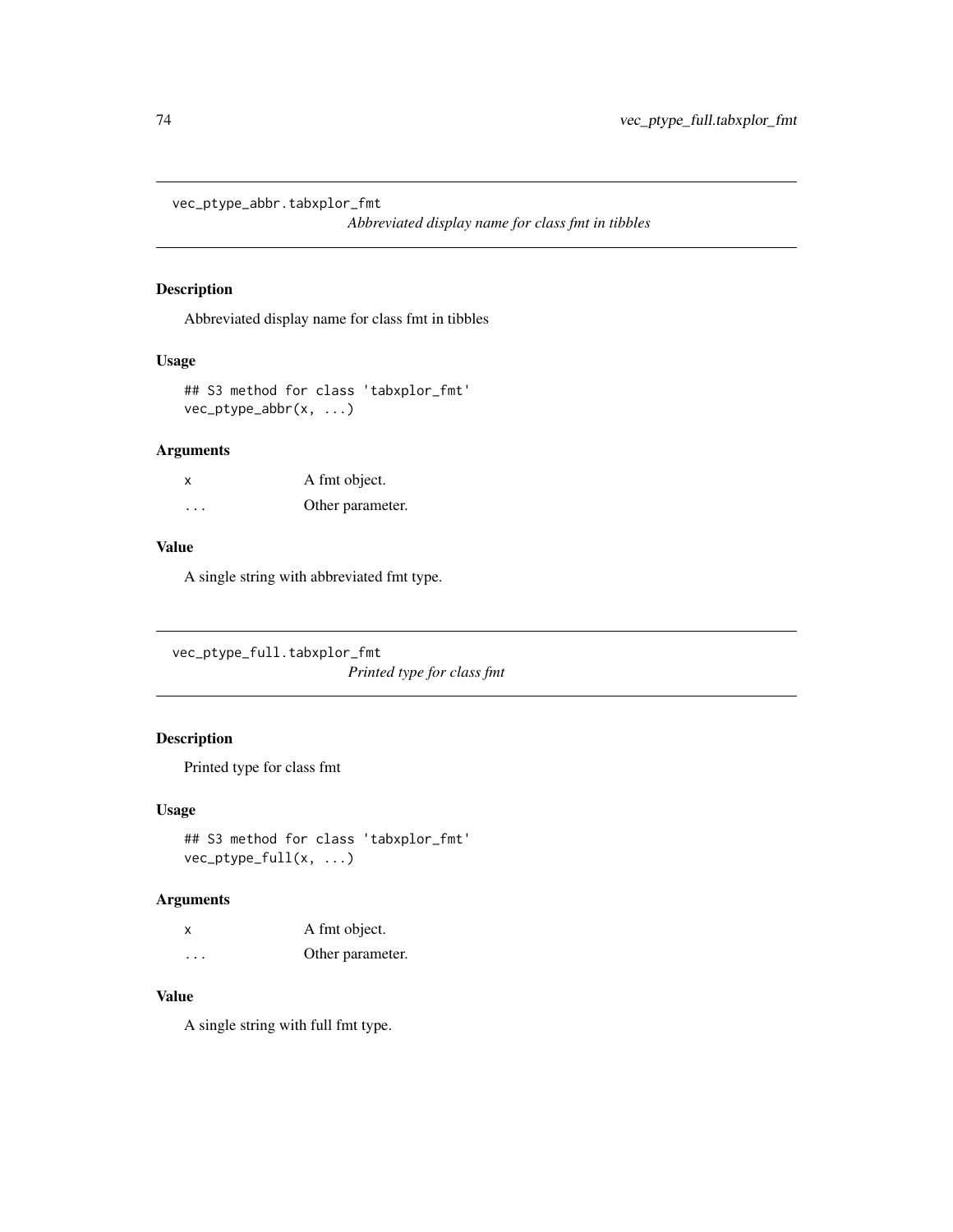## vec_ptype_abbr.tabxplor_fmt

*Abbreviated display name for class fmt in tibbles*

### Description

Abbreviated display name for class fmt in tibbles

### Usage

```
## S3 method for class 'tabxplor_fmt'
vec_ptype_abbr(x, ...)
```

### Arguments

| | |
|---|---|
| x | A fmt object. |
| ... | Other parameter. |

### Value

A single string with abbreviated fmt type.

## vec_ptype_full.tabxplor_fmt

*Printed type for class fmt*

### Description

Printed type for class fmt

### Usage

```
## S3 method for class 'tabxplor_fmt'
vec_ptype_full(x, ...)
```

### Arguments

| | |
|---|---|
| x | A fmt object. |
| ... | Other parameter. |

### Value

A single string with full fmt type.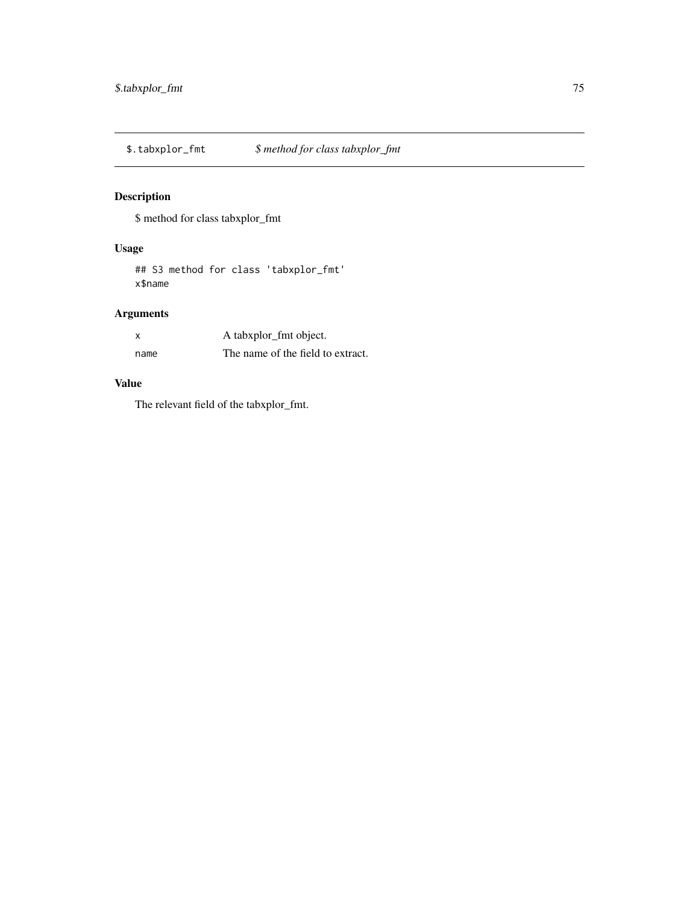# $.tabxplor_fmt     *$ method for class tabxplor_fmt*

## Description

$ method for class tabxplor_fmt

## Usage

```
## S3 method for class 'tabxplor_fmt'
x$name
```

## Arguments

| | |
|---|---|
| x | A tabxplor_fmt object. |
| name | The name of the field to extract. |

## Value

The relevant field of the tabxplor_fmt.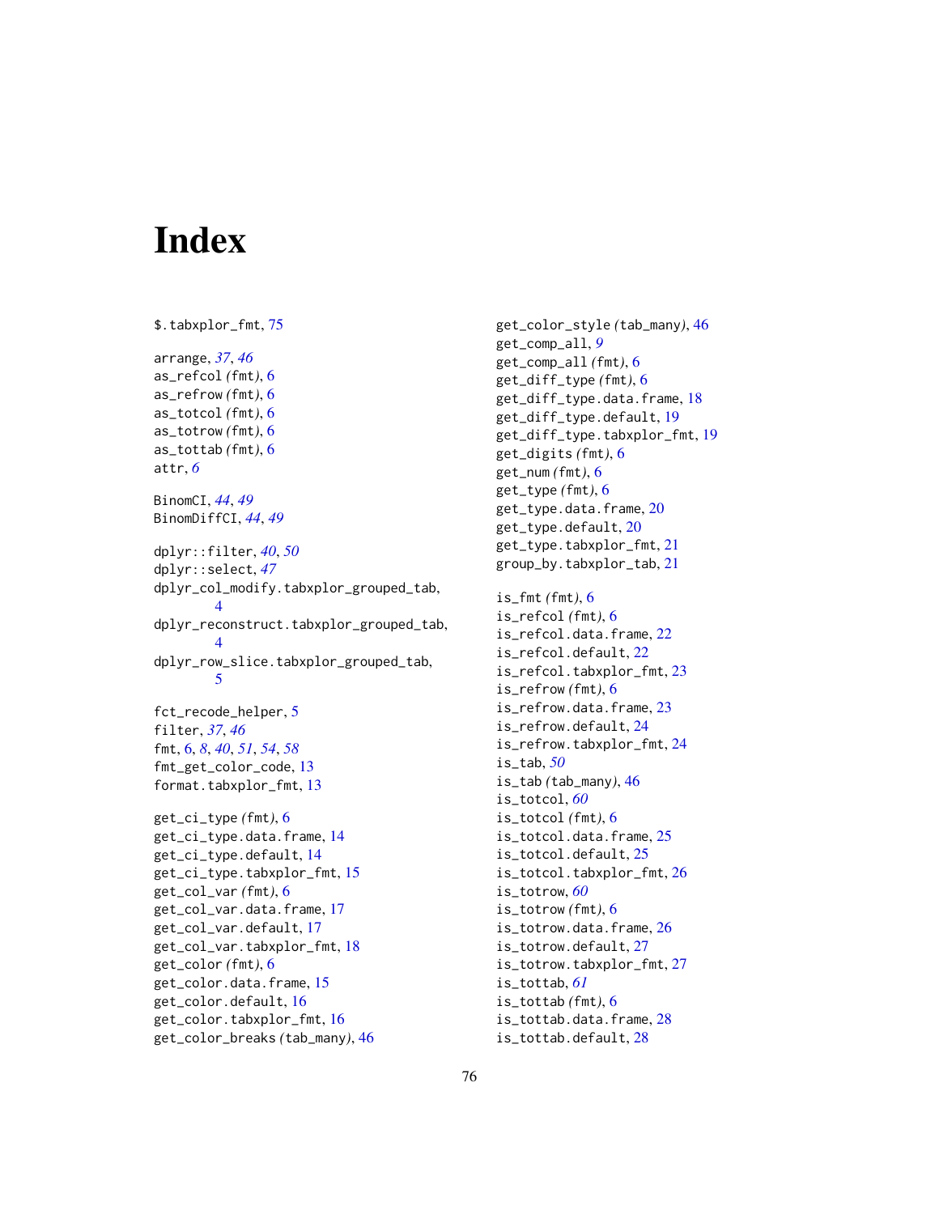# Index

$.tabxplor_fmt, 75

arrange, *37*, *46*
as_refcol (fmt), 6
as_refrow (fmt), 6
as_totcol (fmt), 6
as_totrow (fmt), 6
as_tottab (fmt), 6
attr, *6*

BinomCI, *44*, *49*
BinomDiffCI, *44*, *49*

dplyr::filter, *40*, *50*
dplyr::select, *47*
dplyr_col_modify.tabxplor_grouped_tab, 4
dplyr_reconstruct.tabxplor_grouped_tab, 4
dplyr_row_slice.tabxplor_grouped_tab, 5

fct_recode_helper, 5
filter, *37*, *46*
fmt, 6, *8*, *40*, *51*, *54*, *58*
fmt_get_color_code, 13
format.tabxplor_fmt, 13

get_ci_type (fmt), 6
get_ci_type.data.frame, 14
get_ci_type.default, 14
get_ci_type.tabxplor_fmt, 15
get_col_var (fmt), 6
get_col_var.data.frame, 17
get_col_var.default, 17
get_col_var.tabxplor_fmt, 18
get_color (fmt), 6
get_color.data.frame, 15
get_color.default, 16
get_color.tabxplor_fmt, 16
get_color_breaks (tab_many), 46
get_color_style (tab_many), 46
get_comp_all, *9*
get_comp_all (fmt), 6
get_diff_type (fmt), 6
get_diff_type.data.frame, 18
get_diff_type.default, 19
get_diff_type.tabxplor_fmt, 19
get_digits (fmt), 6
get_num (fmt), 6
get_type (fmt), 6
get_type.data.frame, 20
get_type.default, 20
get_type.tabxplor_fmt, 21
group_by.tabxplor_tab, 21

is_fmt (fmt), 6
is_refcol (fmt), 6
is_refcol.data.frame, 22
is_refcol.default, 22
is_refcol.tabxplor_fmt, 23
is_refrow (fmt), 6
is_refrow.data.frame, 23
is_refrow.default, 24
is_refrow.tabxplor_fmt, 24
is_tab, *50*
is_tab (tab_many), 46
is_totcol, *60*
is_totcol (fmt), 6
is_totcol.data.frame, 25
is_totcol.default, 25
is_totcol.tabxplor_fmt, 26
is_totrow, *60*
is_totrow (fmt), 6
is_totrow.data.frame, 26
is_totrow.default, 27
is_totrow.tabxplor_fmt, 27
is_tottab, *61*
is_tottab (fmt), 6
is_tottab.data.frame, 28
is_tottab.default, 28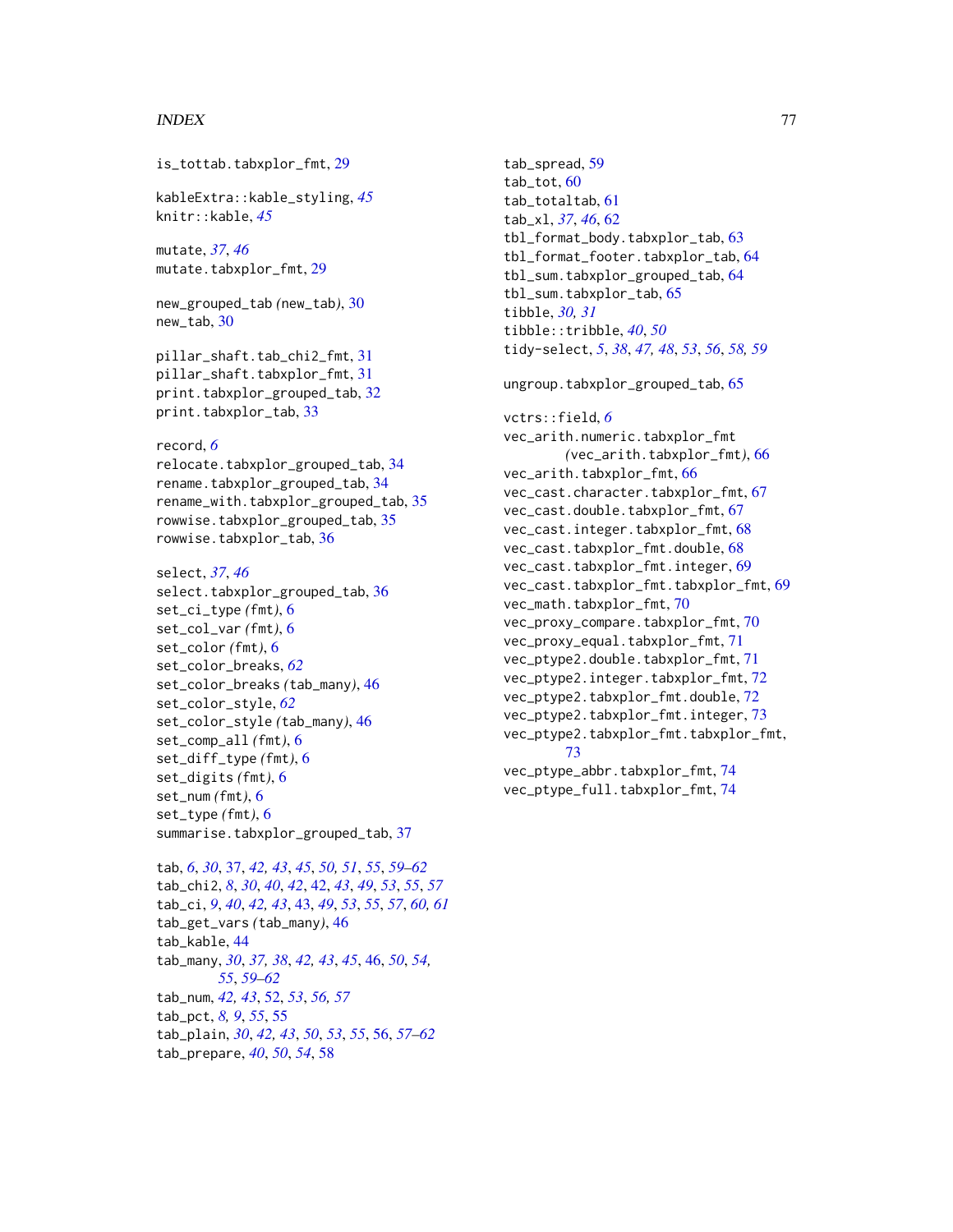is_tottab.tabxplor_fmt, 29

kableExtra::kable_styling, *45*
knitr::kable, *45*

mutate, *37*, *46*
mutate.tabxplor_fmt, 29

new_grouped_tab *(new_tab)*, 30
new_tab, 30

pillar_shaft.tab_chi2_fmt, 31
pillar_shaft.tabxplor_fmt, 31
print.tabxplor_grouped_tab, 32
print.tabxplor_tab, 33

record, *6*
relocate.tabxplor_grouped_tab, 34
rename.tabxplor_grouped_tab, 34
rename_with.tabxplor_grouped_tab, 35
rowwise.tabxplor_grouped_tab, 35
rowwise.tabxplor_tab, 36

select, *37*, *46*
select.tabxplor_grouped_tab, 36
set_ci_type *(fmt)*, 6
set_col_var *(fmt)*, 6
set_color *(fmt)*, 6
set_color_breaks, *62*
set_color_breaks *(tab_many)*, 46
set_color_style, *62*
set_color_style *(tab_many)*, 46
set_comp_all *(fmt)*, 6
set_diff_type *(fmt)*, 6
set_digits *(fmt)*, 6
set_num *(fmt)*, 6
set_type *(fmt)*, 6
summarise.tabxplor_grouped_tab, 37

tab, *6*, *30*, 37, *42, 43*, *45*, *50, 51*, *55*, *59–62*
tab_chi2, *8*, *30*, *40*, *42*, 42, *43*, *49*, *53*, *55*, *57*
tab_ci, *9*, *40*, *42, 43*, 43, *49*, *53*, *55*, *57*, *60, 61*
tab_get_vars *(tab_many)*, 46
tab_kable, 44
tab_many, *30*, *37, 38*, *42, 43*, *45*, 46, *50*, *54, 55*, *59–62*
tab_num, *42, 43*, 52, *53*, *56, 57*
tab_pct, *8, 9*, *55*, 55
tab_plain, *30*, *42, 43*, *50*, *53*, *55*, 56, *57–62*
tab_prepare, *40*, *50*, *54*, 58

tab_spread, 59
tab_tot, 60
tab_totaltab, 61
tab_xl, *37*, *46*, 62
tbl_format_body.tabxplor_tab, 63
tbl_format_footer.tabxplor_tab, 64
tbl_sum.tabxplor_grouped_tab, 64
tbl_sum.tabxplor_tab, 65
tibble, *30, 31*
tibble::tribble, *40*, *50*
tidy-select, *5*, *38*, *47, 48*, *53*, *56*, *58, 59*

ungroup.tabxplor_grouped_tab, 65

vctrs::field, *6*
vec_arith.numeric.tabxplor_fmt *(vec_arith.tabxplor_fmt)*, 66
vec_arith.tabxplor_fmt, 66
vec_cast.character.tabxplor_fmt, 67
vec_cast.double.tabxplor_fmt, 67
vec_cast.integer.tabxplor_fmt, 68
vec_cast.tabxplor_fmt.double, 68
vec_cast.tabxplor_fmt.integer, 69
vec_cast.tabxplor_fmt.tabxplor_fmt, 69
vec_math.tabxplor_fmt, 70
vec_proxy_compare.tabxplor_fmt, 70
vec_proxy_equal.tabxplor_fmt, 71
vec_ptype2.double.tabxplor_fmt, 71
vec_ptype2.integer.tabxplor_fmt, 72
vec_ptype2.tabxplor_fmt.double, 72
vec_ptype2.tabxplor_fmt.integer, 73
vec_ptype2.tabxplor_fmt.tabxplor_fmt, 73
vec_ptype_abbr.tabxplor_fmt, 74
vec_ptype_full.tabxplor_fmt, 74